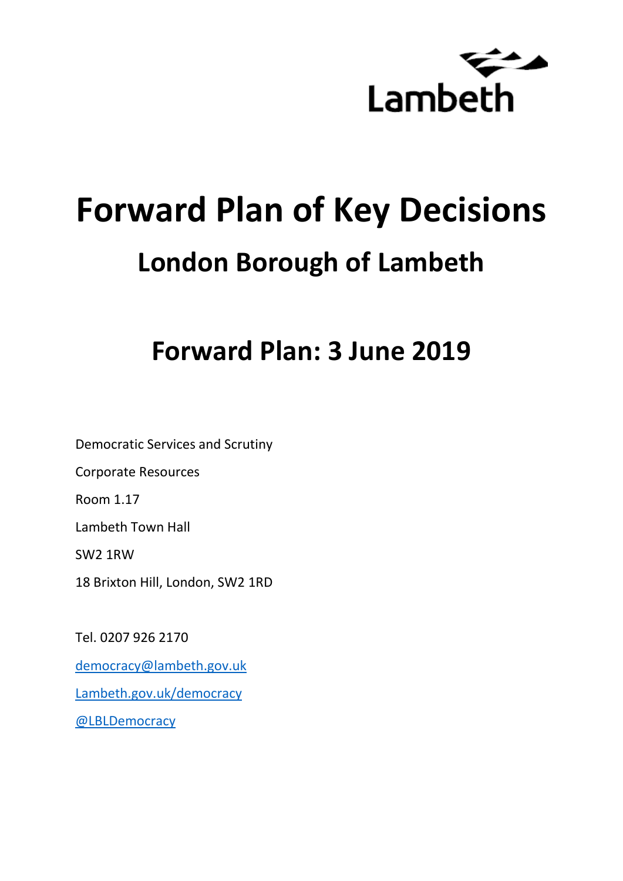Lambeth

# Forward Plan of Key Decisions

## London Borough of Lambeth

## Forward Plan: 3 June 2019

Democratic Services and Scrutiny

Corporate Resources

Room 1.17

Lambeth Town Hall

SW2 1RW

18 Brixton Hill, London, SW2 1RD

Tel. 0207 926 2170

democracy@lambeth.gov.uk

Lambeth.gov.uk/democracy

@LBLDemocracy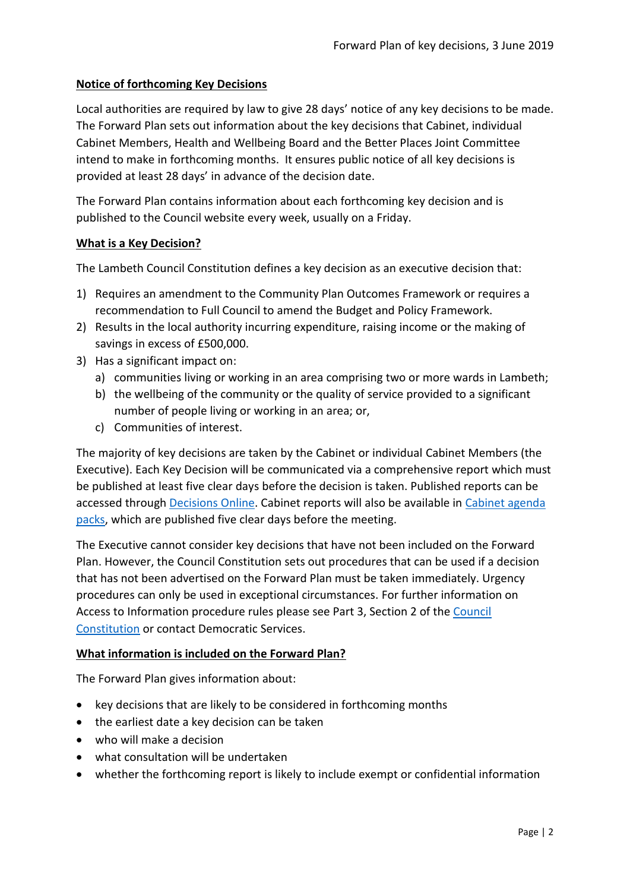## Notice of forthcoming Key Decisions

Local authorities are required by law to give 28 days' notice of any key decisions to be made. The Forward Plan sets out information about the key decisions that Cabinet, individual Cabinet Members, Health and Wellbeing Board and the Better Places Joint Committee intend to make in forthcoming months. It ensures public notice of all key decisions is provided at least 28 days' in advance of the decision date.

The Forward Plan contains information about each forthcoming key decision and is published to the Council website every week, usually on a Friday.

## What is a Key Decision?

The Lambeth Council Constitution defines a key decision as an executive decision that:

1) Requires an amendment to the Community Plan Outcomes Framework or requires a recommendation to Full Council to amend the Budget and Policy Framework.
2) Results in the local authority incurring expenditure, raising income or the making of savings in excess of £500,000.
3) Has a significant impact on:
   a) communities living or working in an area comprising two or more wards in Lambeth;
   b) the wellbeing of the community or the quality of service provided to a significant number of people living or working in an area; or,
   c) Communities of interest.

The majority of key decisions are taken by the Cabinet or individual Cabinet Members (the Executive). Each Key Decision will be communicated via a comprehensive report which must be published at least five clear days before the decision is taken. Published reports can be accessed through Decisions Online. Cabinet reports will also be available in Cabinet agenda packs, which are published five clear days before the meeting.

The Executive cannot consider key decisions that have not been included on the Forward Plan. However, the Council Constitution sets out procedures that can be used if a decision that has not been advertised on the Forward Plan must be taken immediately. Urgency procedures can only be used in exceptional circumstances. For further information on Access to Information procedure rules please see Part 3, Section 2 of the Council Constitution or contact Democratic Services.

## What information is included on the Forward Plan?

The Forward Plan gives information about:

- key decisions that are likely to be considered in forthcoming months
- the earliest date a key decision can be taken
- who will make a decision
- what consultation will be undertaken
- whether the forthcoming report is likely to include exempt or confidential information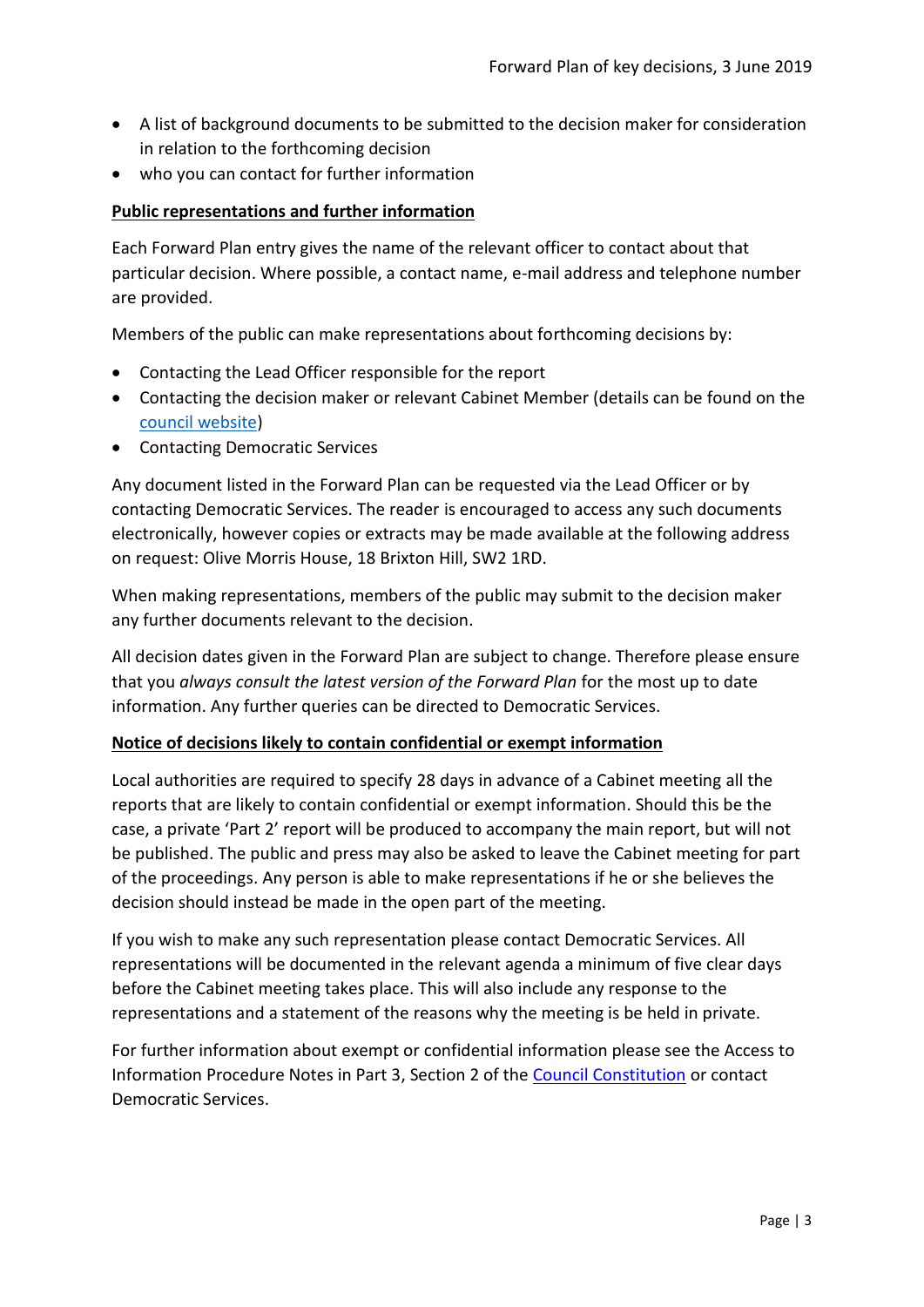- A list of background documents to be submitted to the decision maker for consideration in relation to the forthcoming decision
- who you can contact for further information

**Public representations and further information**

Each Forward Plan entry gives the name of the relevant officer to contact about that particular decision. Where possible, a contact name, e-mail address and telephone number are provided.

Members of the public can make representations about forthcoming decisions by:

- Contacting the Lead Officer responsible for the report
- Contacting the decision maker or relevant Cabinet Member (details can be found on the council website)
- Contacting Democratic Services

Any document listed in the Forward Plan can be requested via the Lead Officer or by contacting Democratic Services. The reader is encouraged to access any such documents electronically, however copies or extracts may be made available at the following address on request: Olive Morris House, 18 Brixton Hill, SW2 1RD.

When making representations, members of the public may submit to the decision maker any further documents relevant to the decision.

All decision dates given in the Forward Plan are subject to change. Therefore please ensure that you *always consult the latest version of the Forward Plan* for the most up to date information. Any further queries can be directed to Democratic Services.

**Notice of decisions likely to contain confidential or exempt information**

Local authorities are required to specify 28 days in advance of a Cabinet meeting all the reports that are likely to contain confidential or exempt information. Should this be the case, a private 'Part 2' report will be produced to accompany the main report, but will not be published. The public and press may also be asked to leave the Cabinet meeting for part of the proceedings. Any person is able to make representations if he or she believes the decision should instead be made in the open part of the meeting.

If you wish to make any such representation please contact Democratic Services. All representations will be documented in the relevant agenda a minimum of five clear days before the Cabinet meeting takes place. This will also include any response to the representations and a statement of the reasons why the meeting is be held in private.

For further information about exempt or confidential information please see the Access to Information Procedure Notes in Part 3, Section 2 of the Council Constitution or contact Democratic Services.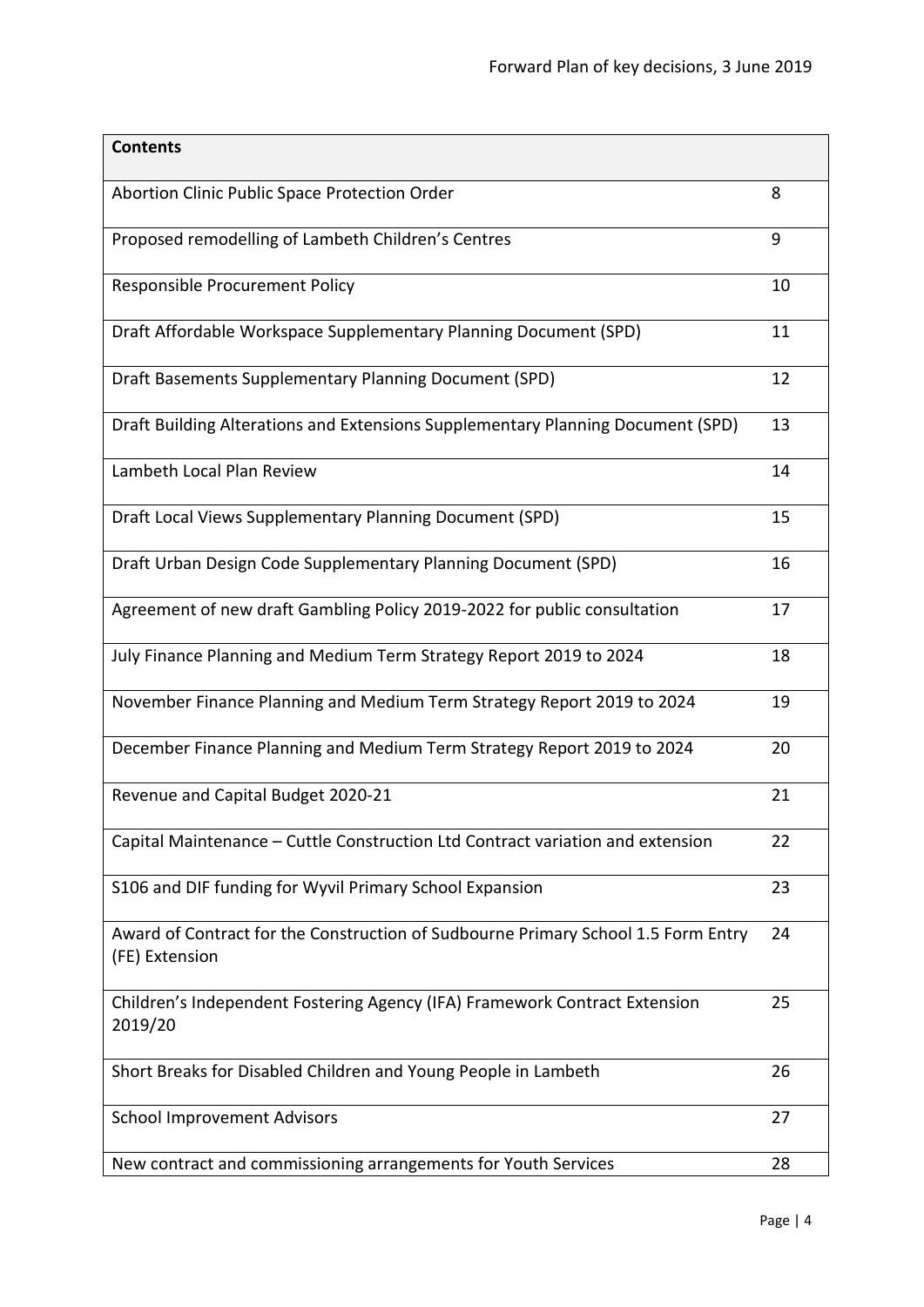| Contents | |
|---|---|
| Abortion Clinic Public Space Protection Order | 8 |
| Proposed remodelling of Lambeth Children's Centres | 9 |
| Responsible Procurement Policy | 10 |
| Draft Affordable Workspace Supplementary Planning Document (SPD) | 11 |
| Draft Basements Supplementary Planning Document (SPD) | 12 |
| Draft Building Alterations and Extensions Supplementary Planning Document (SPD) | 13 |
| Lambeth Local Plan Review | 14 |
| Draft Local Views Supplementary Planning Document (SPD) | 15 |
| Draft Urban Design Code Supplementary Planning Document (SPD) | 16 |
| Agreement of new draft Gambling Policy 2019-2022 for public consultation | 17 |
| July Finance Planning and Medium Term Strategy Report 2019 to 2024 | 18 |
| November Finance Planning and Medium Term Strategy Report 2019 to 2024 | 19 |
| December Finance Planning and Medium Term Strategy Report 2019 to 2024 | 20 |
| Revenue and Capital Budget 2020-21 | 21 |
| Capital Maintenance – Cuttle Construction Ltd Contract variation and extension | 22 |
| S106 and DIF funding for Wyvil Primary School Expansion | 23 |
| Award of Contract for the Construction of Sudbourne Primary School 1.5 Form Entry (FE) Extension | 24 |
| Children's Independent Fostering Agency (IFA) Framework Contract Extension 2019/20 | 25 |
| Short Breaks for Disabled Children and Young People in Lambeth | 26 |
| School Improvement Advisors | 27 |
| New contract and commissioning arrangements for Youth Services | 28 |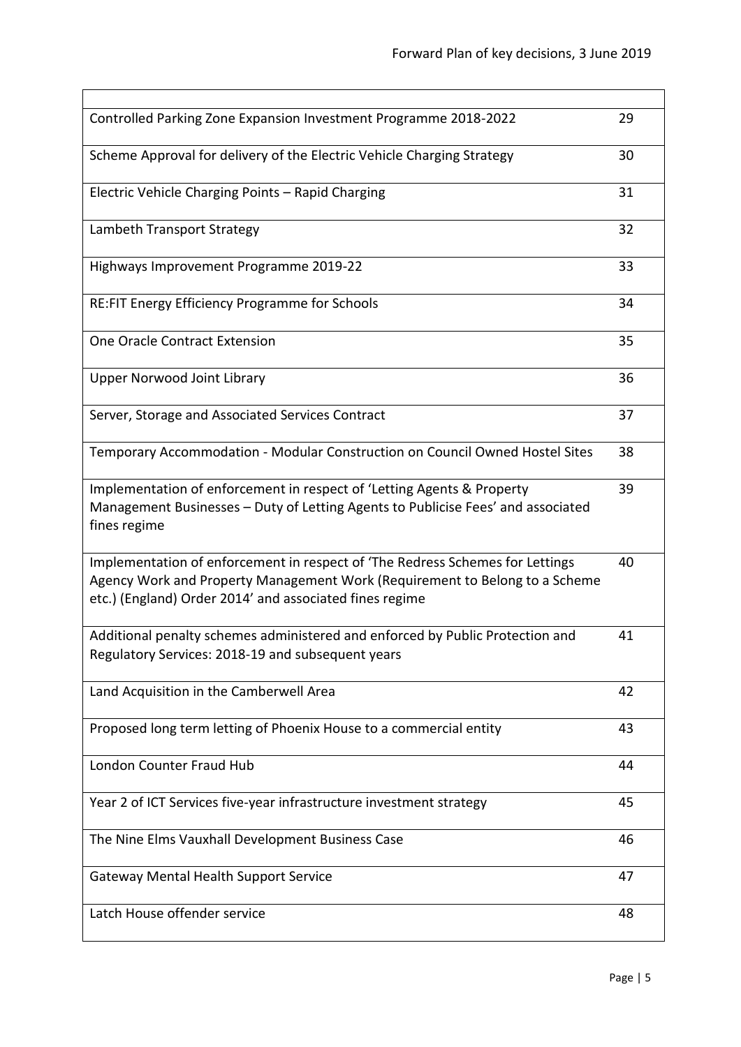| | |
|---|---|
| Controlled Parking Zone Expansion Investment Programme 2018-2022 | 29 |
| Scheme Approval for delivery of the Electric Vehicle Charging Strategy | 30 |
| Electric Vehicle Charging Points – Rapid Charging | 31 |
| Lambeth Transport Strategy | 32 |
| Highways Improvement Programme 2019-22 | 33 |
| RE:FIT Energy Efficiency Programme for Schools | 34 |
| One Oracle Contract Extension | 35 |
| Upper Norwood Joint Library | 36 |
| Server, Storage and Associated Services Contract | 37 |
| Temporary Accommodation - Modular Construction on Council Owned Hostel Sites | 38 |
| Implementation of enforcement in respect of 'Letting Agents & Property Management Businesses – Duty of Letting Agents to Publicise Fees' and associated fines regime | 39 |
| Implementation of enforcement in respect of 'The Redress Schemes for Lettings Agency Work and Property Management Work (Requirement to Belong to a Scheme etc.) (England) Order 2014' and associated fines regime | 40 |
| Additional penalty schemes administered and enforced by Public Protection and Regulatory Services: 2018-19 and subsequent years | 41 |
| Land Acquisition in the Camberwell Area | 42 |
| Proposed long term letting of Phoenix House to a commercial entity | 43 |
| London Counter Fraud Hub | 44 |
| Year 2 of ICT Services five-year infrastructure investment strategy | 45 |
| The Nine Elms Vauxhall Development Business Case | 46 |
| Gateway Mental Health Support Service | 47 |
| Latch House offender service | 48 |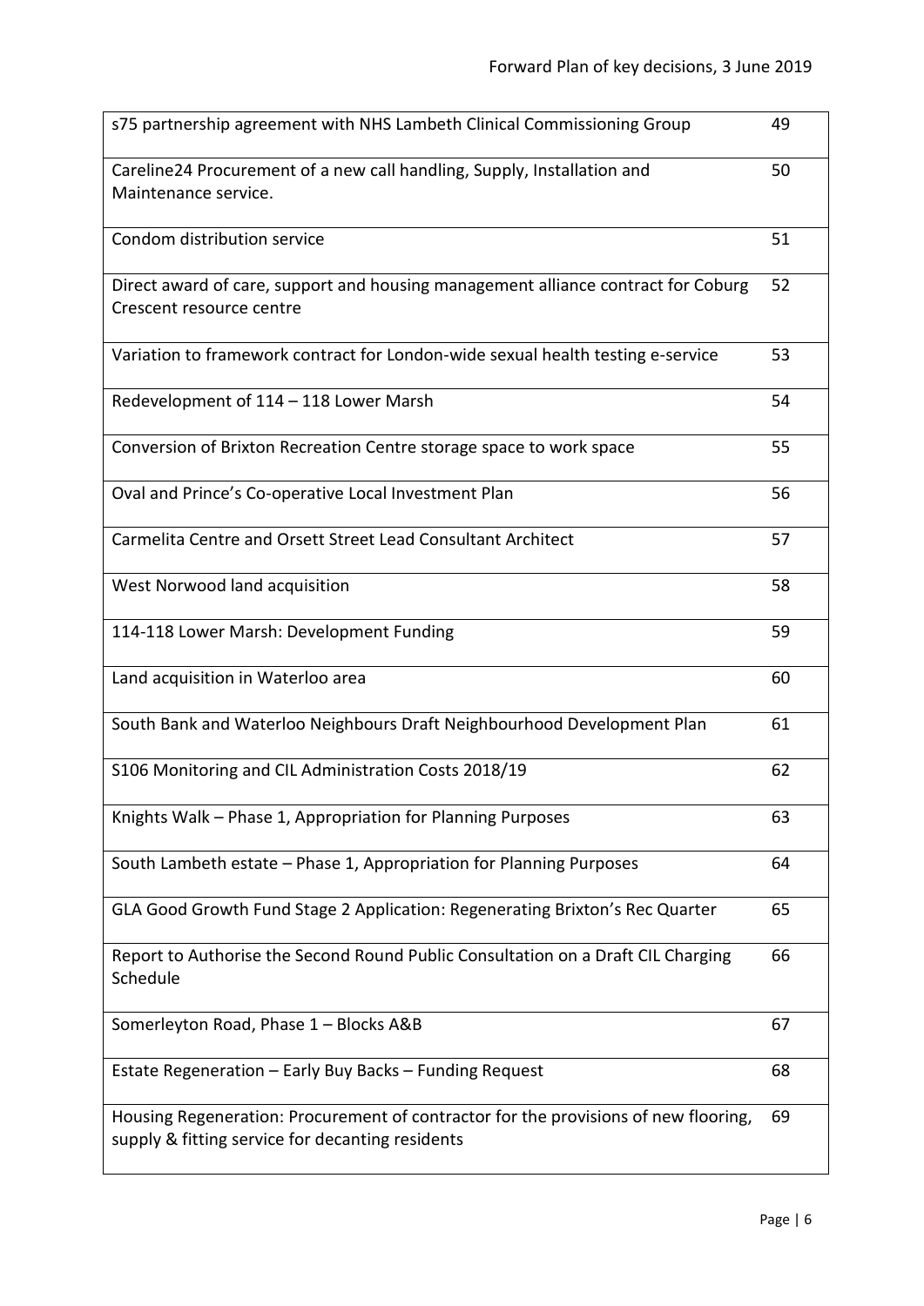| | |
|---|---|
| s75 partnership agreement with NHS Lambeth Clinical Commissioning Group | 49 |
| Careline24 Procurement of a new call handling, Supply, Installation and Maintenance service. | 50 |
| Condom distribution service | 51 |
| Direct award of care, support and housing management alliance contract for Coburg Crescent resource centre | 52 |
| Variation to framework contract for London-wide sexual health testing e-service | 53 |
| Redevelopment of 114 – 118 Lower Marsh | 54 |
| Conversion of Brixton Recreation Centre storage space to work space | 55 |
| Oval and Prince's Co-operative Local Investment Plan | 56 |
| Carmelita Centre and Orsett Street Lead Consultant Architect | 57 |
| West Norwood land acquisition | 58 |
| 114-118 Lower Marsh: Development Funding | 59 |
| Land acquisition in Waterloo area | 60 |
| South Bank and Waterloo Neighbours Draft Neighbourhood Development Plan | 61 |
| S106 Monitoring and CIL Administration Costs 2018/19 | 62 |
| Knights Walk – Phase 1, Appropriation for Planning Purposes | 63 |
| South Lambeth estate – Phase 1, Appropriation for Planning Purposes | 64 |
| GLA Good Growth Fund Stage 2 Application: Regenerating Brixton's Rec Quarter | 65 |
| Report to Authorise the Second Round Public Consultation on a Draft CIL Charging Schedule | 66 |
| Somerleyton Road, Phase 1 – Blocks A&B | 67 |
| Estate Regeneration – Early Buy Backs – Funding Request | 68 |
| Housing Regeneration: Procurement of contractor for the provisions of new flooring, supply & fitting service for decanting residents | 69 |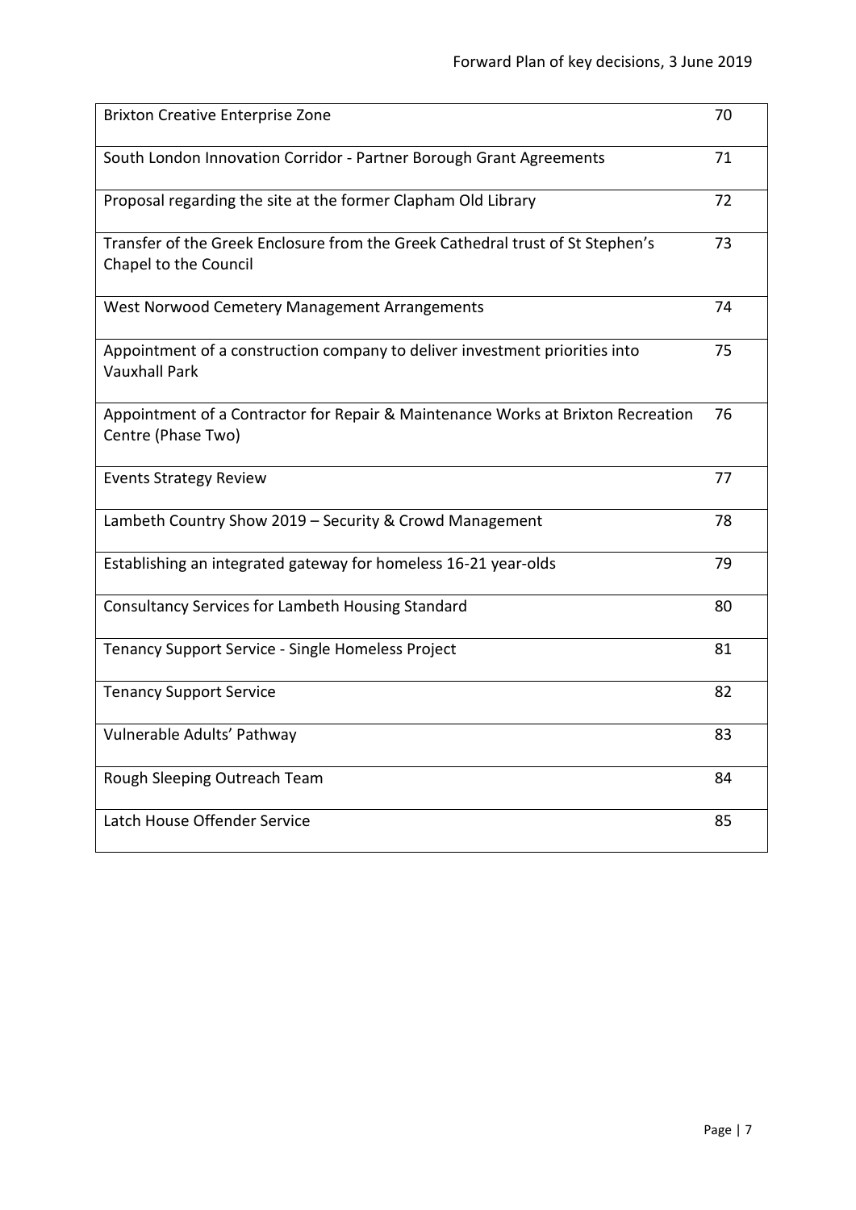| | |
|---|---|
| Brixton Creative Enterprise Zone | 70 |
| South London Innovation Corridor - Partner Borough Grant Agreements | 71 |
| Proposal regarding the site at the former Clapham Old Library | 72 |
| Transfer of the Greek Enclosure from the Greek Cathedral trust of St Stephen's Chapel to the Council | 73 |
| West Norwood Cemetery Management Arrangements | 74 |
| Appointment of a construction company to deliver investment priorities into Vauxhall Park | 75 |
| Appointment of a Contractor for Repair & Maintenance Works at Brixton Recreation Centre (Phase Two) | 76 |
| Events Strategy Review | 77 |
| Lambeth Country Show 2019 – Security & Crowd Management | 78 |
| Establishing an integrated gateway for homeless 16-21 year-olds | 79 |
| Consultancy Services for Lambeth Housing Standard | 80 |
| Tenancy Support Service - Single Homeless Project | 81 |
| Tenancy Support Service | 82 |
| Vulnerable Adults' Pathway | 83 |
| Rough Sleeping Outreach Team | 84 |
| Latch House Offender Service | 85 |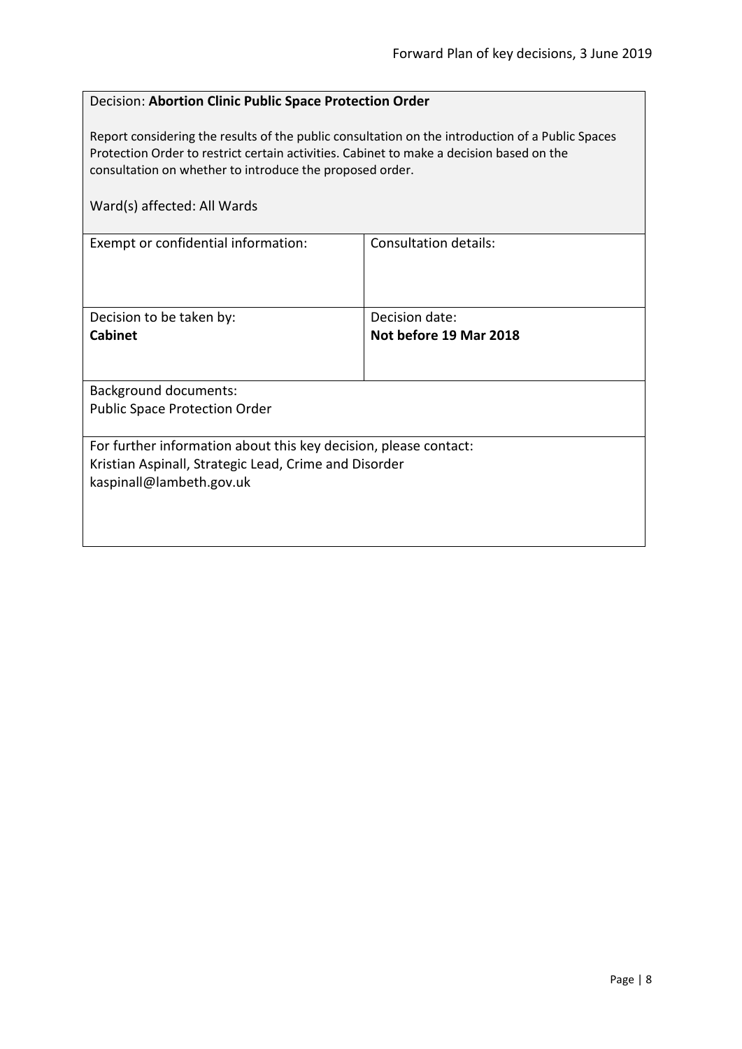Decision: **Abortion Clinic Public Space Protection Order**

Report considering the results of the public consultation on the introduction of a Public Spaces Protection Order to restrict certain activities. Cabinet to make a decision based on the consultation on whether to introduce the proposed order.

Ward(s) affected: All Wards

| Exempt or confidential information: | Consultation details: |
|---|---|
| Decision to be taken by:<br>**Cabinet** | Decision date:<br>**Not before 19 Mar 2018** |

Background documents:
Public Space Protection Order

For further information about this key decision, please contact:
Kristian Aspinall, Strategic Lead, Crime and Disorder
kaspinall@lambeth.gov.uk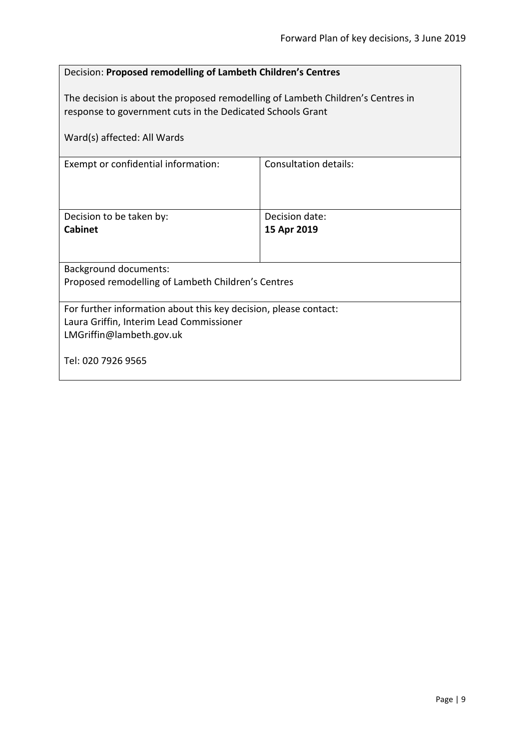Decision: **Proposed remodelling of Lambeth Children's Centres**

The decision is about the proposed remodelling of Lambeth Children's Centres in response to government cuts in the Dedicated Schools Grant

Ward(s) affected: All Wards

| Exempt or confidential information: | Consultation details: |
|---|---|
| Decision to be taken by:<br>**Cabinet** | Decision date:<br>**15 Apr 2019** |

Background documents:
Proposed remodelling of Lambeth Children's Centres

For further information about this key decision, please contact:
Laura Griffin, Interim Lead Commissioner
LMGriffin@lambeth.gov.uk

Tel: 020 7926 9565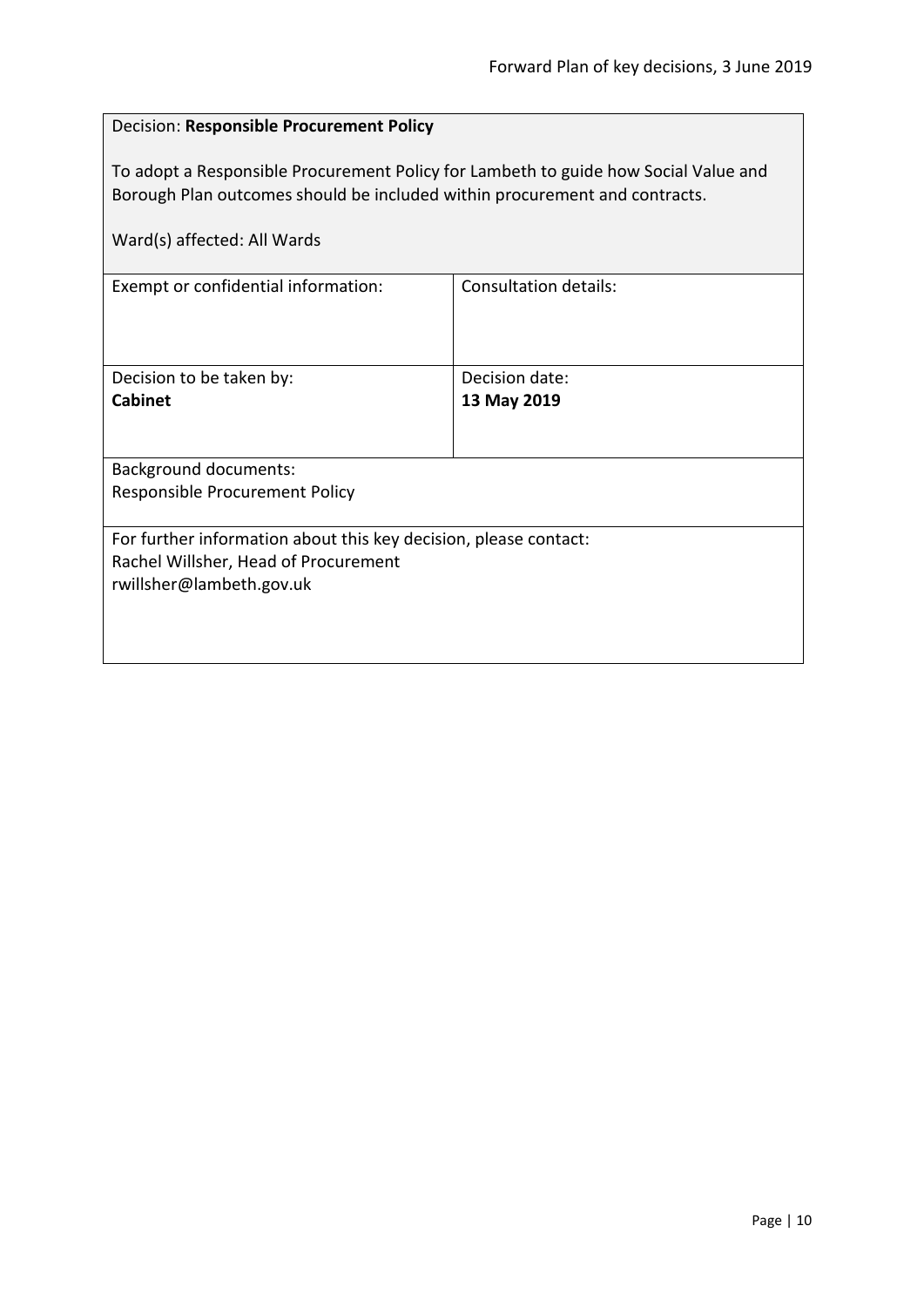Decision: **Responsible Procurement Policy**

To adopt a Responsible Procurement Policy for Lambeth to guide how Social Value and Borough Plan outcomes should be included within procurement and contracts.

Ward(s) affected: All Wards

| Exempt or confidential information: | Consultation details: |
|---|---|
| Decision to be taken by: **Cabinet** | Decision date: **13 May 2019** |

Background documents:
Responsible Procurement Policy

For further information about this key decision, please contact:
Rachel Willsher, Head of Procurement
rwillsher@lambeth.gov.uk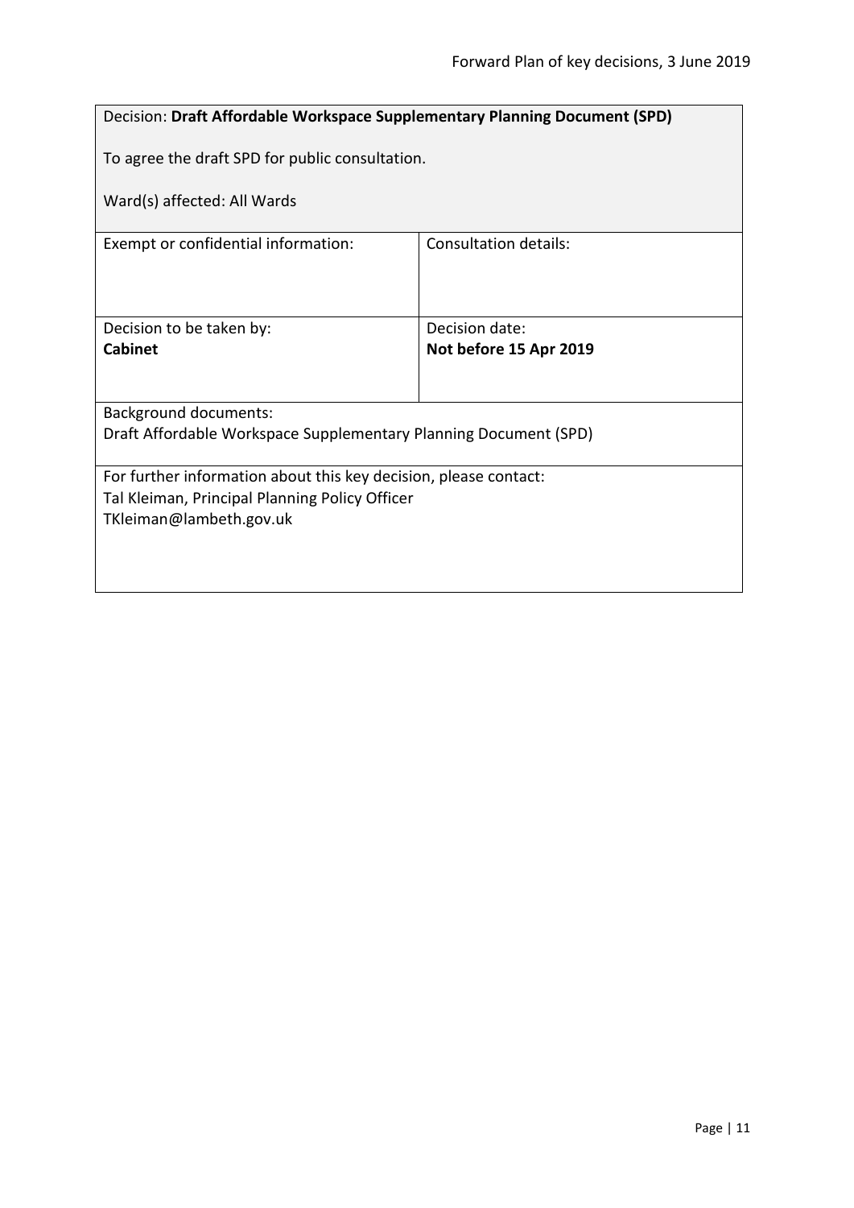Decision: **Draft Affordable Workspace Supplementary Planning Document (SPD)**

To agree the draft SPD for public consultation.

Ward(s) affected: All Wards

| Exempt or confidential information: | Consultation details: |
| --- | --- |
| Decision to be taken by:<br>**Cabinet** | Decision date:<br>**Not before 15 Apr 2019** |

Background documents:
Draft Affordable Workspace Supplementary Planning Document (SPD)

For further information about this key decision, please contact:
Tal Kleiman, Principal Planning Policy Officer
TKleiman@lambeth.gov.uk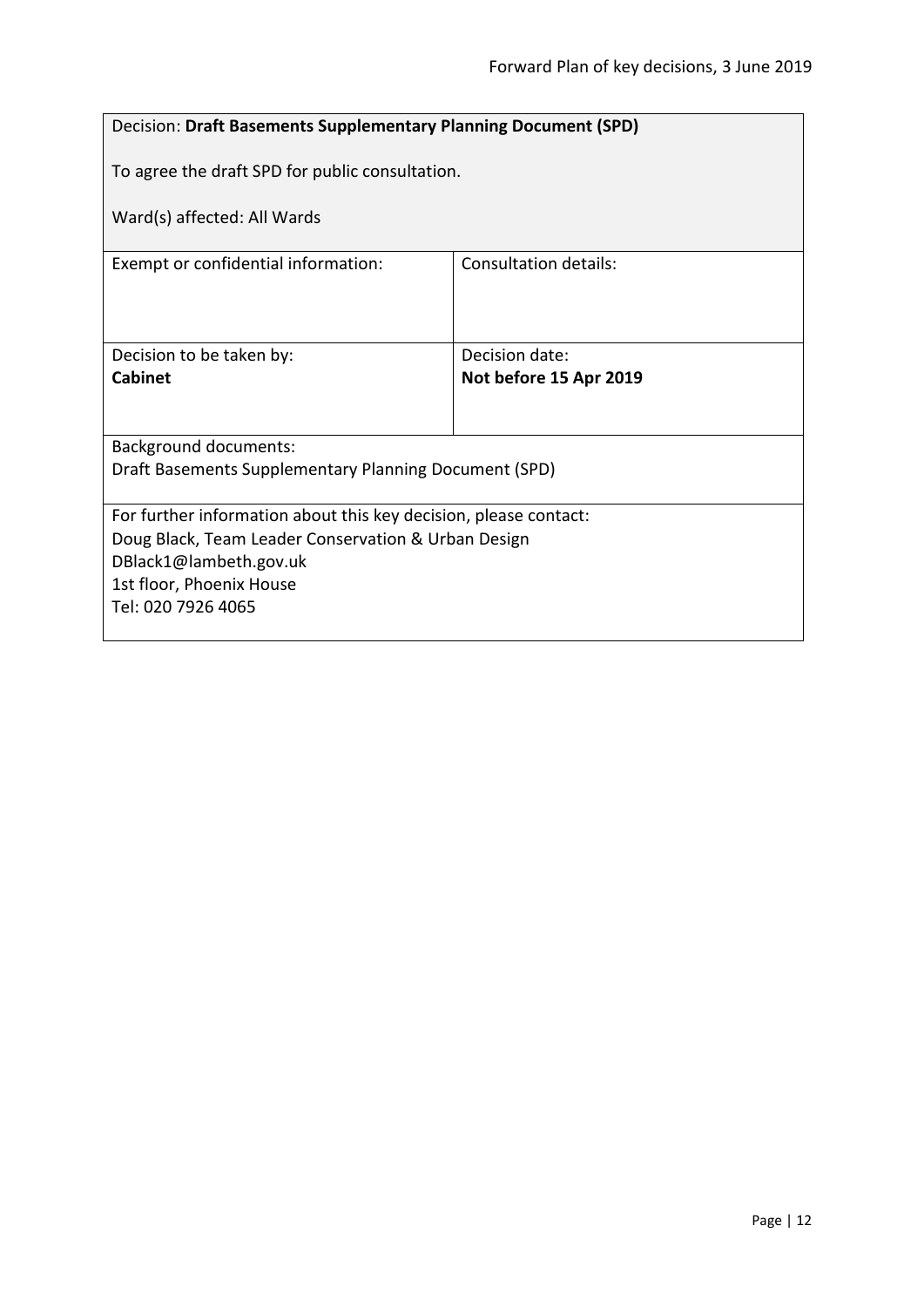Decision: **Draft Basements Supplementary Planning Document (SPD)**

To agree the draft SPD for public consultation.

Ward(s) affected: All Wards

| Exempt or confidential information: | Consultation details: |
|---|---|
| Decision to be taken by:<br>**Cabinet** | Decision date:<br>**Not before 15 Apr 2019** |

Background documents:
Draft Basements Supplementary Planning Document (SPD)

For further information about this key decision, please contact:
Doug Black, Team Leader Conservation & Urban Design
DBlack1@lambeth.gov.uk
1st floor, Phoenix House
Tel: 020 7926 4065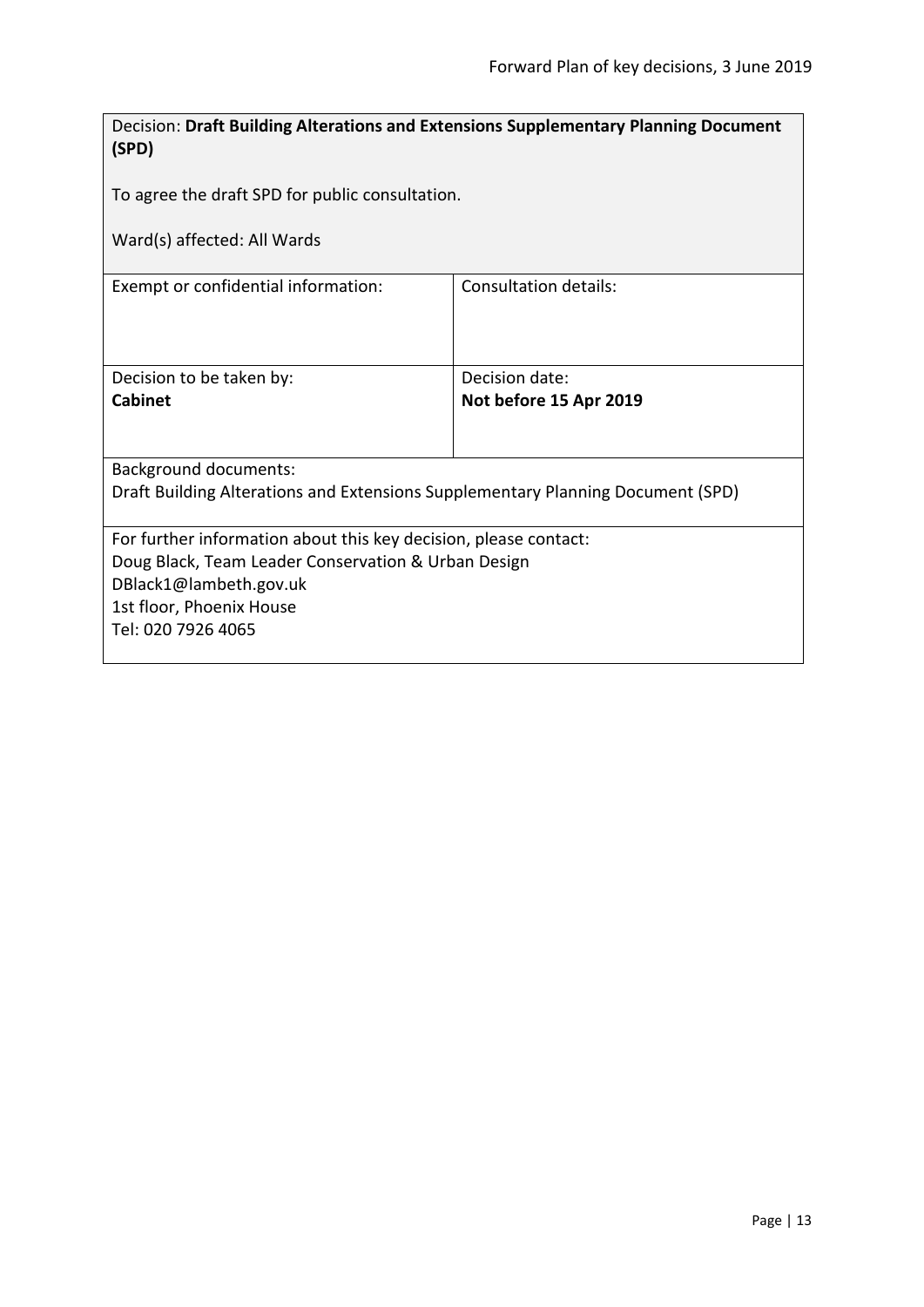Decision: **Draft Building Alterations and Extensions Supplementary Planning Document (SPD)**

To agree the draft SPD for public consultation.

Ward(s) affected: All Wards

| Exempt or confidential information: | Consultation details: |
| --- | --- |
| Decision to be taken by:<br>**Cabinet** | Decision date:<br>**Not before 15 Apr 2019** |

Background documents:
Draft Building Alterations and Extensions Supplementary Planning Document (SPD)

For further information about this key decision, please contact:
Doug Black, Team Leader Conservation & Urban Design
DBlack1@lambeth.gov.uk
1st floor, Phoenix House
Tel: 020 7926 4065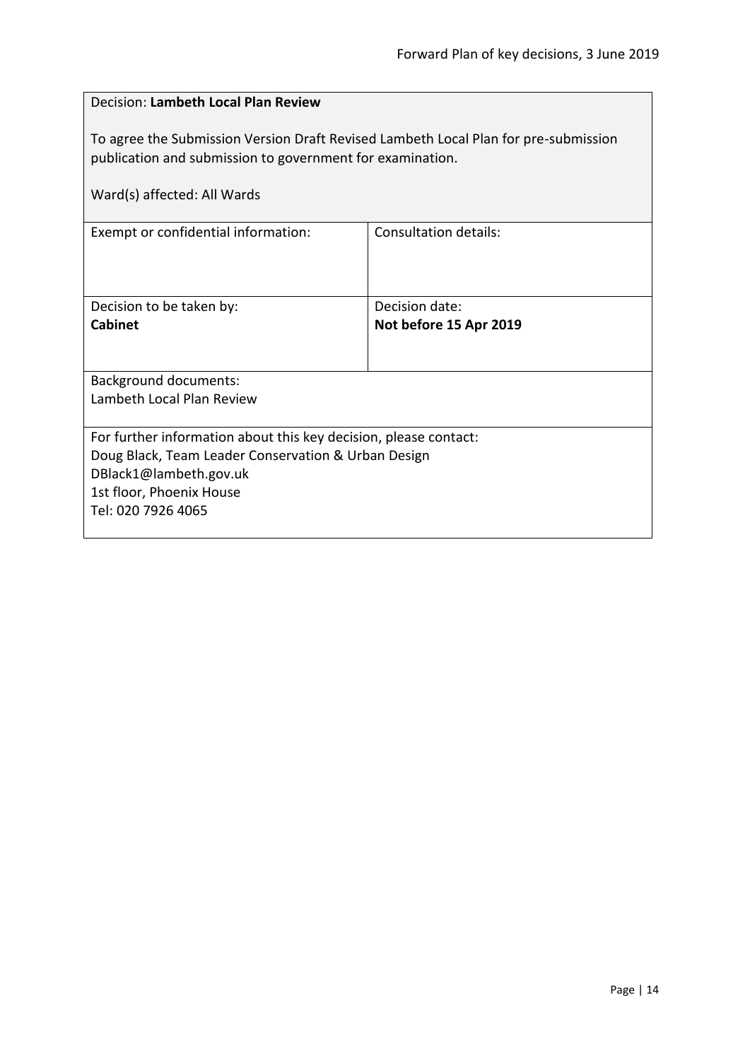Decision: **Lambeth Local Plan Review**

To agree the Submission Version Draft Revised Lambeth Local Plan for pre-submission publication and submission to government for examination.

Ward(s) affected: All Wards

| Exempt or confidential information: | Consultation details: |
|---|---|
| Decision to be taken by:<br>**Cabinet** | Decision date:<br>**Not before 15 Apr 2019** |

Background documents:
Lambeth Local Plan Review

For further information about this key decision, please contact:
Doug Black, Team Leader Conservation & Urban Design
DBlack1@lambeth.gov.uk
1st floor, Phoenix House
Tel: 020 7926 4065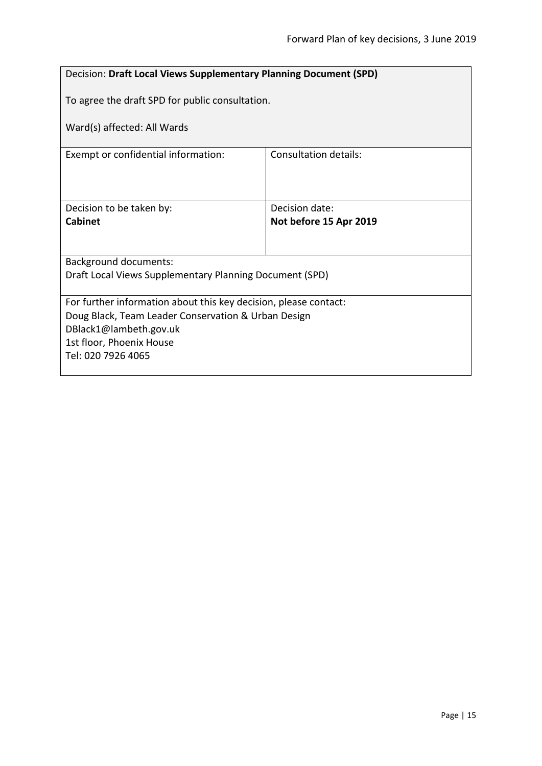Decision: **Draft Local Views Supplementary Planning Document (SPD)**

To agree the draft SPD for public consultation.

Ward(s) affected: All Wards

| Exempt or confidential information: | Consultation details: |
| --- | --- |
| Decision to be taken by: **Cabinet** | Decision date: **Not before 15 Apr 2019** |

Background documents:
Draft Local Views Supplementary Planning Document (SPD)

For further information about this key decision, please contact:
Doug Black, Team Leader Conservation & Urban Design
DBlack1@lambeth.gov.uk
1st floor, Phoenix House
Tel: 020 7926 4065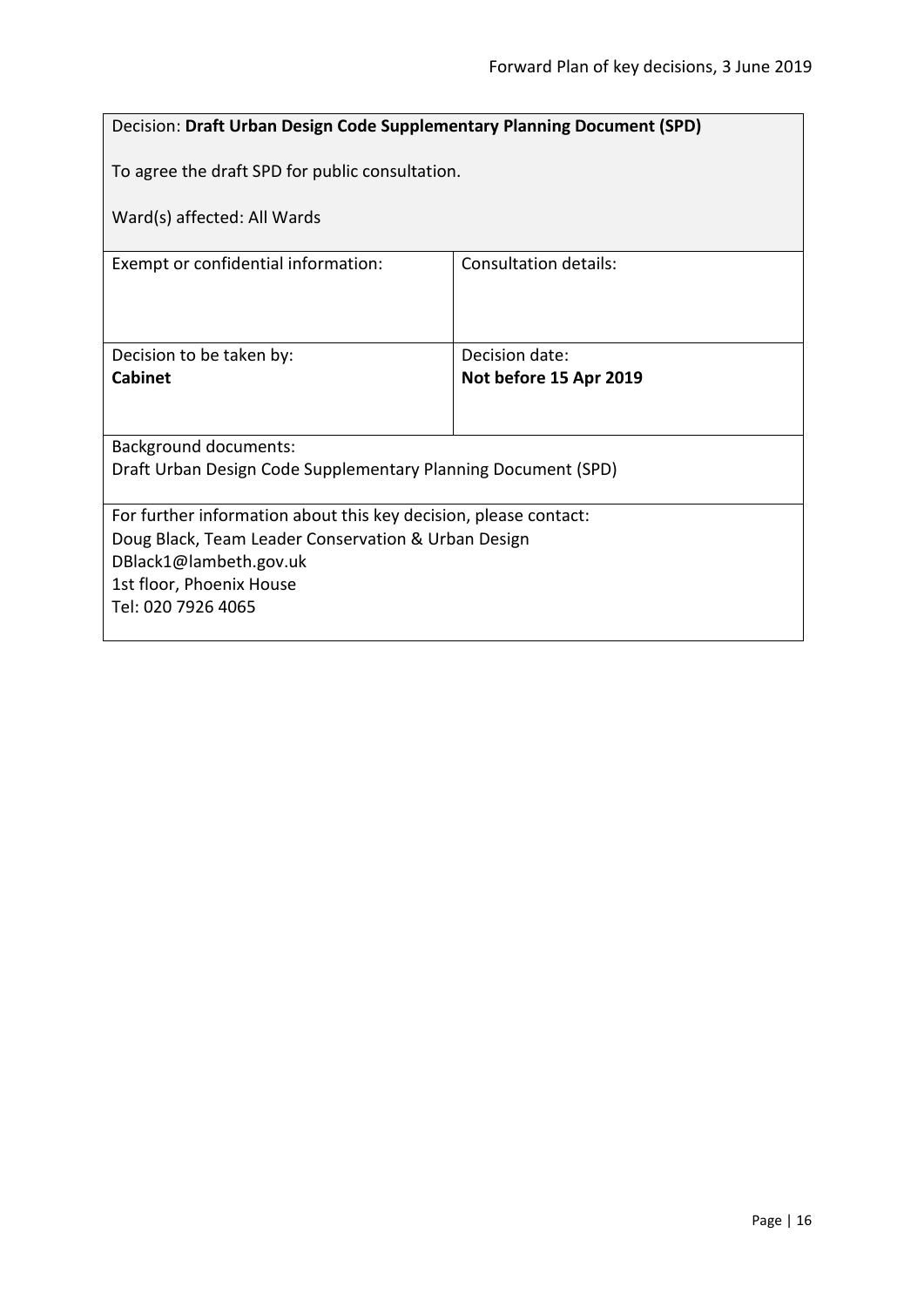Decision: **Draft Urban Design Code Supplementary Planning Document (SPD)**

To agree the draft SPD for public consultation.

Ward(s) affected: All Wards

| Exempt or confidential information: | Consultation details: |
|---|---|
| Decision to be taken by:<br>**Cabinet** | Decision date:<br>**Not before 15 Apr 2019** |

Background documents:
Draft Urban Design Code Supplementary Planning Document (SPD)

For further information about this key decision, please contact:
Doug Black, Team Leader Conservation & Urban Design
DBlack1@lambeth.gov.uk
1st floor, Phoenix House
Tel: 020 7926 4065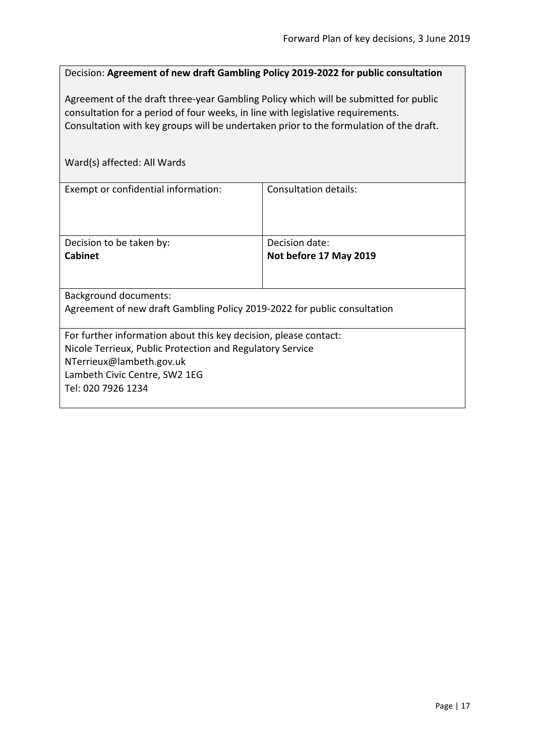Decision: **Agreement of new draft Gambling Policy 2019-2022 for public consultation**

Agreement of the draft three-year Gambling Policy which will be submitted for public consultation for a period of four weeks, in line with legislative requirements. Consultation with key groups will be undertaken prior to the formulation of the draft.

Ward(s) affected: All Wards

| Exempt or confidential information: | Consultation details: |
|---|---|
| Decision to be taken by:<br>**Cabinet** | Decision date:<br>**Not before 17 May 2019** |

Background documents:
Agreement of new draft Gambling Policy 2019-2022 for public consultation

For further information about this key decision, please contact:
Nicole Terrieux, Public Protection and Regulatory Service
NTerrieux@lambeth.gov.uk
Lambeth Civic Centre, SW2 1EG
Tel: 020 7926 1234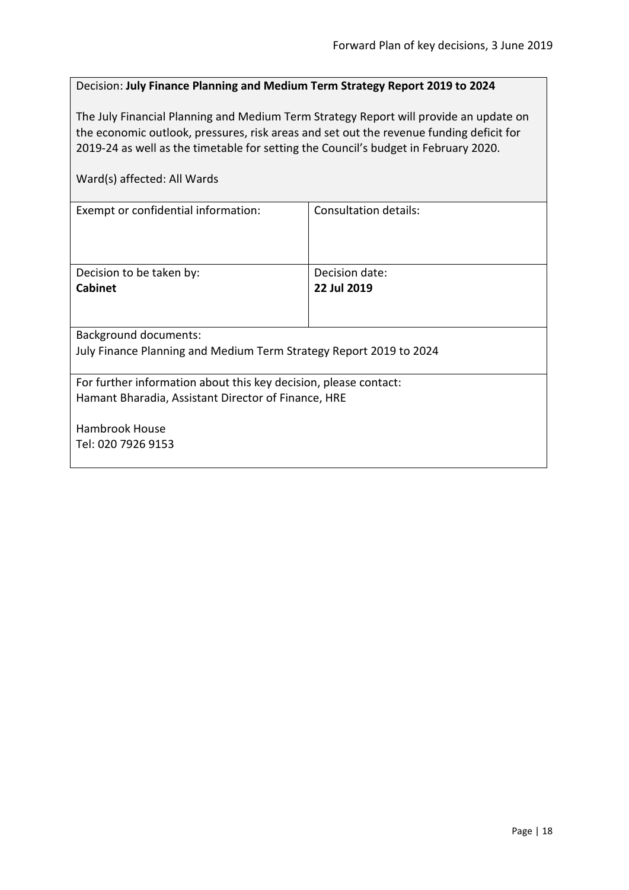Decision: **July Finance Planning and Medium Term Strategy Report 2019 to 2024**

The July Financial Planning and Medium Term Strategy Report will provide an update on the economic outlook, pressures, risk areas and set out the revenue funding deficit for 2019-24 as well as the timetable for setting the Council's budget in February 2020.

Ward(s) affected: All Wards

| Exempt or confidential information: | Consultation details: |
| --- | --- |
| Decision to be taken by: **Cabinet** | Decision date: **22 Jul 2019** |

Background documents:
July Finance Planning and Medium Term Strategy Report 2019 to 2024

For further information about this key decision, please contact:
Hamant Bharadia, Assistant Director of Finance, HRE

Hambrook House
Tel: 020 7926 9153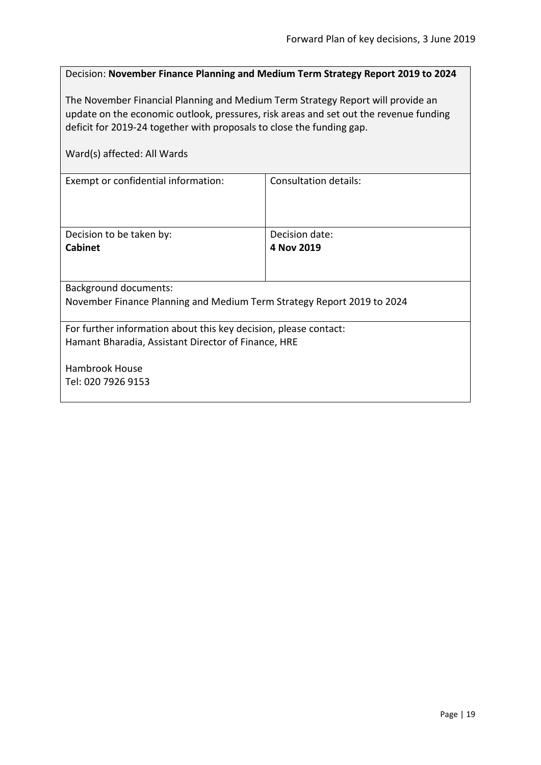Decision: **November Finance Planning and Medium Term Strategy Report 2019 to 2024**

The November Financial Planning and Medium Term Strategy Report will provide an update on the economic outlook, pressures, risk areas and set out the revenue funding deficit for 2019-24 together with proposals to close the funding gap.

Ward(s) affected: All Wards

| Exempt or confidential information: | Consultation details: |
|---|---|
| Decision to be taken by:<br>**Cabinet** | Decision date:<br>**4 Nov 2019** |

Background documents:
November Finance Planning and Medium Term Strategy Report 2019 to 2024

For further information about this key decision, please contact:
Hamant Bharadia, Assistant Director of Finance, HRE

Hambrook House
Tel: 020 7926 9153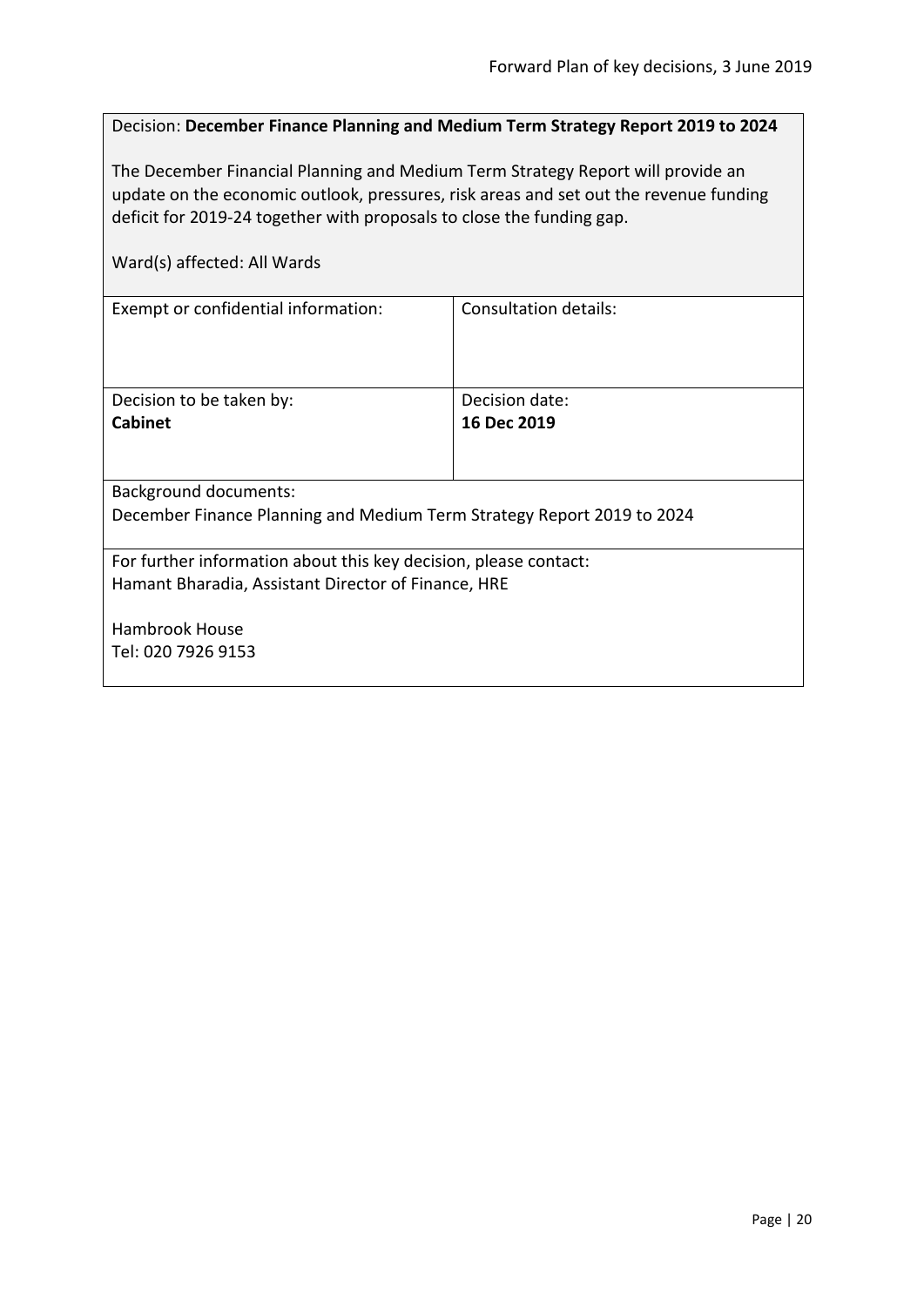Decision: **December Finance Planning and Medium Term Strategy Report 2019 to 2024**

The December Financial Planning and Medium Term Strategy Report will provide an update on the economic outlook, pressures, risk areas and set out the revenue funding deficit for 2019-24 together with proposals to close the funding gap.

Ward(s) affected: All Wards

| Exempt or confidential information: | Consultation details: |
|---|---|
| Decision to be taken by: **Cabinet** | Decision date: **16 Dec 2019** |

Background documents:
December Finance Planning and Medium Term Strategy Report 2019 to 2024

For further information about this key decision, please contact:
Hamant Bharadia, Assistant Director of Finance, HRE

Hambrook House
Tel: 020 7926 9153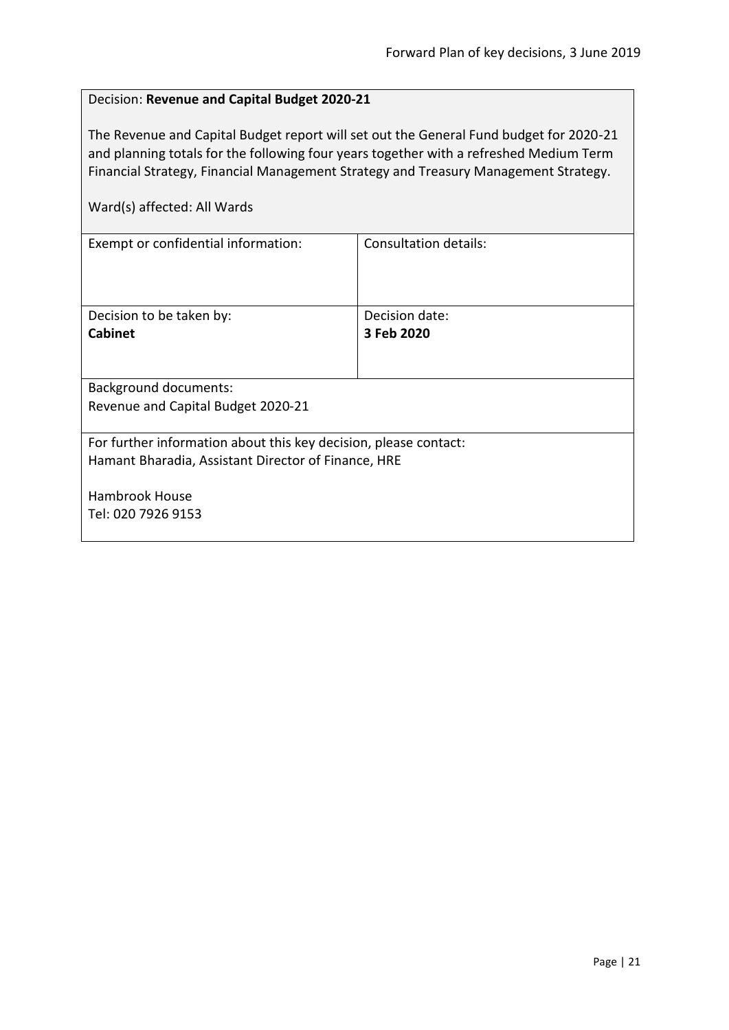Decision: **Revenue and Capital Budget 2020-21**

The Revenue and Capital Budget report will set out the General Fund budget for 2020-21 and planning totals for the following four years together with a refreshed Medium Term Financial Strategy, Financial Management Strategy and Treasury Management Strategy.

Ward(s) affected: All Wards

| Exempt or confidential information: | Consultation details: |
| --- | --- |
| Decision to be taken by: **Cabinet** | Decision date: **3 Feb 2020** |

Background documents:
Revenue and Capital Budget 2020-21

For further information about this key decision, please contact:
Hamant Bharadia, Assistant Director of Finance, HRE

Hambrook House
Tel: 020 7926 9153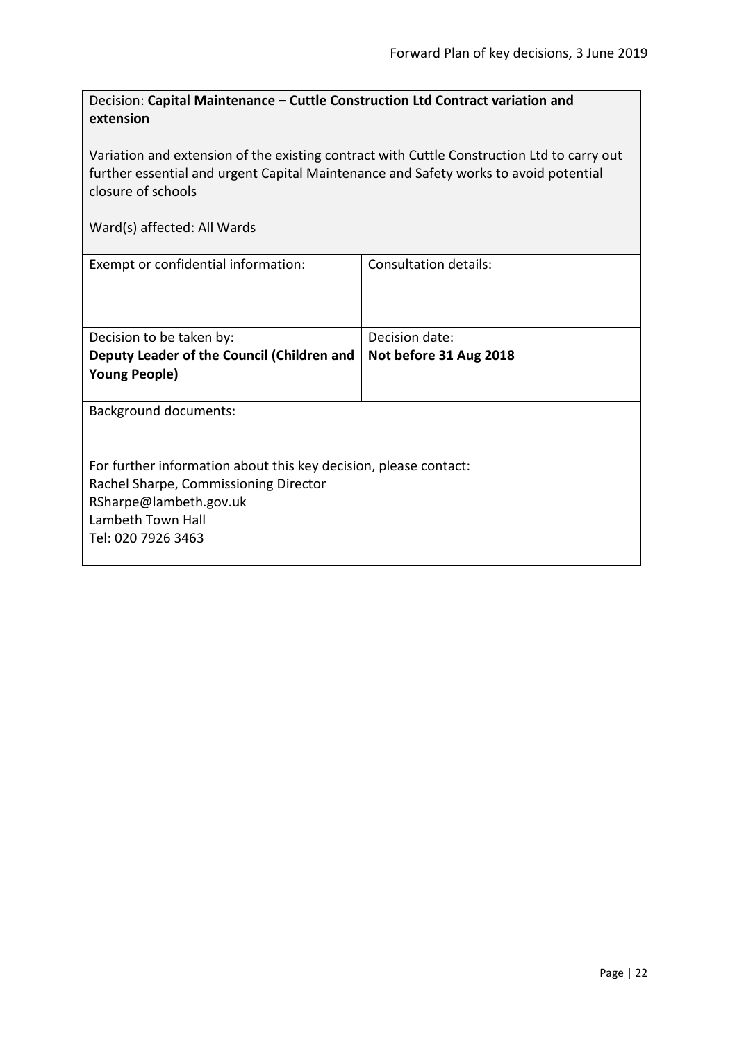Decision: **Capital Maintenance – Cuttle Construction Ltd Contract variation and extension**

Variation and extension of the existing contract with Cuttle Construction Ltd to carry out further essential and urgent Capital Maintenance and Safety works to avoid potential closure of schools

Ward(s) affected: All Wards

| Exempt or confidential information: | Consultation details: |
| --- | --- |
| Decision to be taken by: **Deputy Leader of the Council (Children and Young People)** | Decision date: **Not before 31 Aug 2018** |

Background documents:

For further information about this key decision, please contact:
Rachel Sharpe, Commissioning Director
RSharpe@lambeth.gov.uk
Lambeth Town Hall
Tel: 020 7926 3463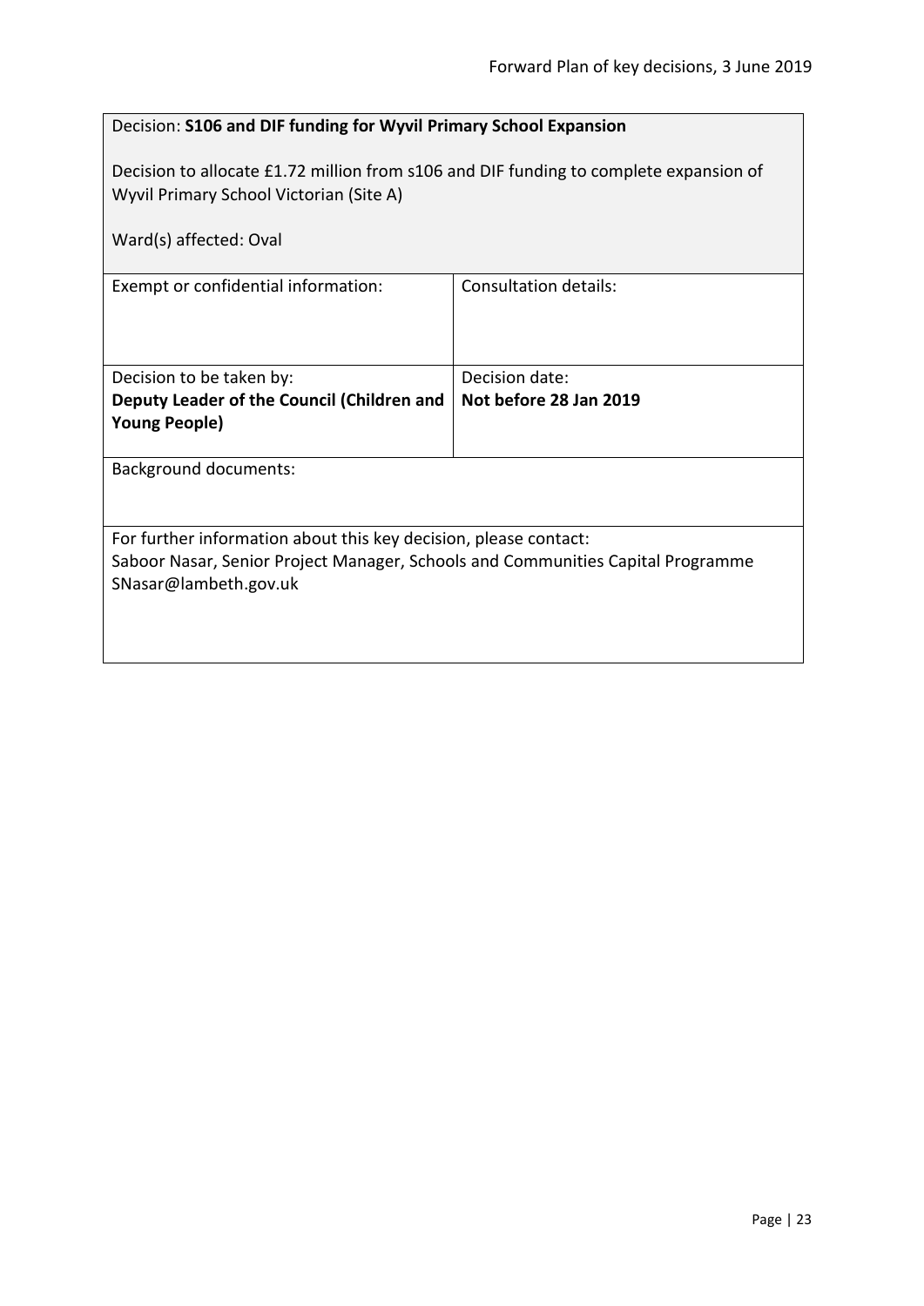Decision: **S106 and DIF funding for Wyvil Primary School Expansion**

Decision to allocate £1.72 million from s106 and DIF funding to complete expansion of Wyvil Primary School Victorian (Site A)

Ward(s) affected: Oval

| Exempt or confidential information: | Consultation details: |
| --- | --- |
| Decision to be taken by: **Deputy Leader of the Council (Children and Young People)** | Decision date: **Not before 28 Jan 2019** |

Background documents:

For further information about this key decision, please contact:
Saboor Nasar, Senior Project Manager, Schools and Communities Capital Programme
SNasar@lambeth.gov.uk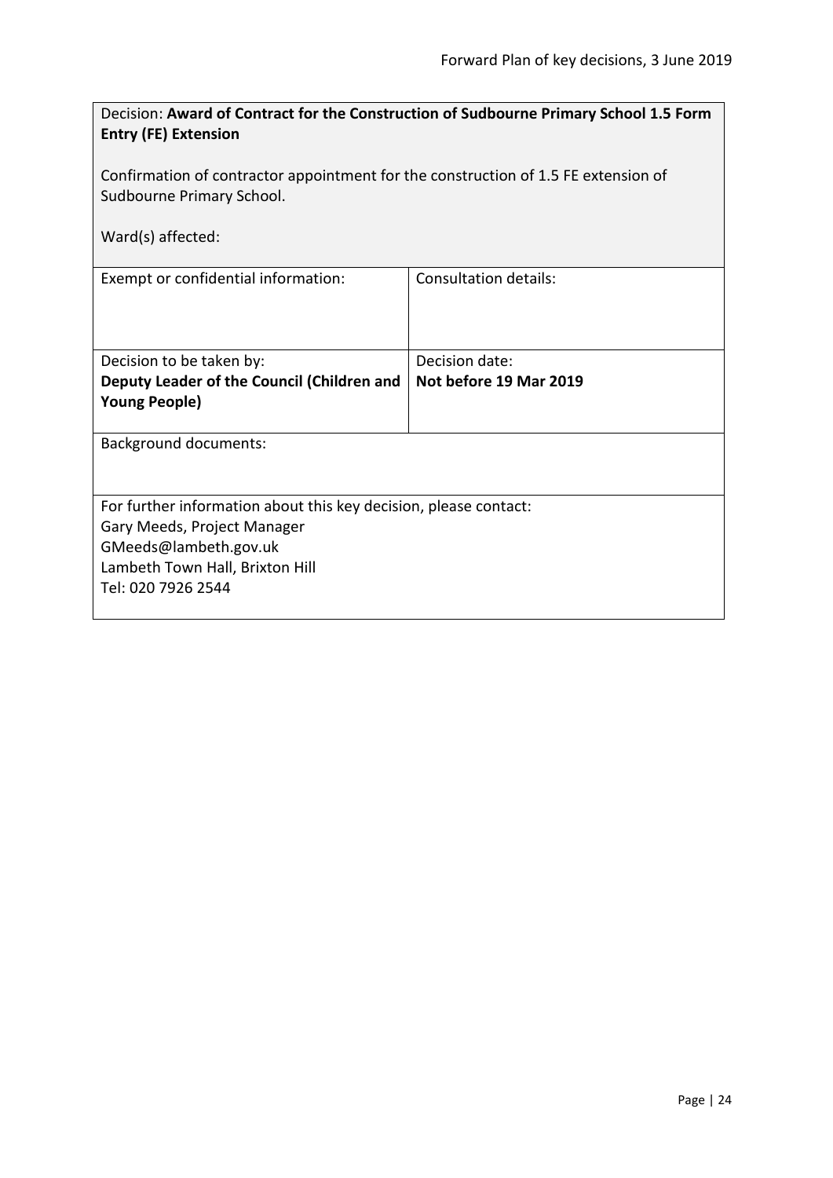Decision: **Award of Contract for the Construction of Sudbourne Primary School 1.5 Form Entry (FE) Extension**

Confirmation of contractor appointment for the construction of 1.5 FE extension of Sudbourne Primary School.

Ward(s) affected:

| Exempt or confidential information: | Consultation details: |
|---|---|
| Decision to be taken by:<br>**Deputy Leader of the Council (Children and Young People)** | Decision date:<br>**Not before 19 Mar 2019** |

Background documents:

For further information about this key decision, please contact:
Gary Meeds, Project Manager
GMeeds@lambeth.gov.uk
Lambeth Town Hall, Brixton Hill
Tel: 020 7926 2544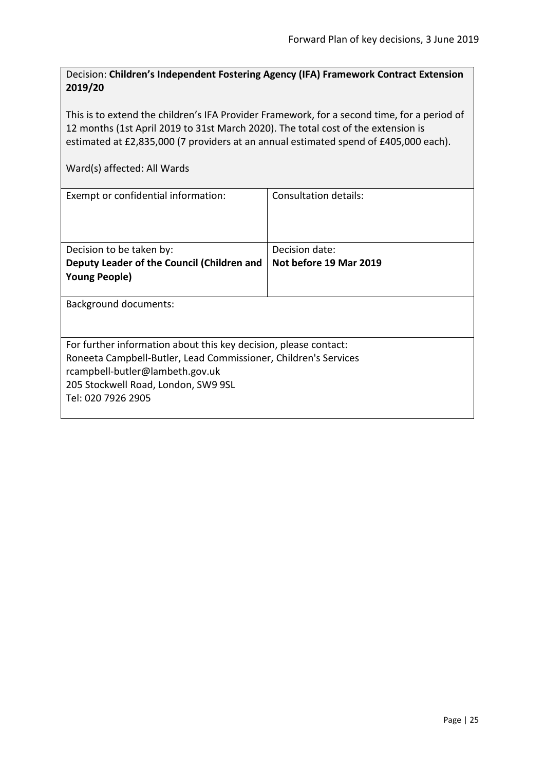Decision: **Children's Independent Fostering Agency (IFA) Framework Contract Extension 2019/20**

This is to extend the children's IFA Provider Framework, for a second time, for a period of 12 months (1st April 2019 to 31st March 2020). The total cost of the extension is estimated at £2,835,000 (7 providers at an annual estimated spend of £405,000 each).

Ward(s) affected: All Wards

| Exempt or confidential information: | Consultation details: |
| --- | --- |
| Decision to be taken by: **Deputy Leader of the Council (Children and Young People)** | Decision date: **Not before 19 Mar 2019** |

Background documents:

For further information about this key decision, please contact:
Roneeta Campbell-Butler, Lead Commissioner, Children's Services
rcampbell-butler@lambeth.gov.uk
205 Stockwell Road, London, SW9 9SL
Tel: 020 7926 2905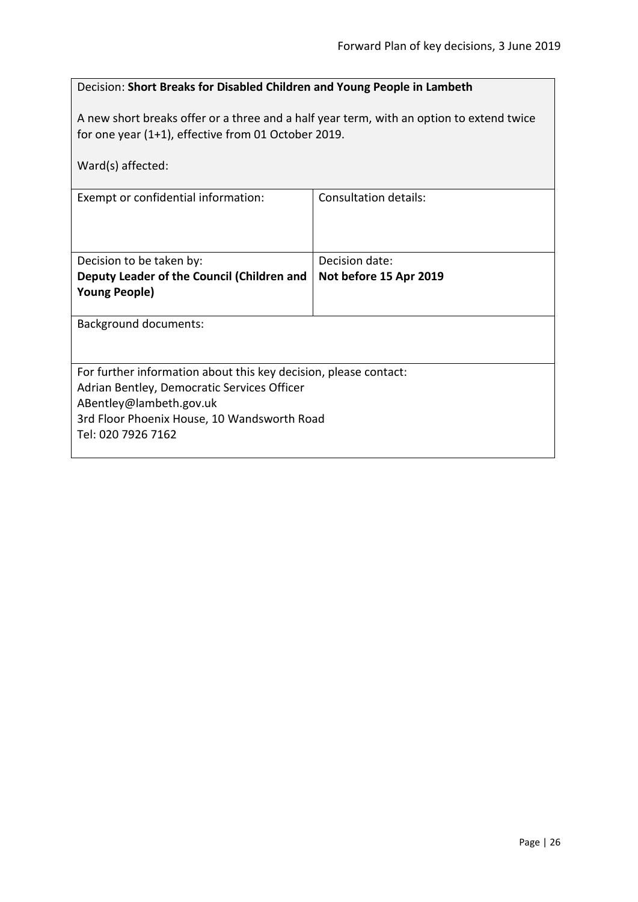Decision: **Short Breaks for Disabled Children and Young People in Lambeth**

A new short breaks offer or a three and a half year term, with an option to extend twice for one year (1+1), effective from 01 October 2019.

Ward(s) affected:

| Exempt or confidential information: | Consultation details: |
|---|---|
| Decision to be taken by:<br>**Deputy Leader of the Council (Children and Young People)** | Decision date:<br>**Not before 15 Apr 2019** |

Background documents:

For further information about this key decision, please contact:
Adrian Bentley, Democratic Services Officer
ABentley@lambeth.gov.uk
3rd Floor Phoenix House, 10 Wandsworth Road
Tel: 020 7926 7162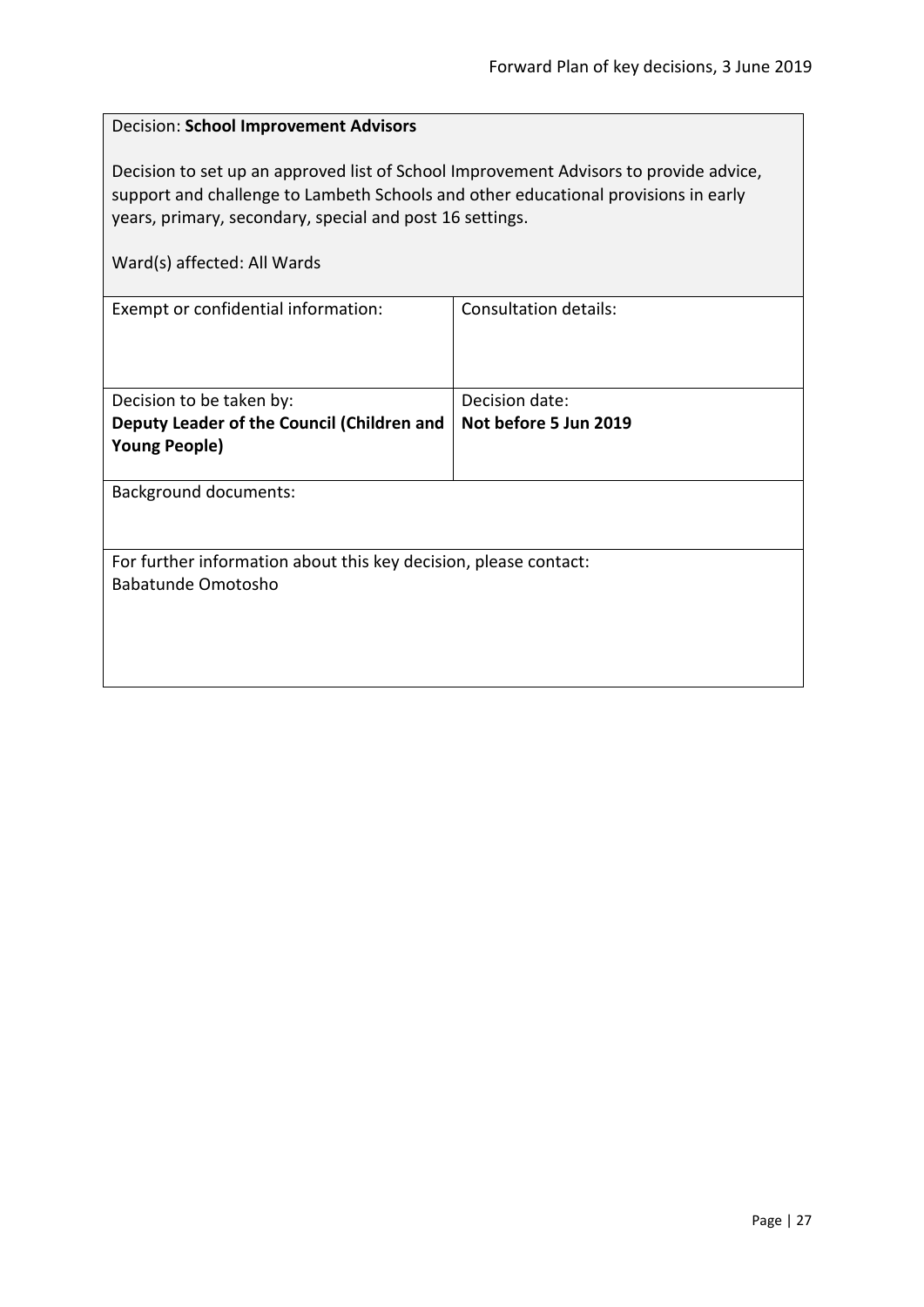Decision: **School Improvement Advisors**

Decision to set up an approved list of School Improvement Advisors to provide advice, support and challenge to Lambeth Schools and other educational provisions in early years, primary, secondary, special and post 16 settings.

Ward(s) affected: All Wards

| Exempt or confidential information: | Consultation details: |
| --- | --- |
| Decision to be taken by:<br>**Deputy Leader of the Council (Children and Young People)** | Decision date:<br>**Not before 5 Jun 2019** |

Background documents:

For further information about this key decision, please contact:
Babatunde Omotosho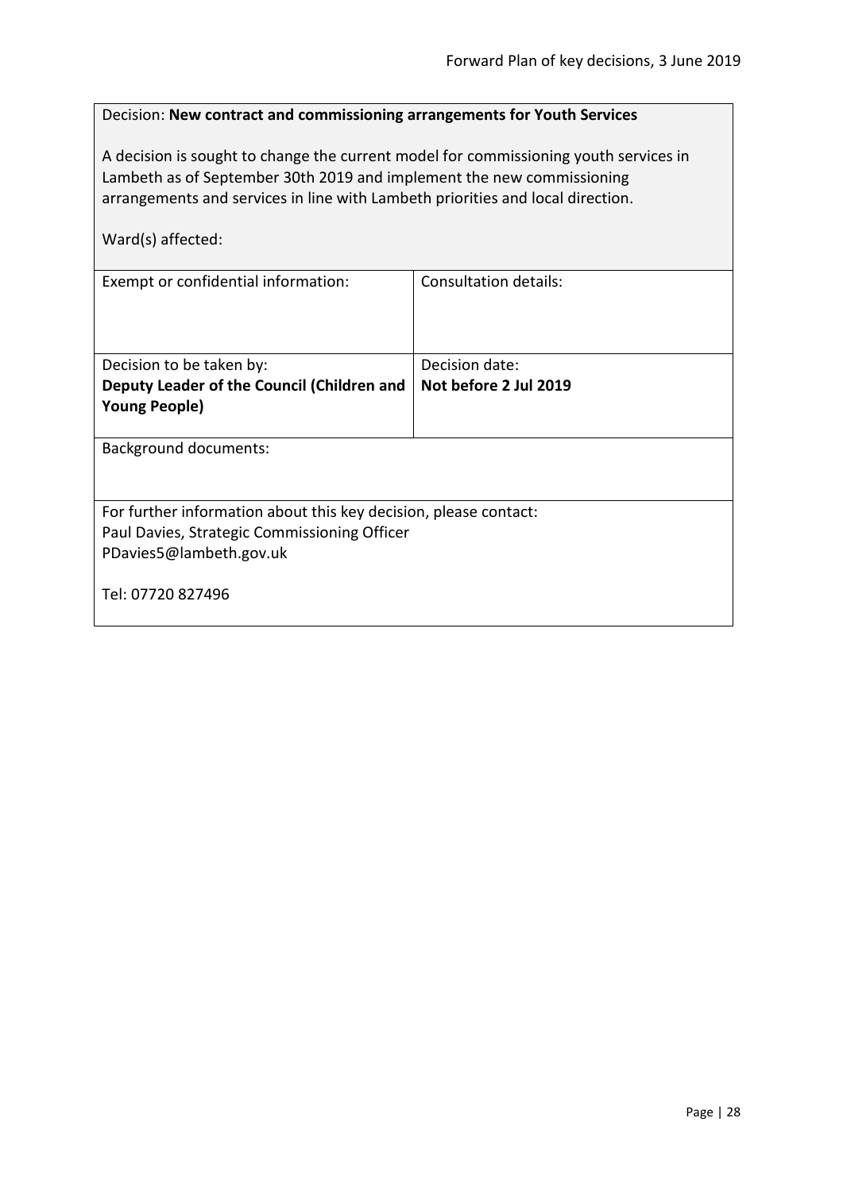Decision: **New contract and commissioning arrangements for Youth Services**

A decision is sought to change the current model for commissioning youth services in Lambeth as of September 30th 2019 and implement the new commissioning arrangements and services in line with Lambeth priorities and local direction.

Ward(s) affected:

| Exempt or confidential information: | Consultation details: |
| --- | --- |
| Decision to be taken by:<br>**Deputy Leader of the Council (Children and Young People)** | Decision date:<br>**Not before 2 Jul 2019** |

Background documents:

For further information about this key decision, please contact:
Paul Davies, Strategic Commissioning Officer
PDavies5@lambeth.gov.uk

Tel: 07720 827496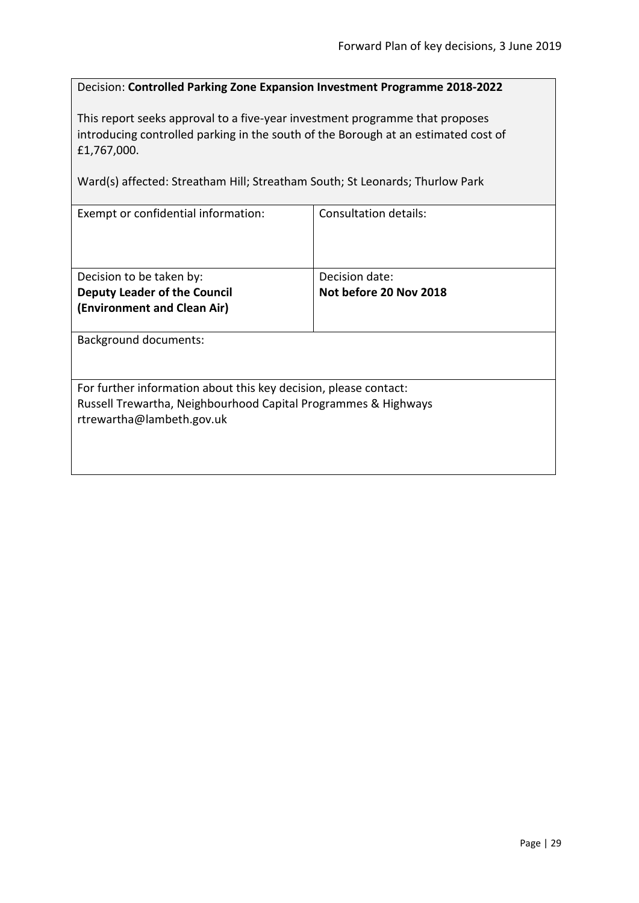Decision: **Controlled Parking Zone Expansion Investment Programme 2018-2022**

This report seeks approval to a five-year investment programme that proposes introducing controlled parking in the south of the Borough at an estimated cost of £1,767,000.

Ward(s) affected: Streatham Hill; Streatham South; St Leonards; Thurlow Park

| Exempt or confidential information: | Consultation details: |
| --- | --- |
| Decision to be taken by:<br>**Deputy Leader of the Council (Environment and Clean Air)** | Decision date:<br>**Not before 20 Nov 2018** |

Background documents:

For further information about this key decision, please contact:
Russell Trewartha, Neighbourhood Capital Programmes & Highways
rtrewartha@lambeth.gov.uk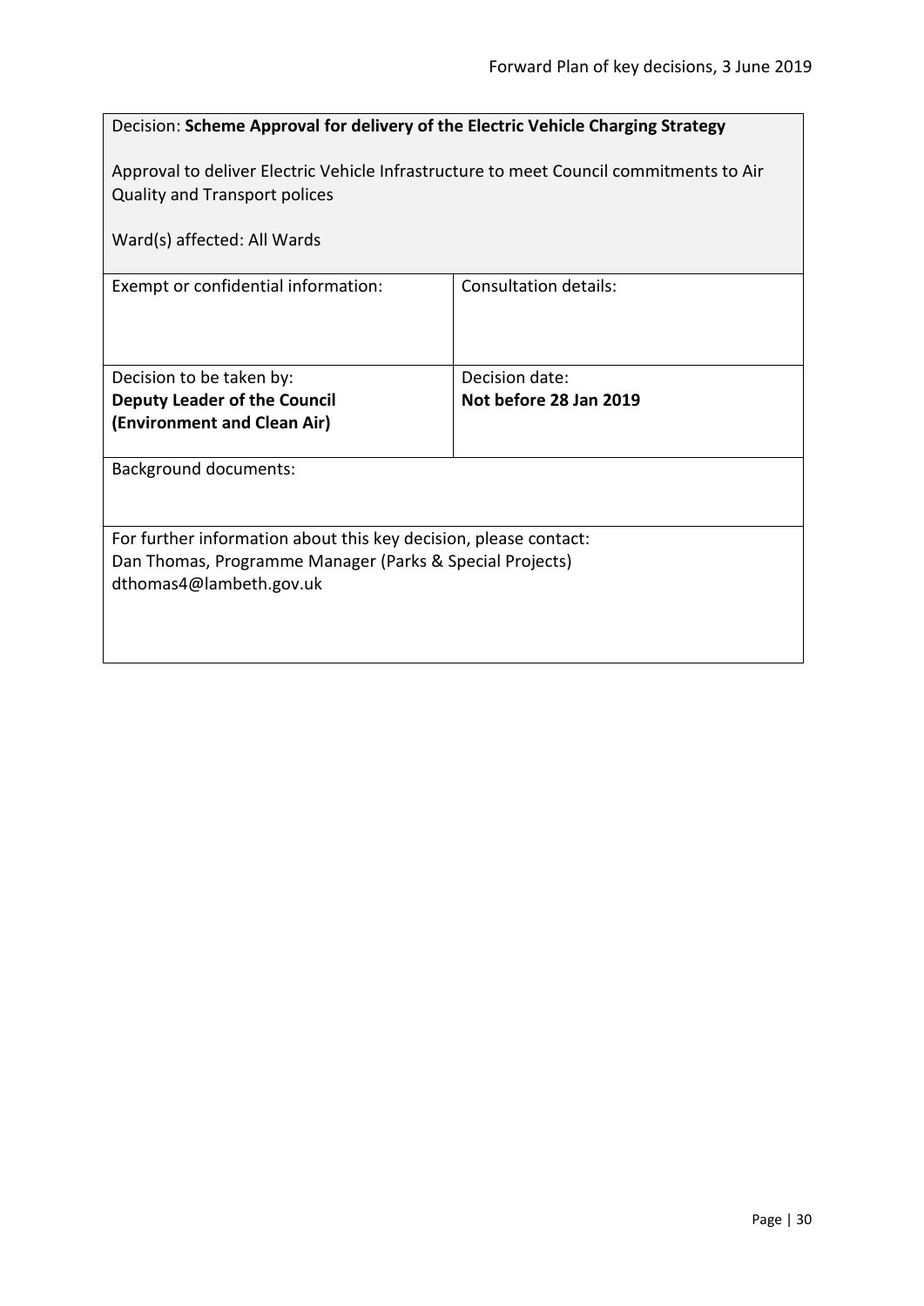Decision: **Scheme Approval for delivery of the Electric Vehicle Charging Strategy**

Approval to deliver Electric Vehicle Infrastructure to meet Council commitments to Air Quality and Transport polices

Ward(s) affected: All Wards

| Exempt or confidential information: | Consultation details: |
|---|---|
| Decision to be taken by:<br>**Deputy Leader of the Council (Environment and Clean Air)** | Decision date:<br>**Not before 28 Jan 2019** |

Background documents:

For further information about this key decision, please contact:
Dan Thomas, Programme Manager (Parks & Special Projects)
dthomas4@lambeth.gov.uk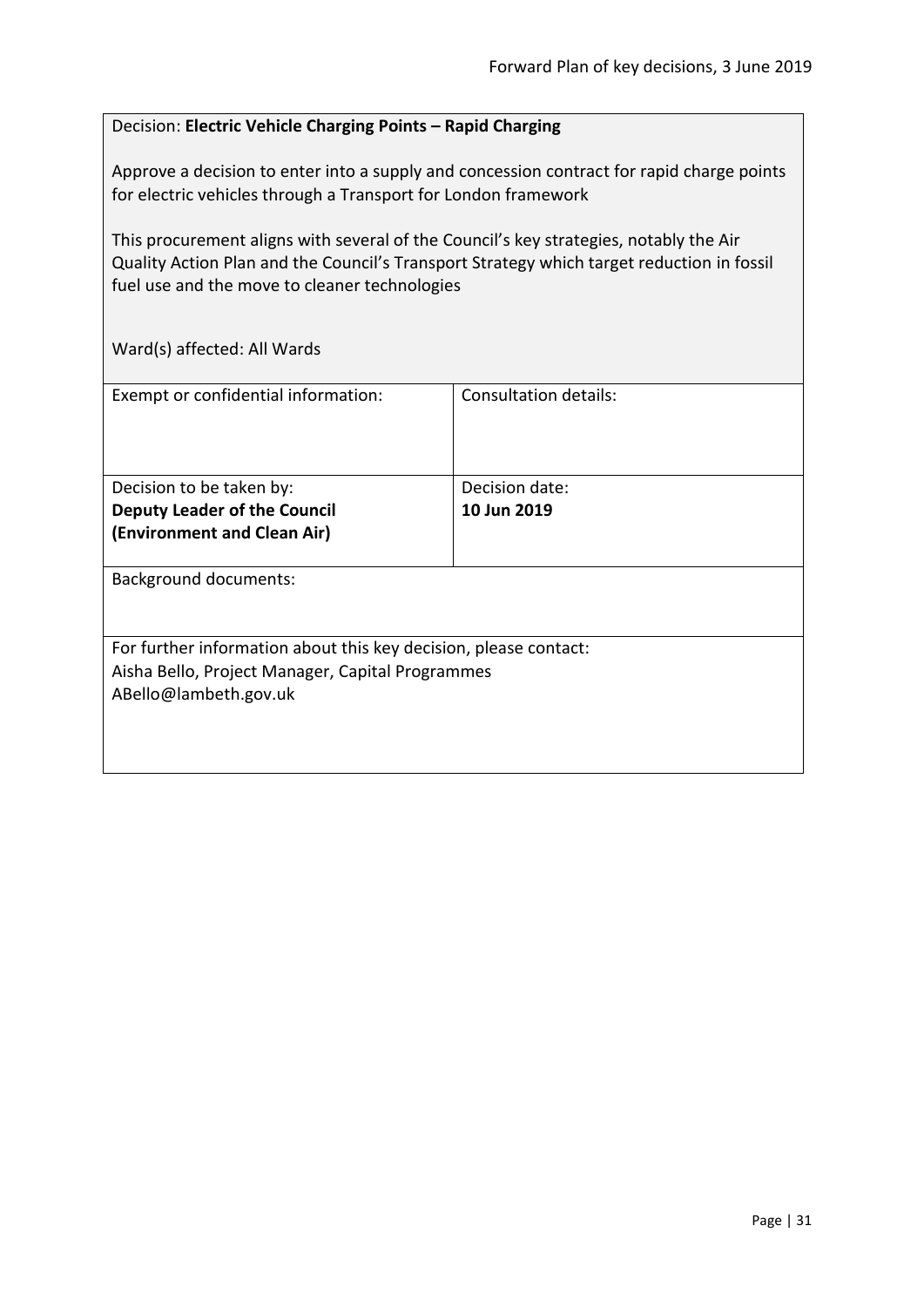Decision: **Electric Vehicle Charging Points – Rapid Charging**

Approve a decision to enter into a supply and concession contract for rapid charge points for electric vehicles through a Transport for London framework

This procurement aligns with several of the Council's key strategies, notably the Air Quality Action Plan and the Council's Transport Strategy which target reduction in fossil fuel use and the move to cleaner technologies

Ward(s) affected: All Wards

| Exempt or confidential information: | Consultation details: |
|---|---|
| Decision to be taken by:<br>**Deputy Leader of the Council (Environment and Clean Air)** | Decision date:<br>**10 Jun 2019** |

Background documents:

For further information about this key decision, please contact:
Aisha Bello, Project Manager, Capital Programmes
ABello@lambeth.gov.uk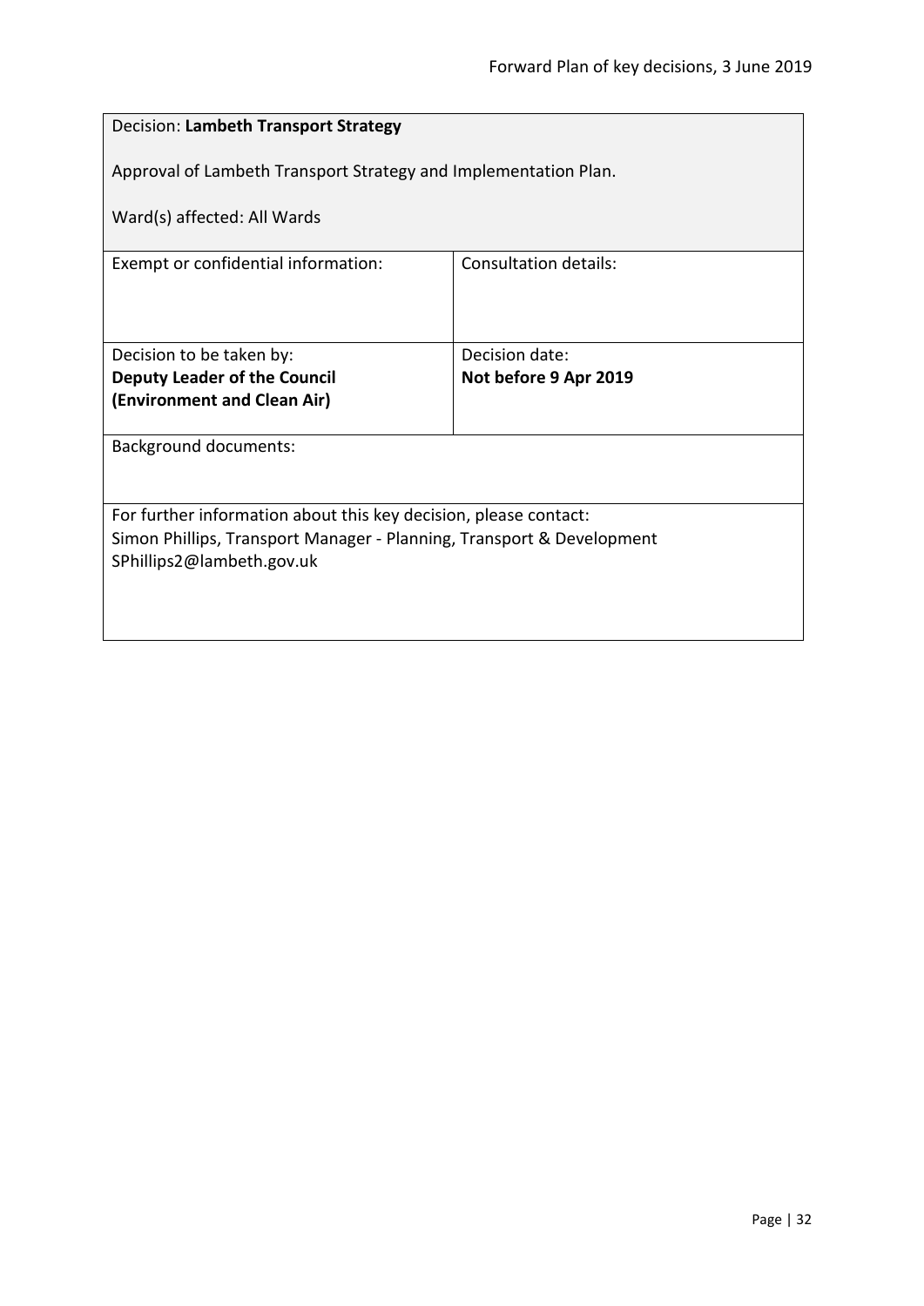Decision: **Lambeth Transport Strategy**

Approval of Lambeth Transport Strategy and Implementation Plan.

Ward(s) affected: All Wards

| Exempt or confidential information: | Consultation details: |
| --- | --- |
| Decision to be taken by: **Deputy Leader of the Council (Environment and Clean Air)** | Decision date: **Not before 9 Apr 2019** |

Background documents:

For further information about this key decision, please contact:
Simon Phillips, Transport Manager - Planning, Transport & Development
SPhillips2@lambeth.gov.uk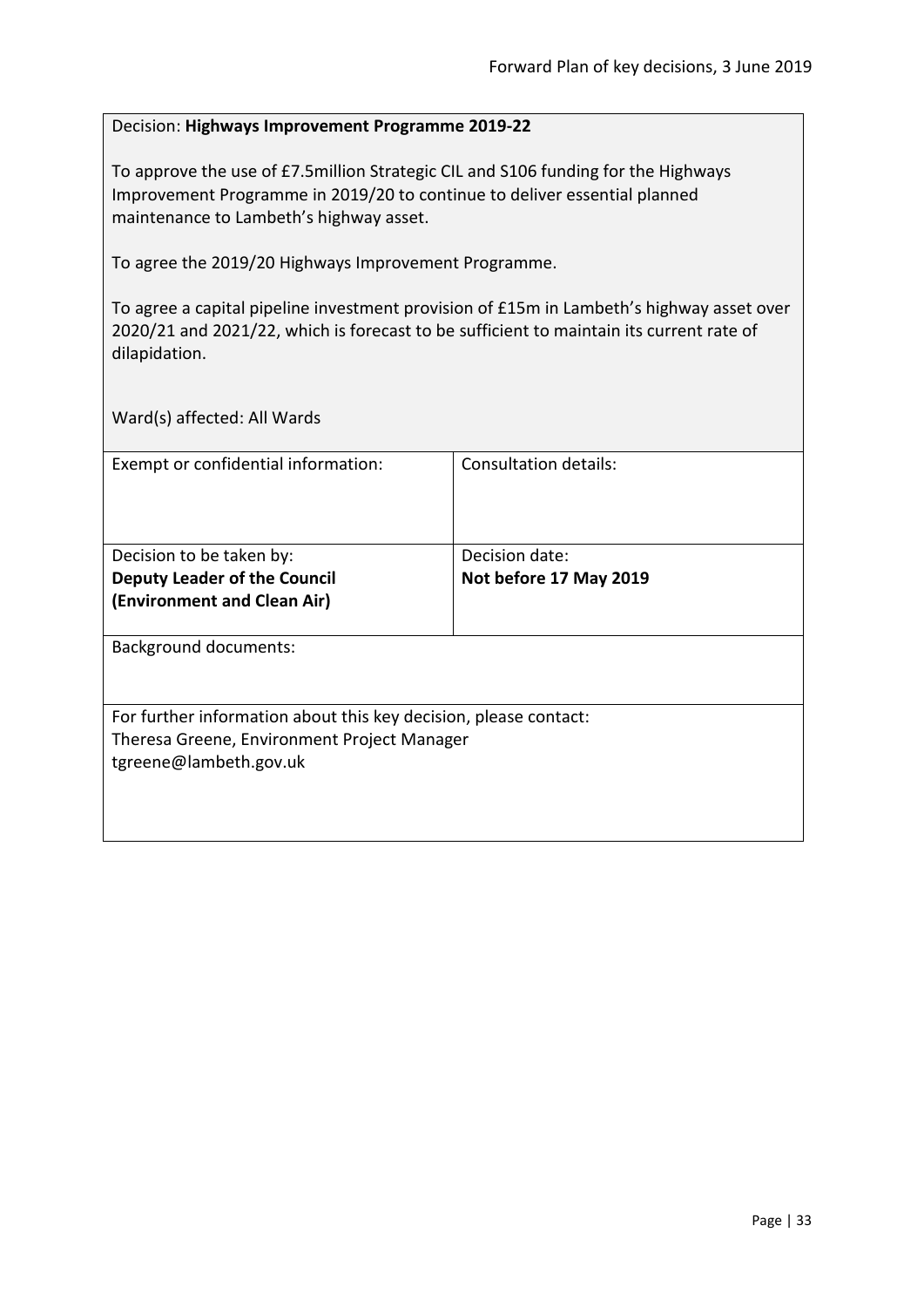Decision: **Highways Improvement Programme 2019-22**

To approve the use of £7.5million Strategic CIL and S106 funding for the Highways Improvement Programme in 2019/20 to continue to deliver essential planned maintenance to Lambeth's highway asset.

To agree the 2019/20 Highways Improvement Programme.

To agree a capital pipeline investment provision of £15m in Lambeth's highway asset over 2020/21 and 2021/22, which is forecast to be sufficient to maintain its current rate of dilapidation.

Ward(s) affected: All Wards

| Exempt or confidential information: | Consultation details: |
| --- | --- |
| Decision to be taken by:<br>**Deputy Leader of the Council (Environment and Clean Air)** | Decision date:<br>**Not before 17 May 2019** |

Background documents:

For further information about this key decision, please contact:
Theresa Greene, Environment Project Manager
tgreene@lambeth.gov.uk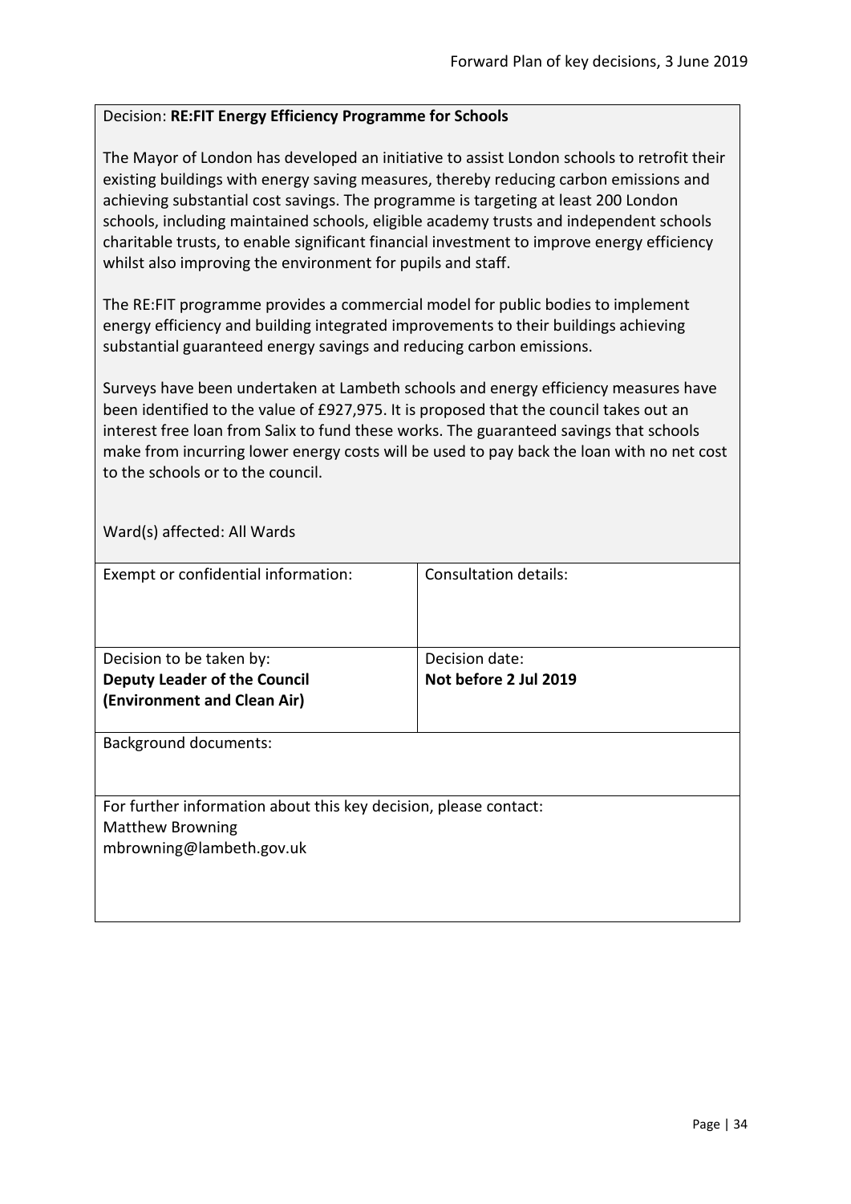Decision: **RE:FIT Energy Efficiency Programme for Schools**

The Mayor of London has developed an initiative to assist London schools to retrofit their existing buildings with energy saving measures, thereby reducing carbon emissions and achieving substantial cost savings. The programme is targeting at least 200 London schools, including maintained schools, eligible academy trusts and independent schools charitable trusts, to enable significant financial investment to improve energy efficiency whilst also improving the environment for pupils and staff.

The RE:FIT programme provides a commercial model for public bodies to implement energy efficiency and building integrated improvements to their buildings achieving substantial guaranteed energy savings and reducing carbon emissions.

Surveys have been undertaken at Lambeth schools and energy efficiency measures have been identified to the value of £927,975. It is proposed that the council takes out an interest free loan from Salix to fund these works. The guaranteed savings that schools make from incurring lower energy costs will be used to pay back the loan with no net cost to the schools or to the council.

Ward(s) affected: All Wards

| Exempt or confidential information: | Consultation details: |
|---|---|
| Decision to be taken by: **Deputy Leader of the Council (Environment and Clean Air)** | Decision date: **Not before 2 Jul 2019** |

Background documents:

For further information about this key decision, please contact:
Matthew Browning
mbrowning@lambeth.gov.uk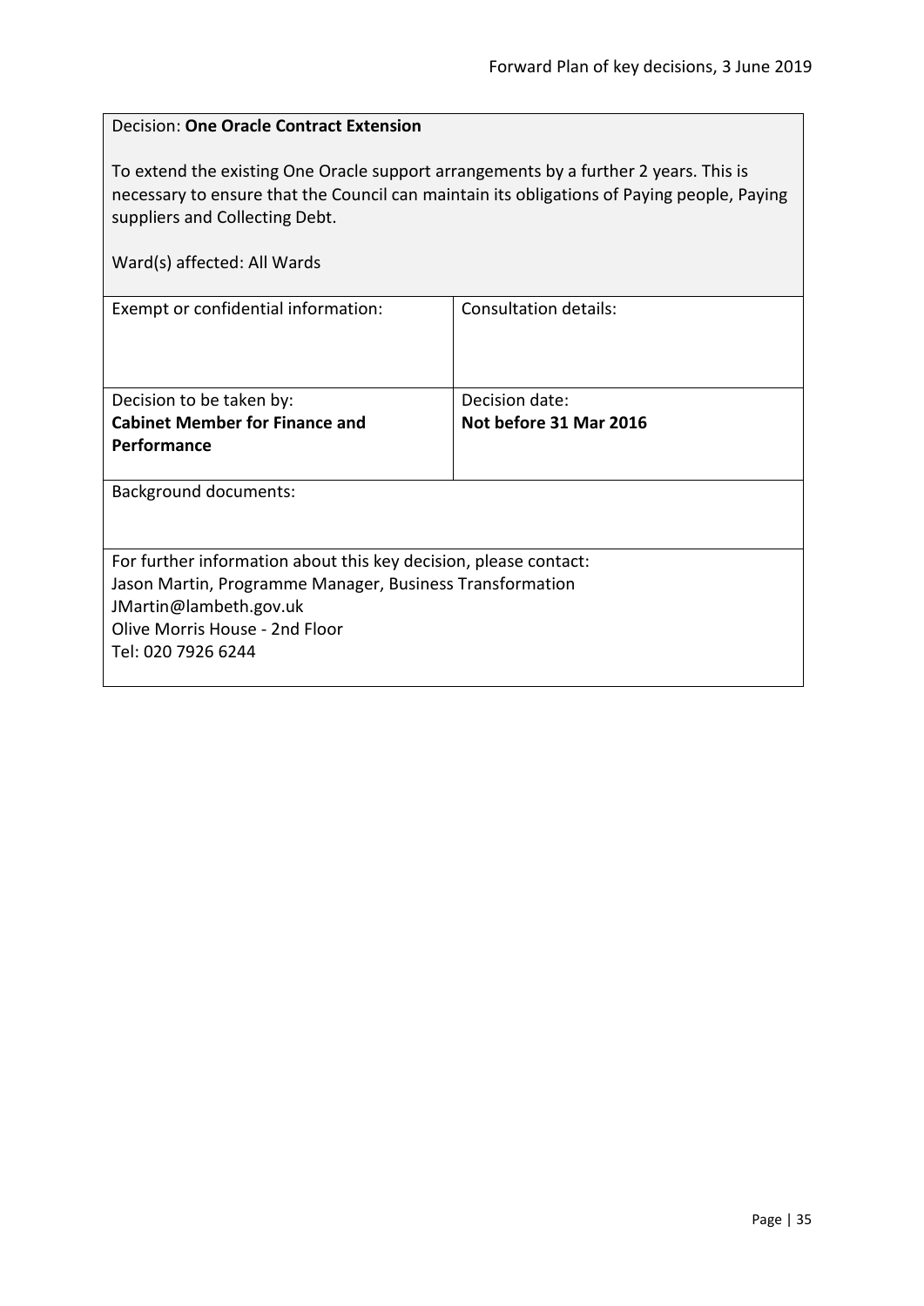Decision: **One Oracle Contract Extension**

To extend the existing One Oracle support arrangements by a further 2 years. This is necessary to ensure that the Council can maintain its obligations of Paying people, Paying suppliers and Collecting Debt.

Ward(s) affected: All Wards

| Exempt or confidential information: | Consultation details: |
|---|---|
| Decision to be taken by:<br>**Cabinet Member for Finance and Performance** | Decision date:<br>**Not before 31 Mar 2016** |

Background documents:

For further information about this key decision, please contact:
Jason Martin, Programme Manager, Business Transformation
JMartin@lambeth.gov.uk
Olive Morris House - 2nd Floor
Tel: 020 7926 6244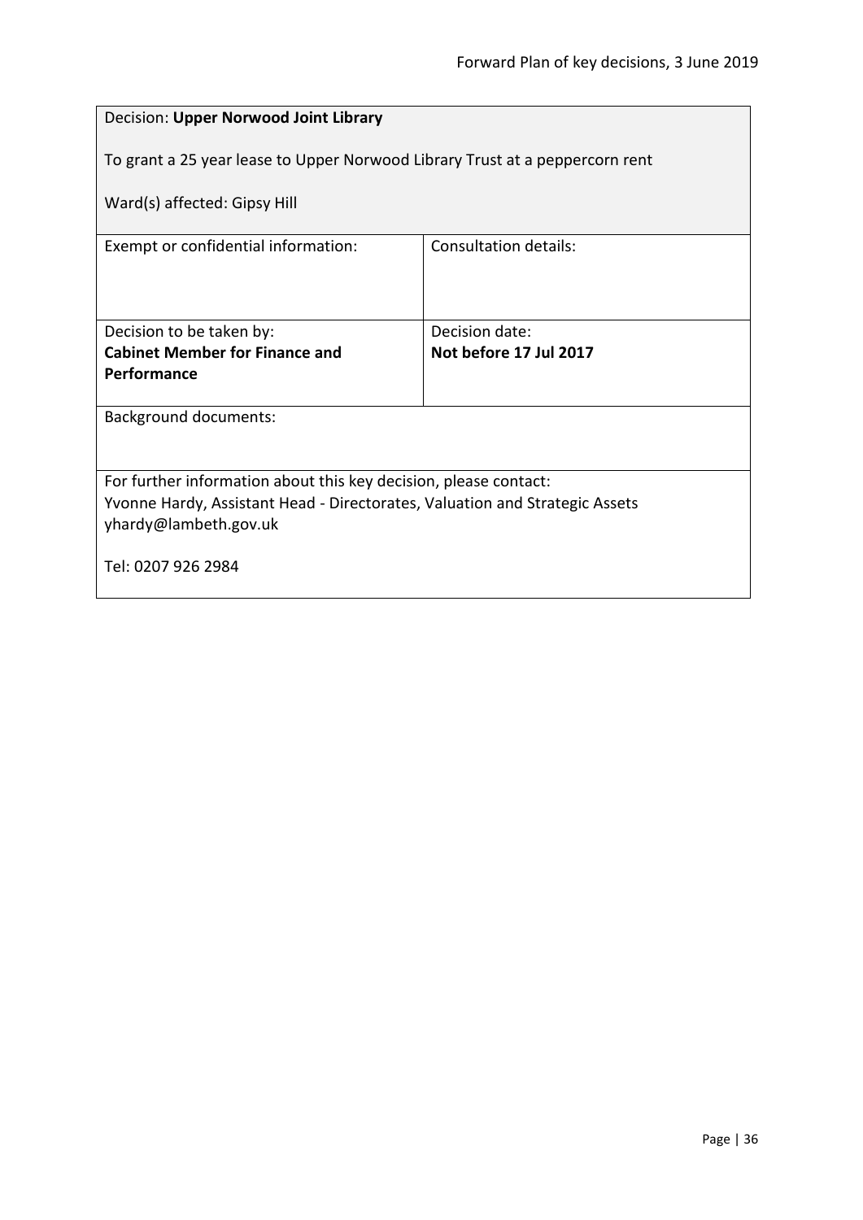Decision: **Upper Norwood Joint Library**

To grant a 25 year lease to Upper Norwood Library Trust at a peppercorn rent

Ward(s) affected: Gipsy Hill

| Exempt or confidential information: | Consultation details: |
| --- | --- |
| Decision to be taken by: **Cabinet Member for Finance and Performance** | Decision date: **Not before 17 Jul 2017** |

Background documents:

For further information about this key decision, please contact:
Yvonne Hardy, Assistant Head - Directorates, Valuation and Strategic Assets
yhardy@lambeth.gov.uk

Tel: 0207 926 2984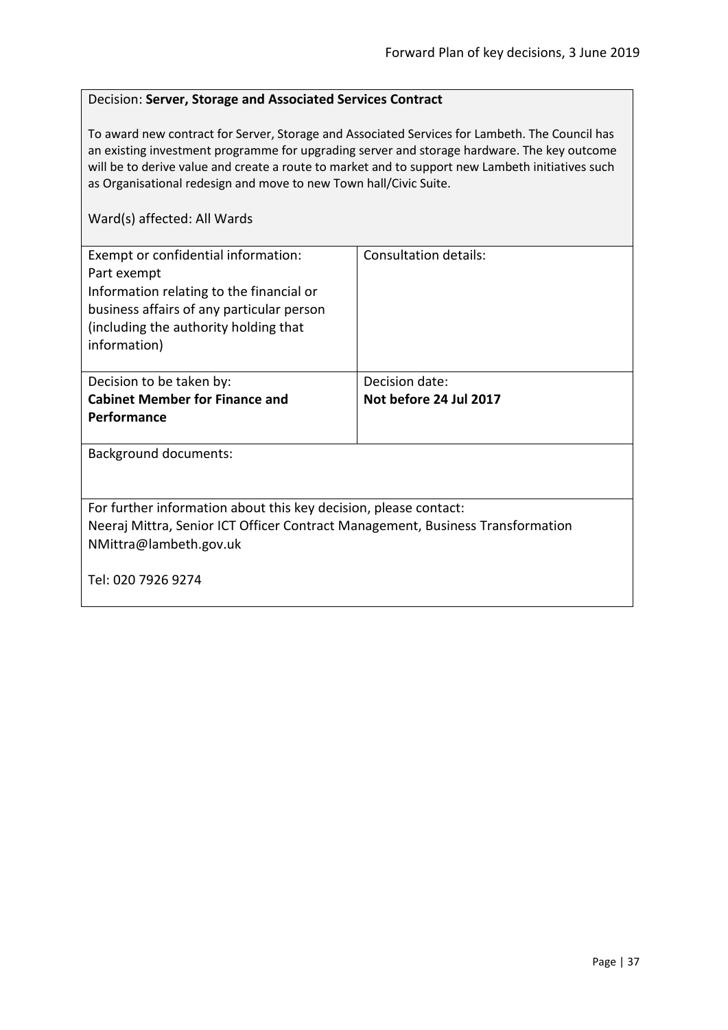Decision: **Server, Storage and Associated Services Contract**

To award new contract for Server, Storage and Associated Services for Lambeth. The Council has an existing investment programme for upgrading server and storage hardware. The key outcome will be to derive value and create a route to market and to support new Lambeth initiatives such as Organisational redesign and move to new Town hall/Civic Suite.

Ward(s) affected: All Wards

| Exempt or confidential information: Part exempt Information relating to the financial or business affairs of any particular person (including the authority holding that information) | Consultation details: |
|---|---|
| Decision to be taken by: **Cabinet Member for Finance and Performance** | Decision date: **Not before 24 Jul 2017** |

Background documents:

For further information about this key decision, please contact:
Neeraj Mittra, Senior ICT Officer Contract Management, Business Transformation
NMittra@lambeth.gov.uk

Tel: 020 7926 9274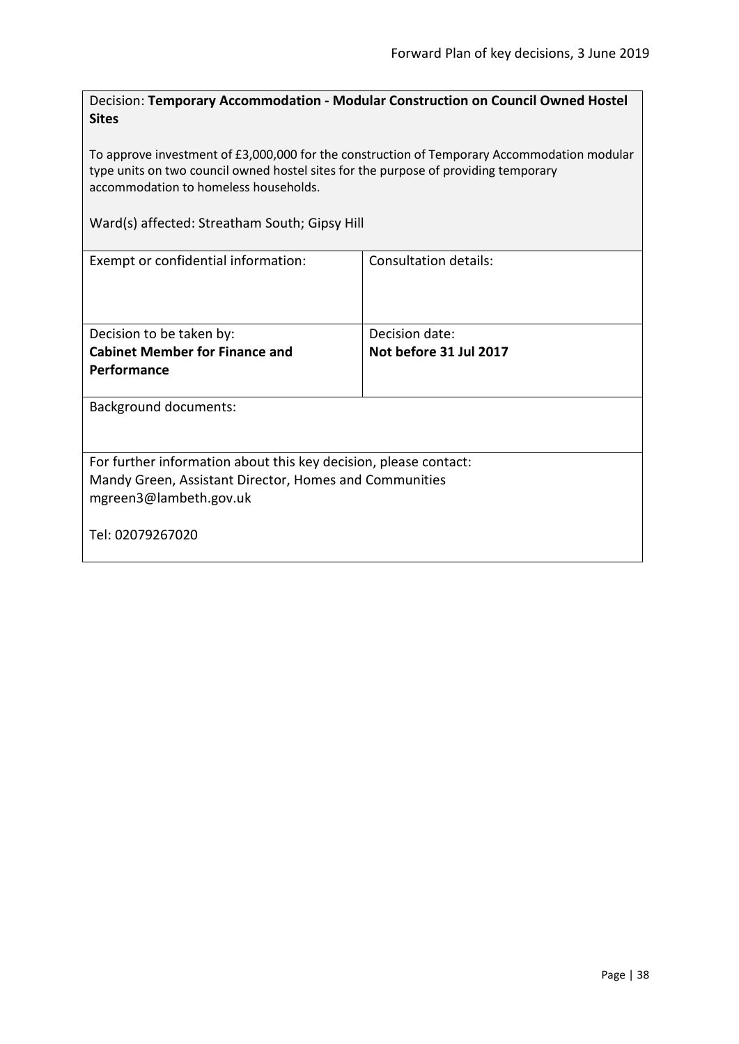Decision: **Temporary Accommodation - Modular Construction on Council Owned Hostel Sites**

To approve investment of £3,000,000 for the construction of Temporary Accommodation modular type units on two council owned hostel sites for the purpose of providing temporary accommodation to homeless households.

Ward(s) affected: Streatham South; Gipsy Hill

| Exempt or confidential information: | Consultation details: |
|---|---|
| Decision to be taken by:<br>**Cabinet Member for Finance and Performance** | Decision date:<br>**Not before 31 Jul 2017** |

Background documents:

For further information about this key decision, please contact:
Mandy Green, Assistant Director, Homes and Communities
mgreen3@lambeth.gov.uk

Tel: 02079267020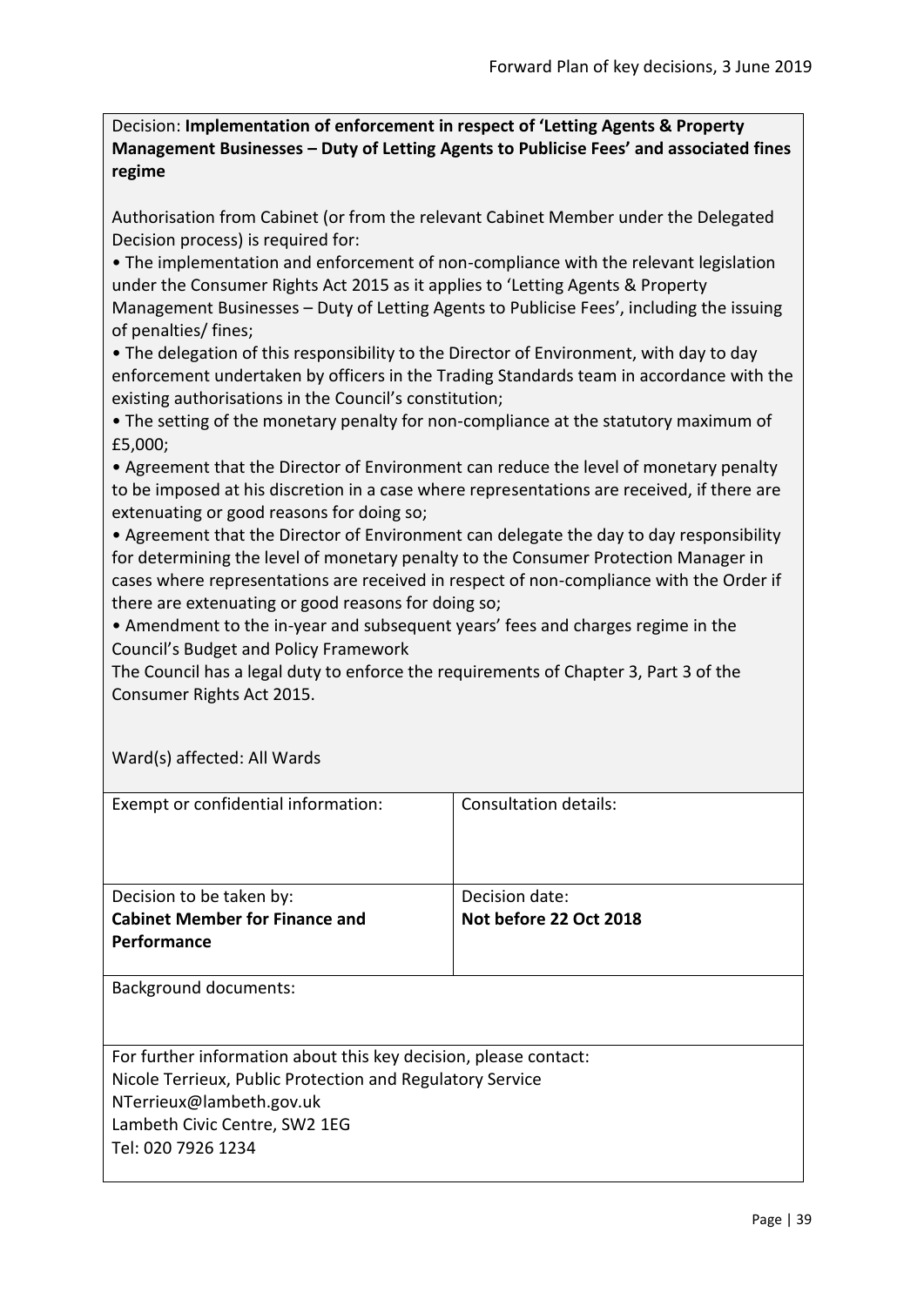Decision: **Implementation of enforcement in respect of 'Letting Agents & Property Management Businesses – Duty of Letting Agents to Publicise Fees' and associated fines regime**

Authorisation from Cabinet (or from the relevant Cabinet Member under the Delegated Decision process) is required for:

- The implementation and enforcement of non-compliance with the relevant legislation under the Consumer Rights Act 2015 as it applies to 'Letting Agents & Property Management Businesses – Duty of Letting Agents to Publicise Fees', including the issuing of penalties/ fines;
- The delegation of this responsibility to the Director of Environment, with day to day enforcement undertaken by officers in the Trading Standards team in accordance with the existing authorisations in the Council's constitution;
- The setting of the monetary penalty for non-compliance at the statutory maximum of £5,000;
- Agreement that the Director of Environment can reduce the level of monetary penalty to be imposed at his discretion in a case where representations are received, if there are extenuating or good reasons for doing so;
- Agreement that the Director of Environment can delegate the day to day responsibility for determining the level of monetary penalty to the Consumer Protection Manager in cases where representations are received in respect of non-compliance with the Order if there are extenuating or good reasons for doing so;
- Amendment to the in-year and subsequent years' fees and charges regime in the Council's Budget and Policy Framework

The Council has a legal duty to enforce the requirements of Chapter 3, Part 3 of the Consumer Rights Act 2015.

Ward(s) affected: All Wards

| Exempt or confidential information: | Consultation details: |
|---|---|
| Decision to be taken by:<br>**Cabinet Member for Finance and Performance** | Decision date:<br>**Not before 22 Oct 2018** |

Background documents:

For further information about this key decision, please contact:
Nicole Terrieux, Public Protection and Regulatory Service
NTerrieux@lambeth.gov.uk
Lambeth Civic Centre, SW2 1EG
Tel: 020 7926 1234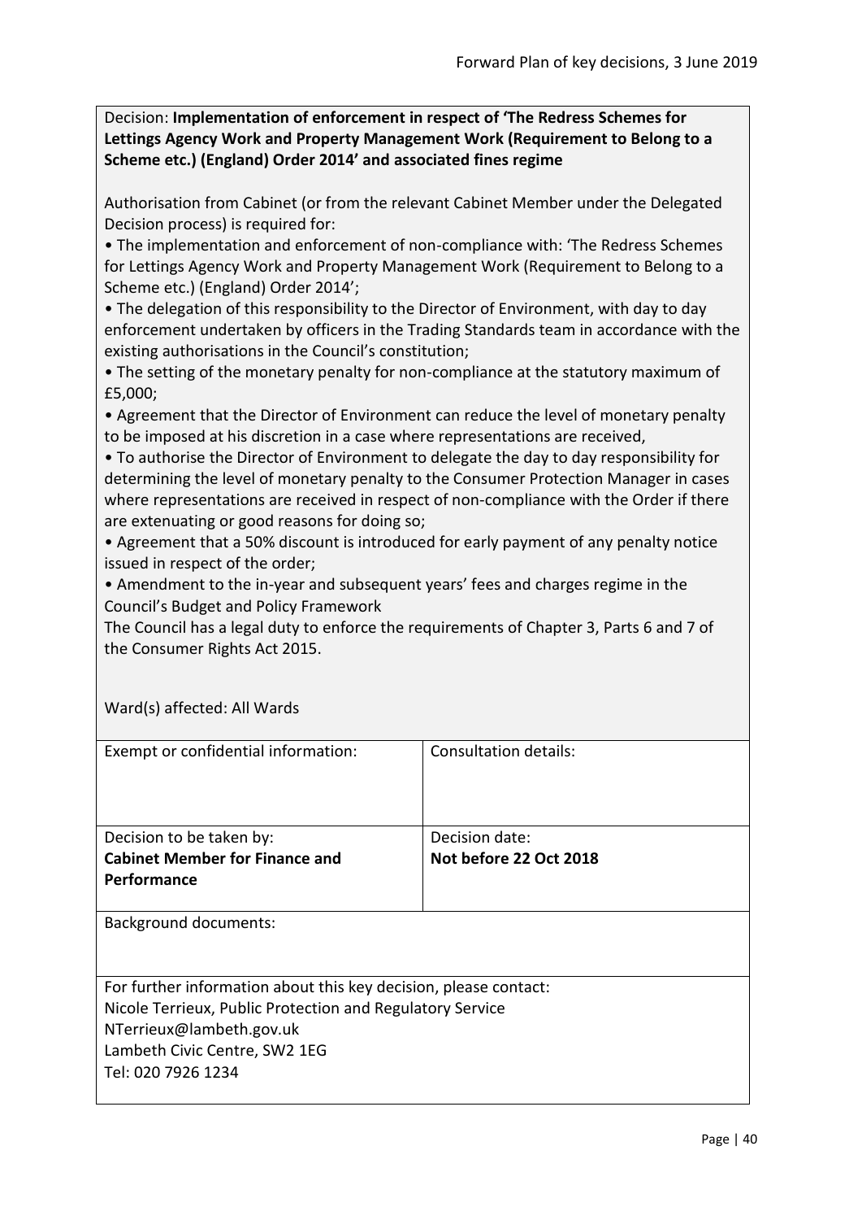Decision: **Implementation of enforcement in respect of 'The Redress Schemes for Lettings Agency Work and Property Management Work (Requirement to Belong to a Scheme etc.) (England) Order 2014' and associated fines regime**

Authorisation from Cabinet (or from the relevant Cabinet Member under the Delegated Decision process) is required for:

- The implementation and enforcement of non-compliance with: 'The Redress Schemes for Lettings Agency Work and Property Management Work (Requirement to Belong to a Scheme etc.) (England) Order 2014';
- The delegation of this responsibility to the Director of Environment, with day to day enforcement undertaken by officers in the Trading Standards team in accordance with the existing authorisations in the Council's constitution;
- The setting of the monetary penalty for non-compliance at the statutory maximum of £5,000;
- Agreement that the Director of Environment can reduce the level of monetary penalty to be imposed at his discretion in a case where representations are received,
- To authorise the Director of Environment to delegate the day to day responsibility for determining the level of monetary penalty to the Consumer Protection Manager in cases where representations are received in respect of non-compliance with the Order if there are extenuating or good reasons for doing so;
- Agreement that a 50% discount is introduced for early payment of any penalty notice issued in respect of the order;
- Amendment to the in-year and subsequent years' fees and charges regime in the Council's Budget and Policy Framework

The Council has a legal duty to enforce the requirements of Chapter 3, Parts 6 and 7 of the Consumer Rights Act 2015.

Ward(s) affected: All Wards

| Exempt or confidential information: | Consultation details: |
|---|---|
| Decision to be taken by: **Cabinet Member for Finance and Performance** | Decision date: **Not before 22 Oct 2018** |

Background documents:

For further information about this key decision, please contact:
Nicole Terrieux, Public Protection and Regulatory Service
NTerrieux@lambeth.gov.uk
Lambeth Civic Centre, SW2 1EG
Tel: 020 7926 1234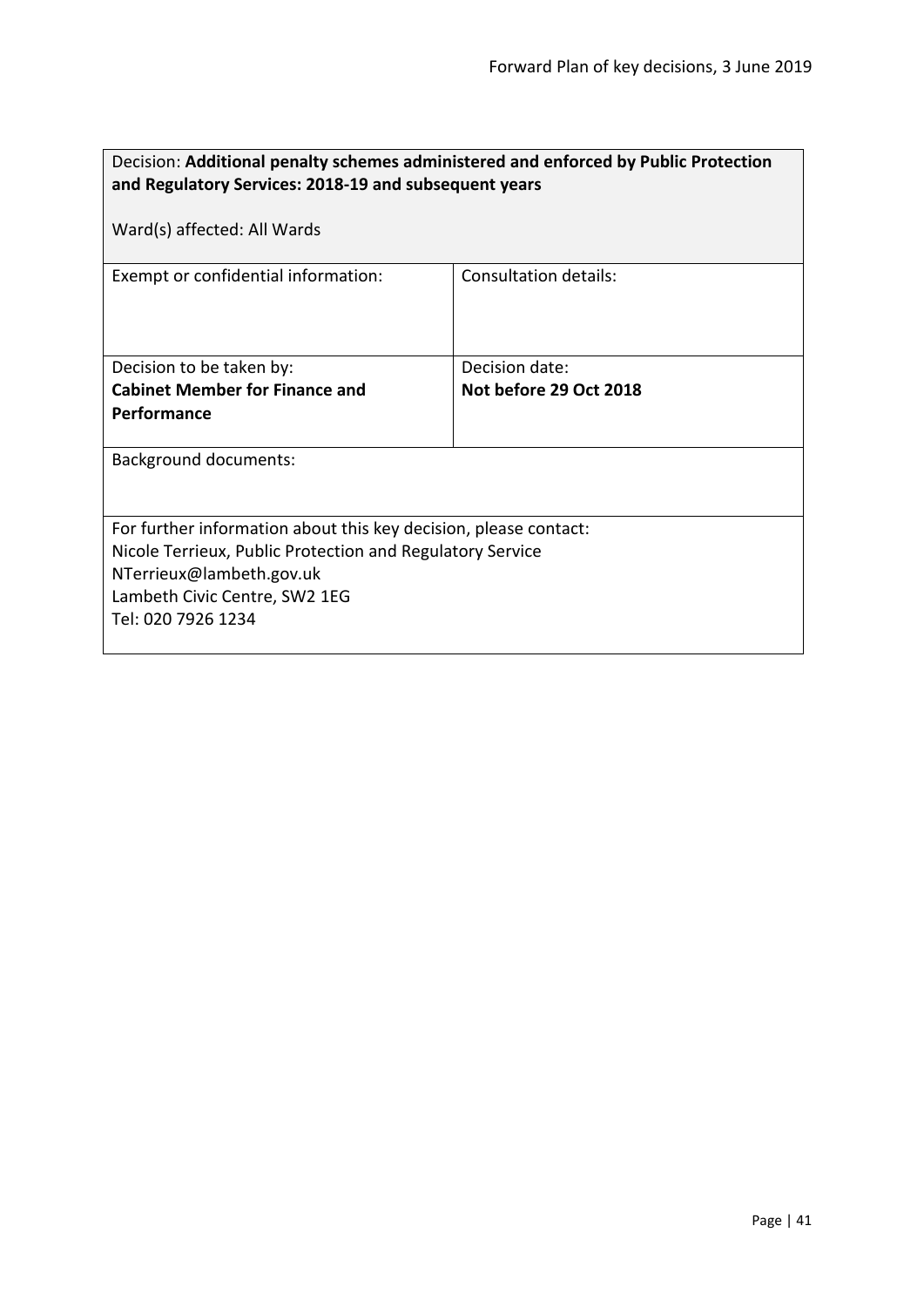Decision: **Additional penalty schemes administered and enforced by Public Protection and Regulatory Services: 2018-19 and subsequent years**

Ward(s) affected: All Wards

| Exempt or confidential information: | Consultation details: |
|---|---|
| Decision to be taken by:<br>**Cabinet Member for Finance and Performance** | Decision date:<br>**Not before 29 Oct 2018** |

Background documents:

For further information about this key decision, please contact:
Nicole Terrieux, Public Protection and Regulatory Service
NTerrieux@lambeth.gov.uk
Lambeth Civic Centre, SW2 1EG
Tel: 020 7926 1234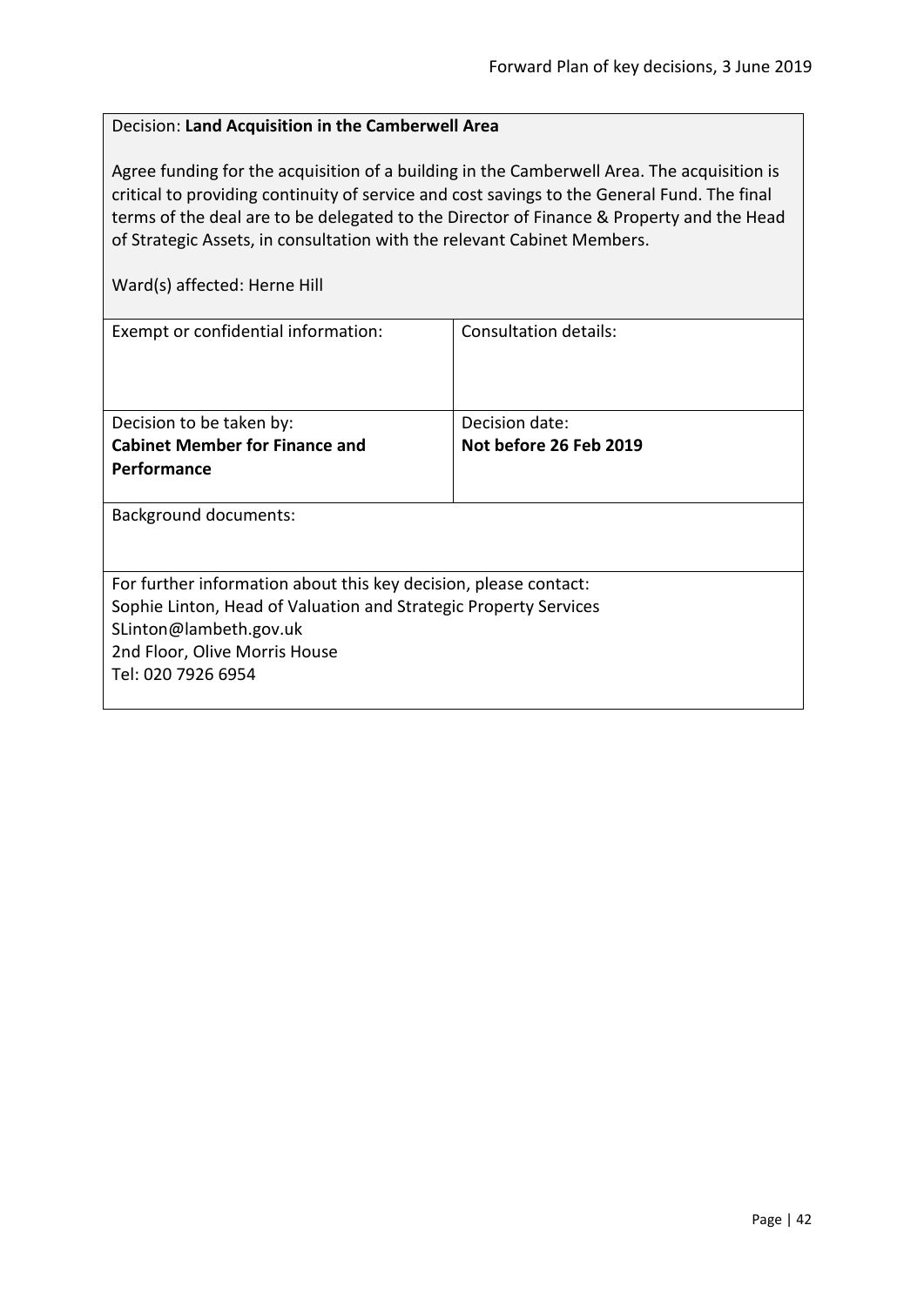Decision: **Land Acquisition in the Camberwell Area**

Agree funding for the acquisition of a building in the Camberwell Area. The acquisition is critical to providing continuity of service and cost savings to the General Fund. The final terms of the deal are to be delegated to the Director of Finance & Property and the Head of Strategic Assets, in consultation with the relevant Cabinet Members.

Ward(s) affected: Herne Hill

| Exempt or confidential information: | Consultation details: |
| --- | --- |
| Decision to be taken by:<br>**Cabinet Member for Finance and Performance** | Decision date:<br>**Not before 26 Feb 2019** |
| Background documents: | |

For further information about this key decision, please contact:
Sophie Linton, Head of Valuation and Strategic Property Services
SLinton@lambeth.gov.uk
2nd Floor, Olive Morris House
Tel: 020 7926 6954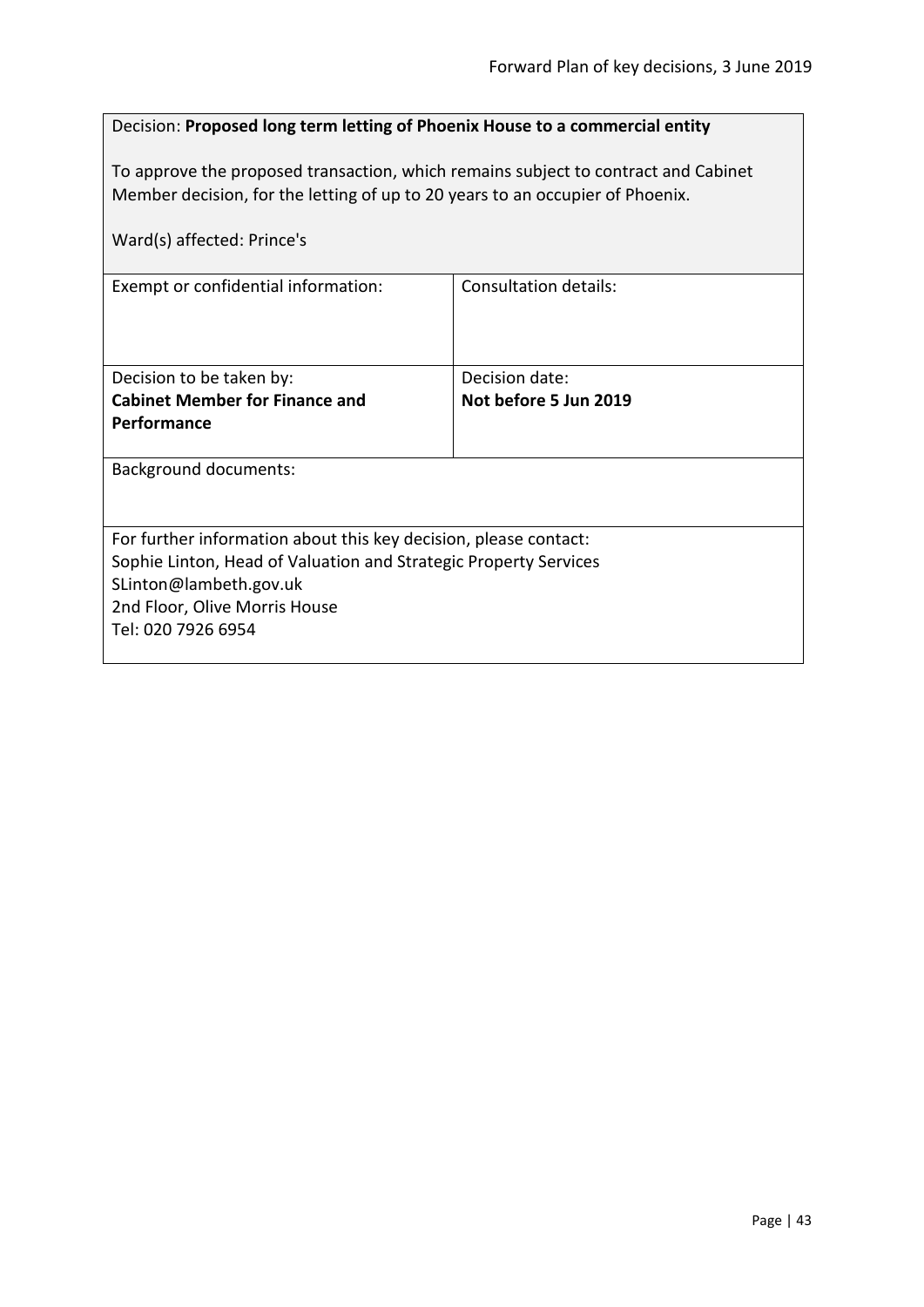Decision: **Proposed long term letting of Phoenix House to a commercial entity**

To approve the proposed transaction, which remains subject to contract and Cabinet Member decision, for the letting of up to 20 years to an occupier of Phoenix.

Ward(s) affected: Prince's

| Exempt or confidential information: | Consultation details: |
| --- | --- |
| Decision to be taken by: **Cabinet Member for Finance and Performance** | Decision date: **Not before 5 Jun 2019** |

Background documents:

For further information about this key decision, please contact:
Sophie Linton, Head of Valuation and Strategic Property Services
SLinton@lambeth.gov.uk
2nd Floor, Olive Morris House
Tel: 020 7926 6954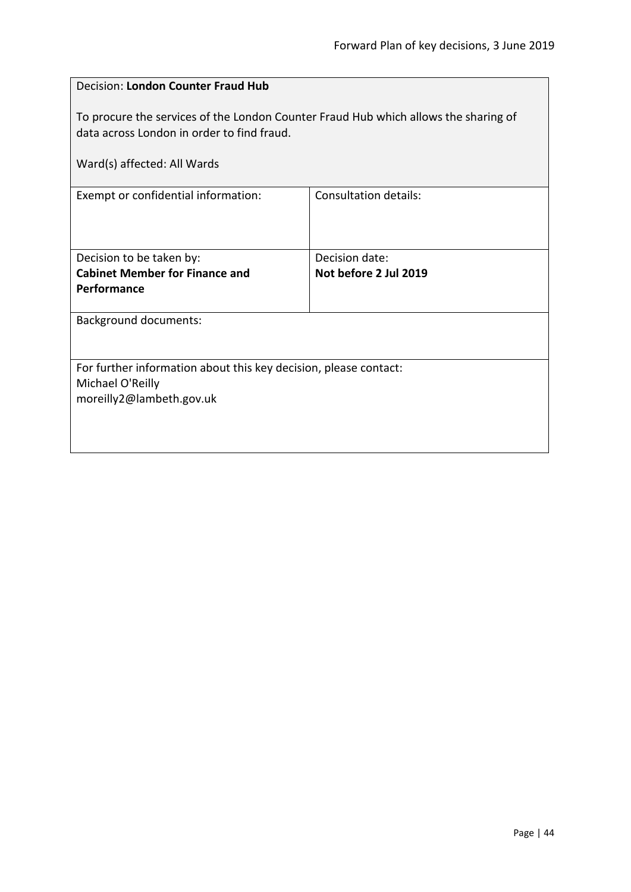Decision: **London Counter Fraud Hub**

To procure the services of the London Counter Fraud Hub which allows the sharing of data across London in order to find fraud.

Ward(s) affected: All Wards

| Exempt or confidential information: | Consultation details: |
|---|---|
| Decision to be taken by:<br>**Cabinet Member for Finance and Performance** | Decision date:<br>**Not before 2 Jul 2019** |

Background documents:

For further information about this key decision, please contact:
Michael O'Reilly
moreilly2@lambeth.gov.uk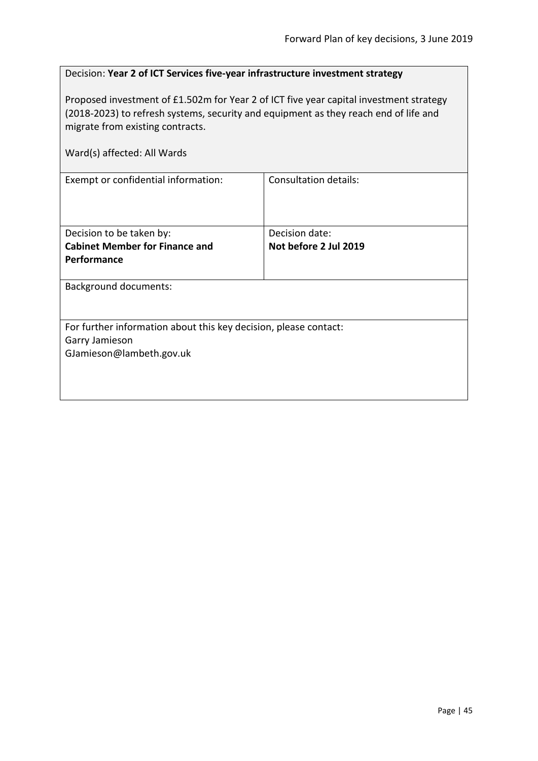Decision: **Year 2 of ICT Services five-year infrastructure investment strategy**

Proposed investment of £1.502m for Year 2 of ICT five year capital investment strategy (2018-2023) to refresh systems, security and equipment as they reach end of life and migrate from existing contracts.

Ward(s) affected: All Wards

| Exempt or confidential information: | Consultation details: |
| --- | --- |
| Decision to be taken by:<br>**Cabinet Member for Finance and Performance** | Decision date:<br>**Not before 2 Jul 2019** |

Background documents:

For further information about this key decision, please contact:
Garry Jamieson
GJamieson@lambeth.gov.uk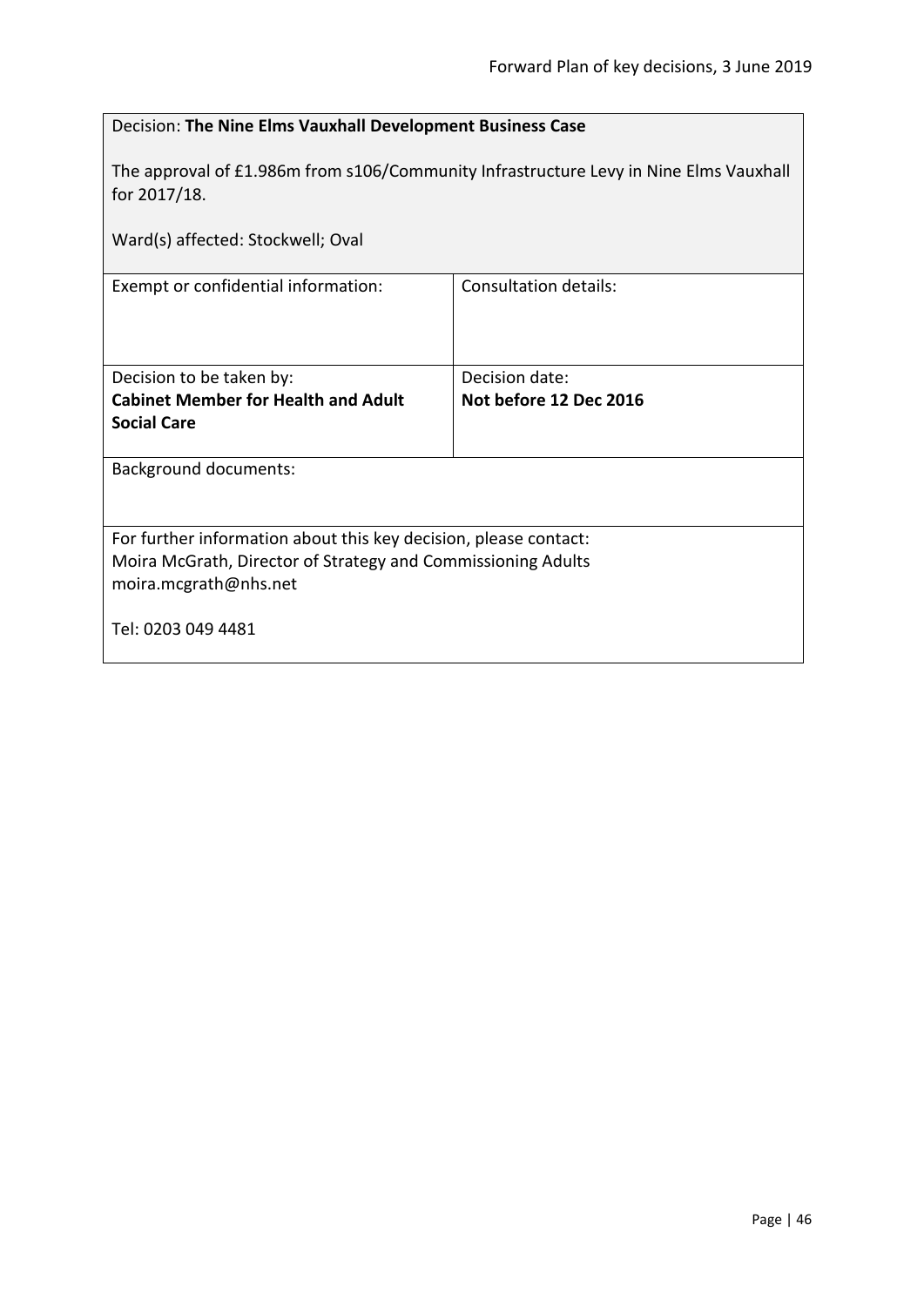| Decision: **The Nine Elms Vauxhall Development Business Case**<br><br>The approval of £1.986m from s106/Community Infrastructure Levy in Nine Elms Vauxhall for 2017/18.<br><br>Ward(s) affected: Stockwell; Oval | |
|---|---|
| Exempt or confidential information: | Consultation details: |
| Decision to be taken by:<br>**Cabinet Member for Health and Adult Social Care** | Decision date:<br>**Not before 12 Dec 2016** |
| Background documents: | |
| For further information about this key decision, please contact:<br>Moira McGrath, Director of Strategy and Commissioning Adults<br>moira.mcgrath@nhs.net<br><br>Tel: 0203 049 4481 | |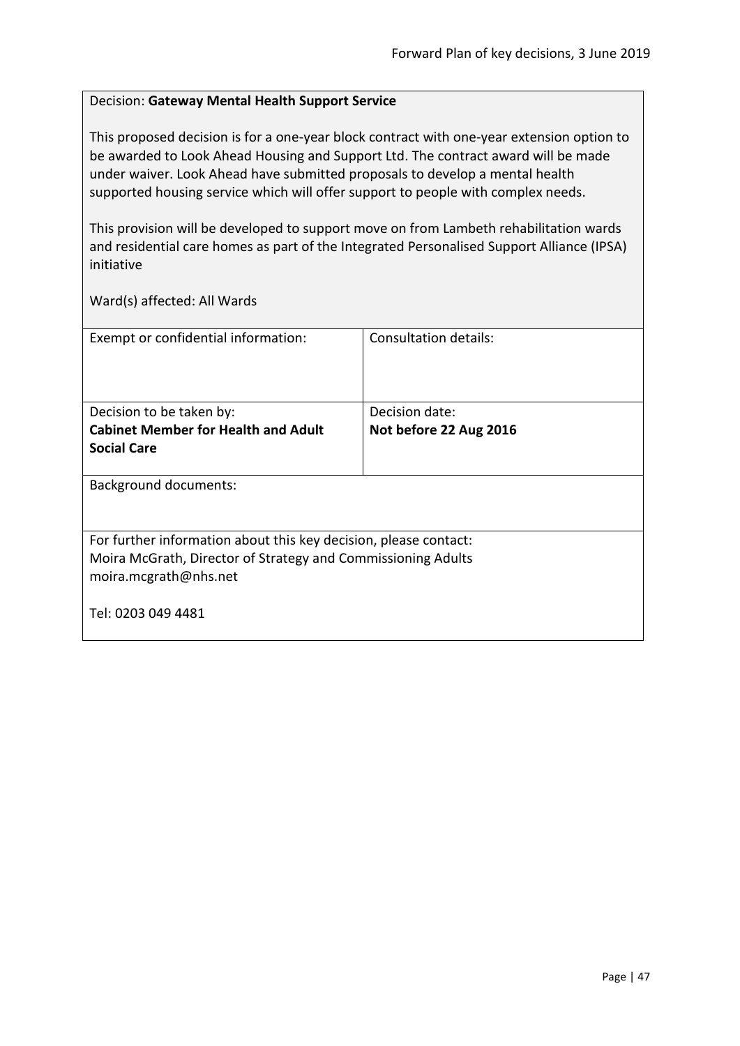Decision: **Gateway Mental Health Support Service**

This proposed decision is for a one-year block contract with one-year extension option to be awarded to Look Ahead Housing and Support Ltd. The contract award will be made under waiver. Look Ahead have submitted proposals to develop a mental health supported housing service which will offer support to people with complex needs.

This provision will be developed to support move on from Lambeth rehabilitation wards and residential care homes as part of the Integrated Personalised Support Alliance (IPSA) initiative

Ward(s) affected: All Wards

| Exempt or confidential information: | Consultation details: |
|---|---|
| Decision to be taken by:<br>**Cabinet Member for Health and Adult Social Care** | Decision date:<br>**Not before 22 Aug 2016** |

Background documents:

For further information about this key decision, please contact:
Moira McGrath, Director of Strategy and Commissioning Adults
moira.mcgrath@nhs.net

Tel: 0203 049 4481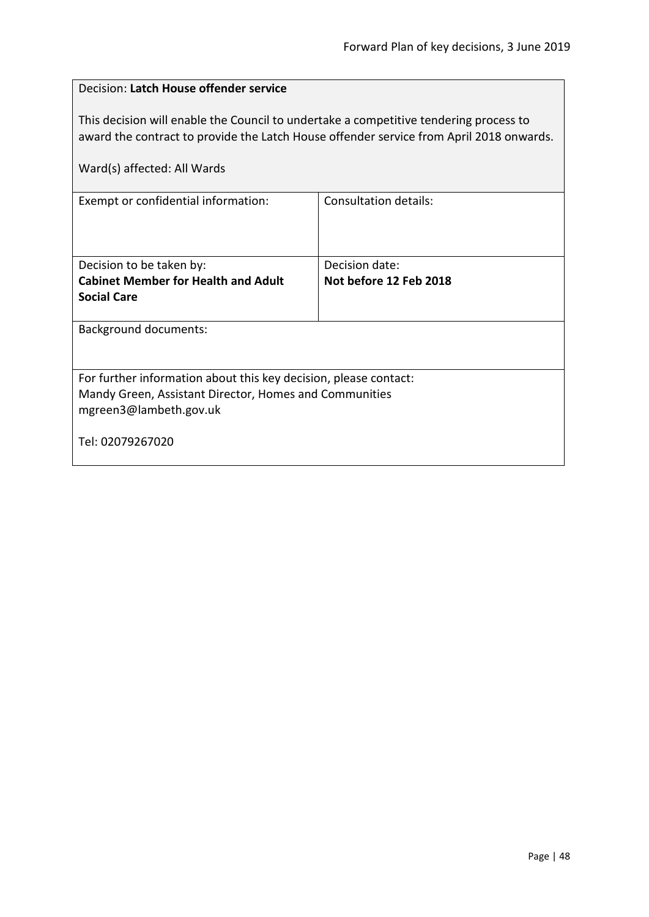Decision: **Latch House offender service**

This decision will enable the Council to undertake a competitive tendering process to award the contract to provide the Latch House offender service from April 2018 onwards.

Ward(s) affected: All Wards

| Exempt or confidential information: | Consultation details: |
|---|---|
| Decision to be taken by:<br>**Cabinet Member for Health and Adult Social Care** | Decision date:<br>**Not before 12 Feb 2018** |

Background documents:

For further information about this key decision, please contact:
Mandy Green, Assistant Director, Homes and Communities
mgreen3@lambeth.gov.uk

Tel: 02079267020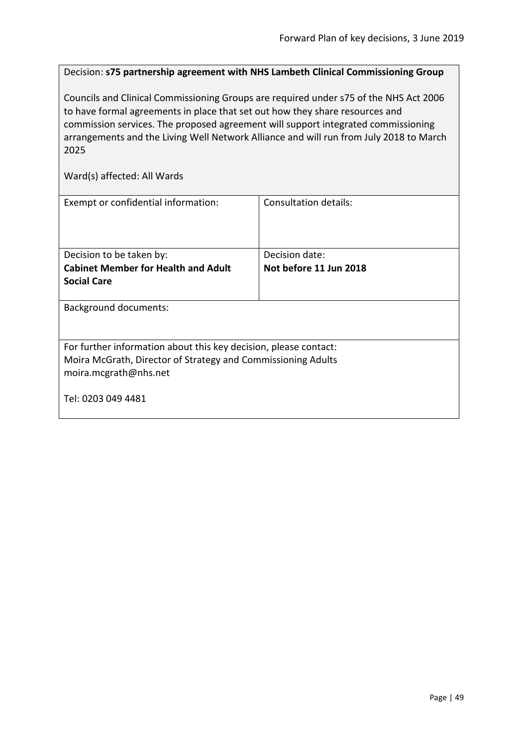Decision: **s75 partnership agreement with NHS Lambeth Clinical Commissioning Group**

Councils and Clinical Commissioning Groups are required under s75 of the NHS Act 2006 to have formal agreements in place that set out how they share resources and commission services. The proposed agreement will support integrated commissioning arrangements and the Living Well Network Alliance and will run from July 2018 to March 2025

Ward(s) affected: All Wards

| Exempt or confidential information: | Consultation details: |
|---|---|
| Decision to be taken by: **Cabinet Member for Health and Adult Social Care** | Decision date: **Not before 11 Jun 2018** |

Background documents:

For further information about this key decision, please contact:
Moira McGrath, Director of Strategy and Commissioning Adults
moira.mcgrath@nhs.net

Tel: 0203 049 4481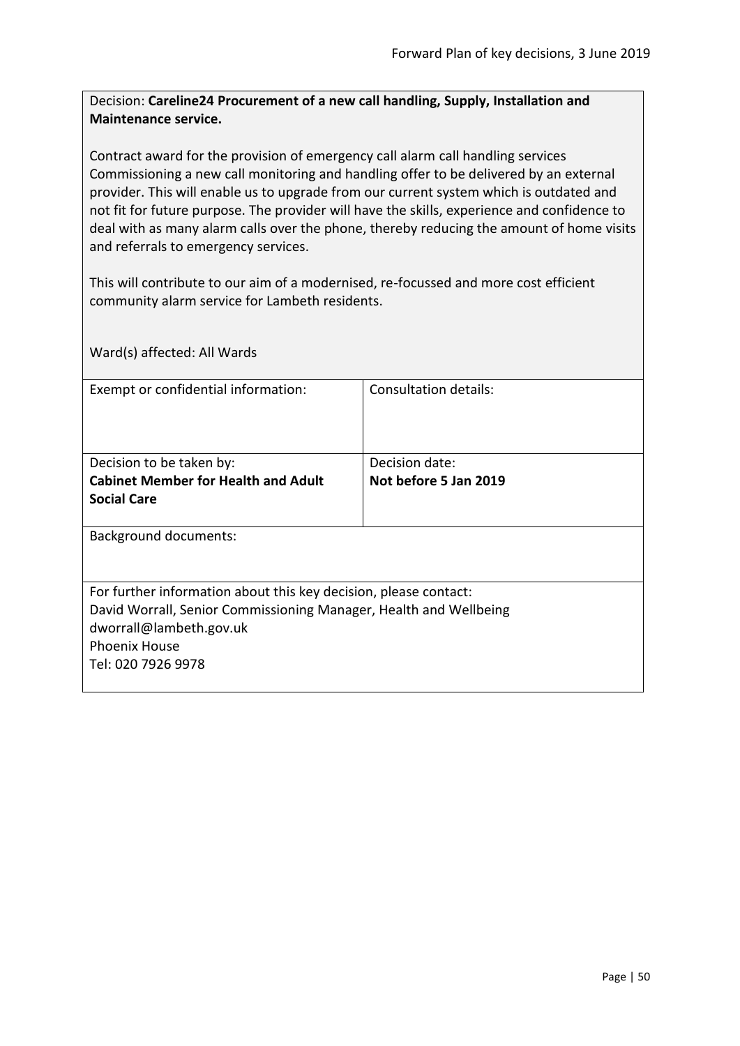Decision: **Careline24 Procurement of a new call handling, Supply, Installation and Maintenance service.**

Contract award for the provision of emergency call alarm call handling services Commissioning a new call monitoring and handling offer to be delivered by an external provider. This will enable us to upgrade from our current system which is outdated and not fit for future purpose. The provider will have the skills, experience and confidence to deal with as many alarm calls over the phone, thereby reducing the amount of home visits and referrals to emergency services.

This will contribute to our aim of a modernised, re-focussed and more cost efficient community alarm service for Lambeth residents.

Ward(s) affected: All Wards

| Exempt or confidential information: | Consultation details: |
|---|---|
| Decision to be taken by:<br>**Cabinet Member for Health and Adult Social Care** | Decision date:<br>**Not before 5 Jan 2019** |

Background documents:

For further information about this key decision, please contact:
David Worrall, Senior Commissioning Manager, Health and Wellbeing
dworrall@lambeth.gov.uk
Phoenix House
Tel: 020 7926 9978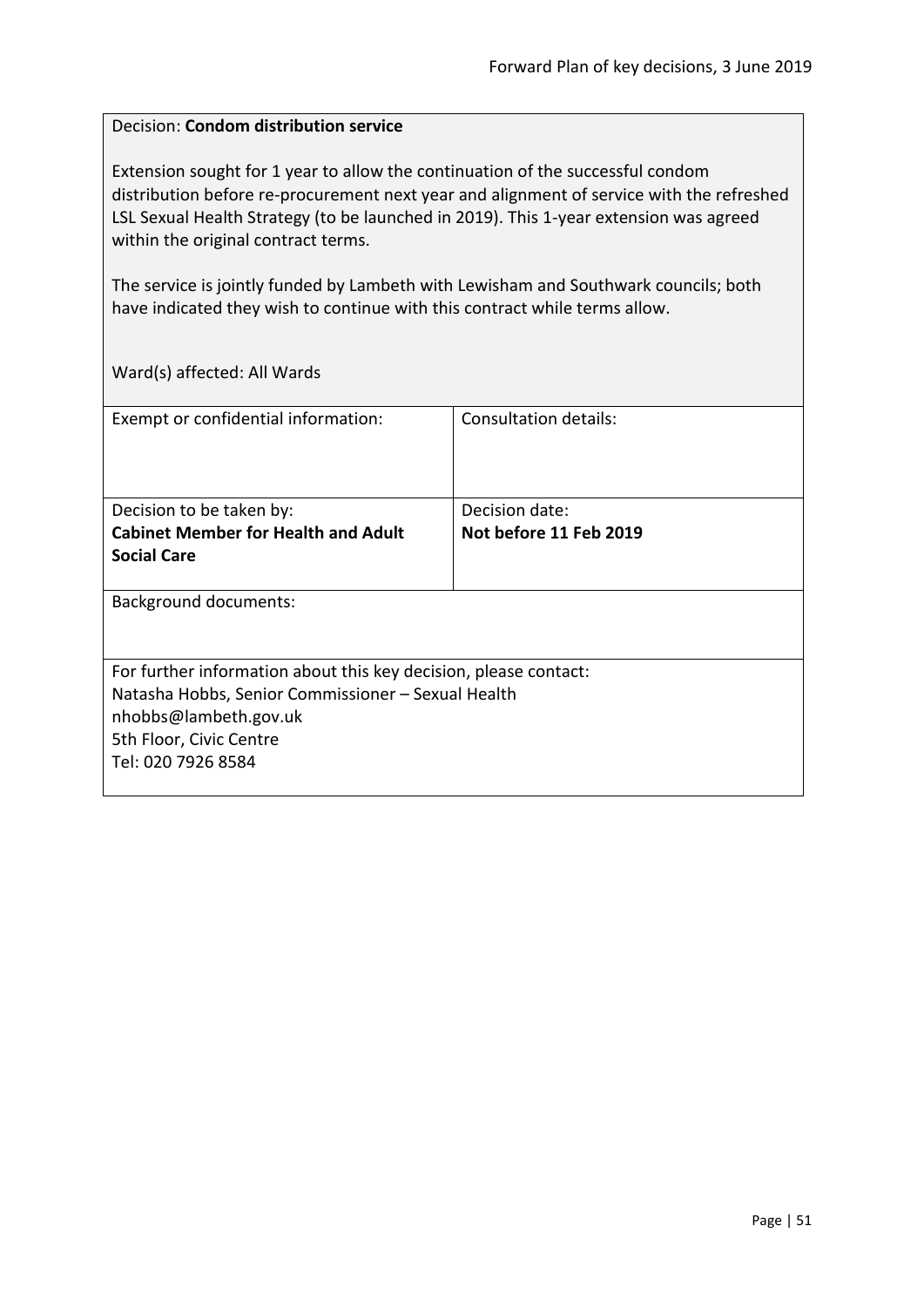Decision: **Condom distribution service**

Extension sought for 1 year to allow the continuation of the successful condom distribution before re-procurement next year and alignment of service with the refreshed LSL Sexual Health Strategy (to be launched in 2019). This 1-year extension was agreed within the original contract terms.

The service is jointly funded by Lambeth with Lewisham and Southwark councils; both have indicated they wish to continue with this contract while terms allow.

Ward(s) affected: All Wards

| Exempt or confidential information: | Consultation details: |
|---|---|
| Decision to be taken by:<br>**Cabinet Member for Health and Adult Social Care** | Decision date:<br>**Not before 11 Feb 2019** |

Background documents:

For further information about this key decision, please contact:
Natasha Hobbs, Senior Commissioner – Sexual Health
nhobbs@lambeth.gov.uk
5th Floor, Civic Centre
Tel: 020 7926 8584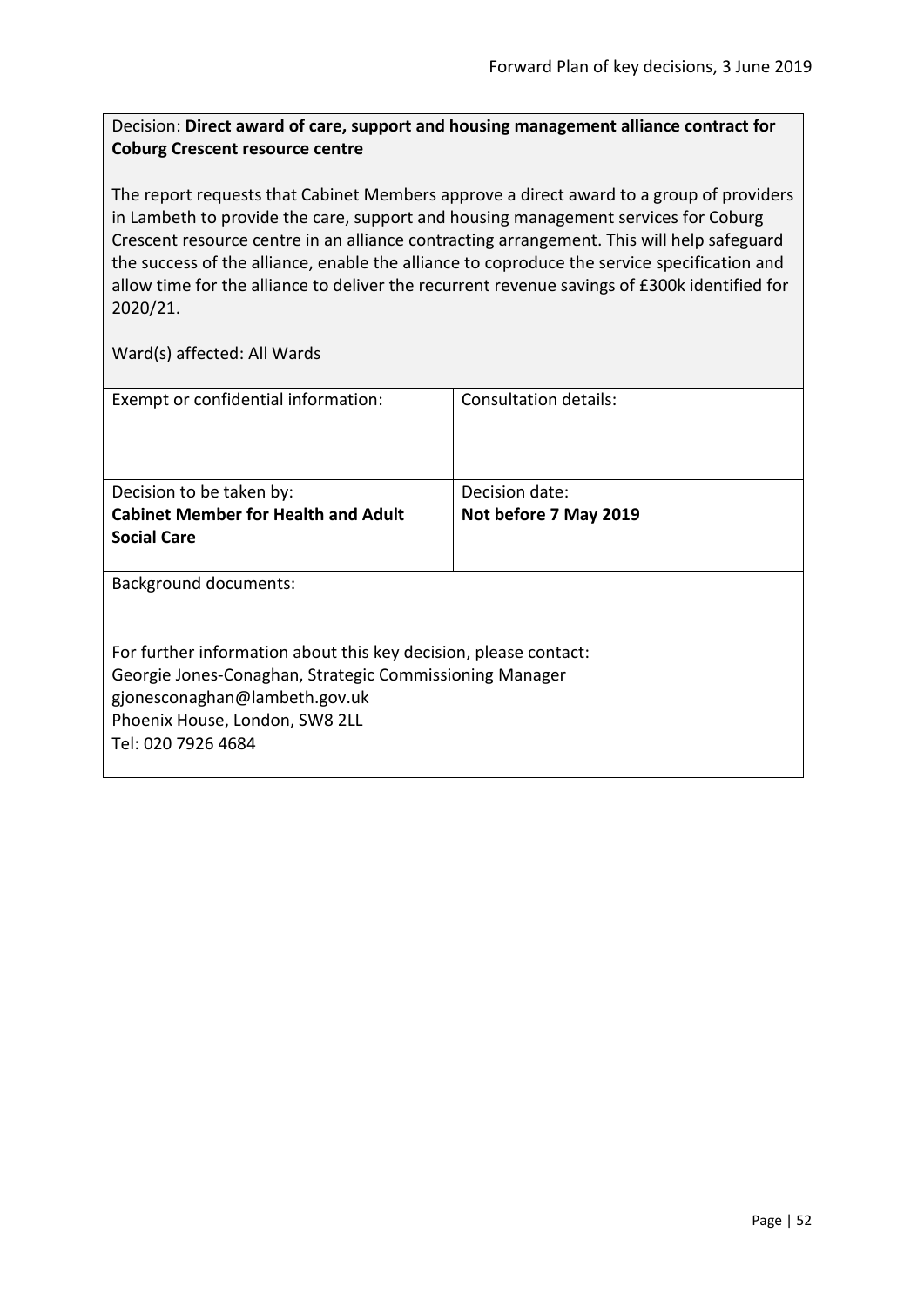Decision: **Direct award of care, support and housing management alliance contract for Coburg Crescent resource centre**

The report requests that Cabinet Members approve a direct award to a group of providers in Lambeth to provide the care, support and housing management services for Coburg Crescent resource centre in an alliance contracting arrangement. This will help safeguard the success of the alliance, enable the alliance to coproduce the service specification and allow time for the alliance to deliver the recurrent revenue savings of £300k identified for 2020/21.

Ward(s) affected: All Wards

| Exempt or confidential information: | Consultation details: |
|---|---|
| Decision to be taken by:<br>**Cabinet Member for Health and Adult Social Care** | Decision date:<br>**Not before 7 May 2019** |

Background documents:

For further information about this key decision, please contact:
Georgie Jones-Conaghan, Strategic Commissioning Manager
gjonesconaghan@lambeth.gov.uk
Phoenix House, London, SW8 2LL
Tel: 020 7926 4684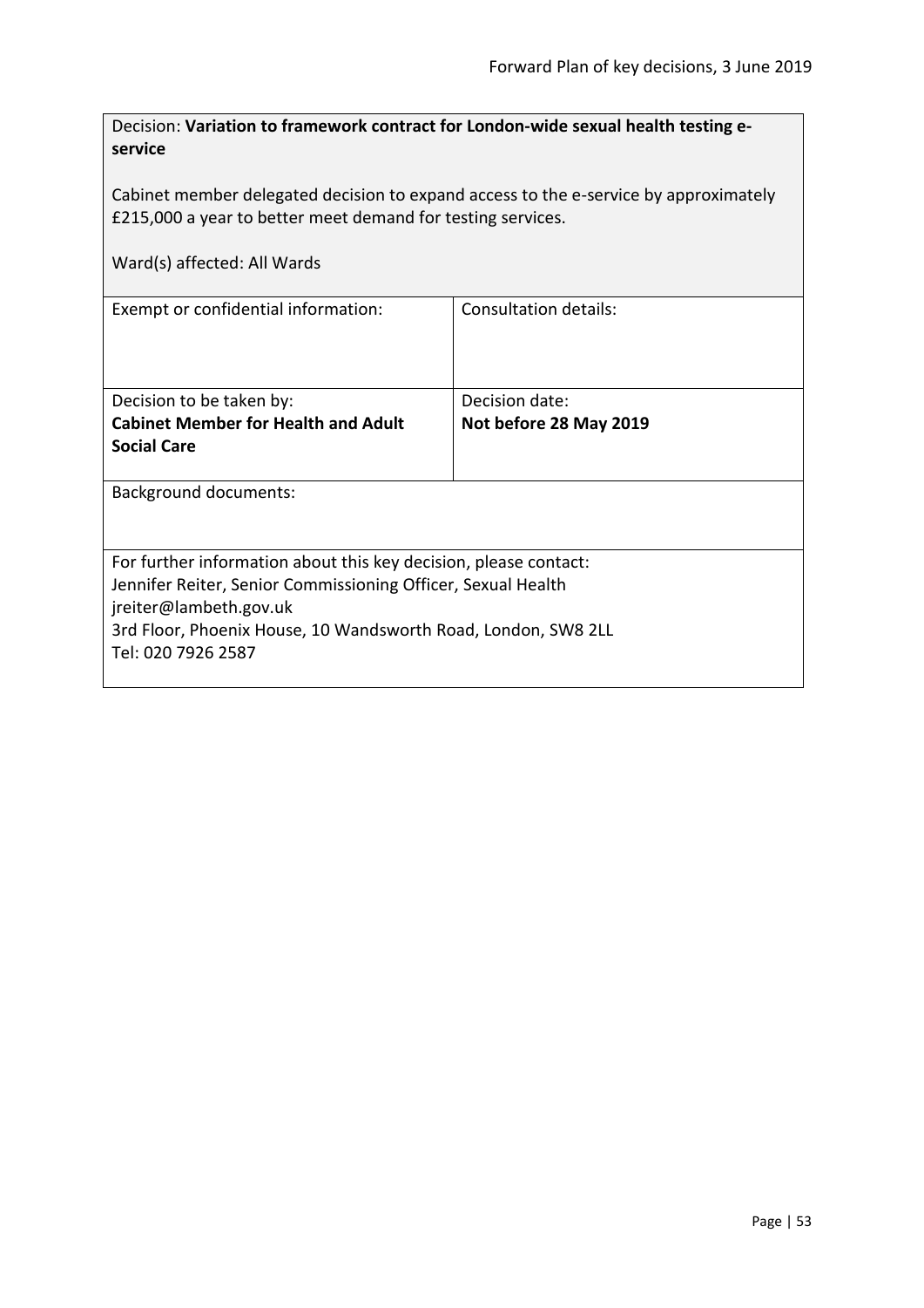Decision: **Variation to framework contract for London-wide sexual health testing e-service**

Cabinet member delegated decision to expand access to the e-service by approximately £215,000 a year to better meet demand for testing services.

Ward(s) affected: All Wards

| Exempt or confidential information: | Consultation details: |
|---|---|
| Decision to be taken by:<br>**Cabinet Member for Health and Adult Social Care** | Decision date:<br>**Not before 28 May 2019** |

Background documents:

For further information about this key decision, please contact:
Jennifer Reiter, Senior Commissioning Officer, Sexual Health
jreiter@lambeth.gov.uk
3rd Floor, Phoenix House, 10 Wandsworth Road, London, SW8 2LL
Tel: 020 7926 2587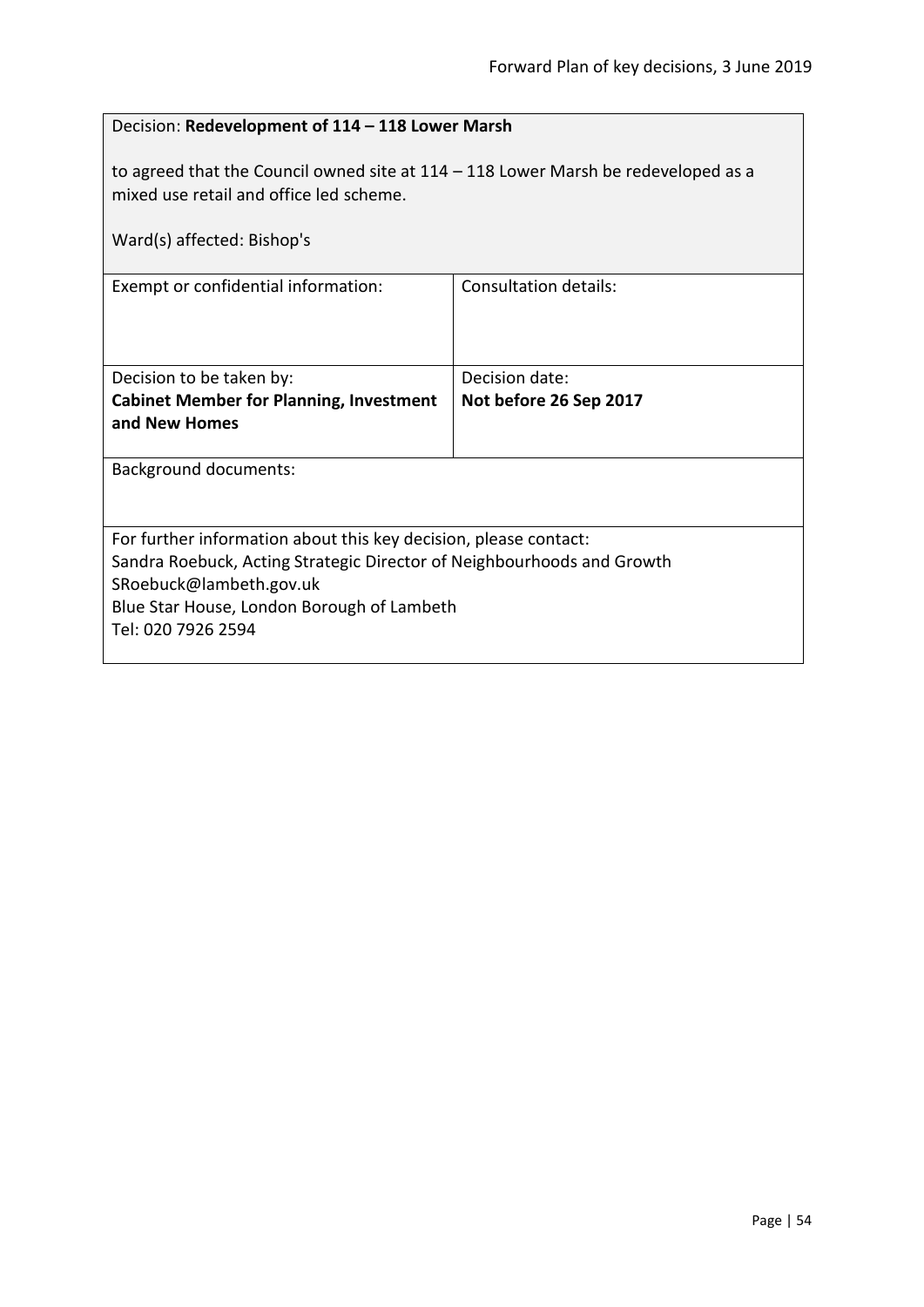Decision: **Redevelopment of 114 – 118 Lower Marsh**

to agreed that the Council owned site at 114 – 118 Lower Marsh be redeveloped as a mixed use retail and office led scheme.

Ward(s) affected: Bishop's

| Exempt or confidential information: | Consultation details: |
|---|---|
| Decision to be taken by:<br>**Cabinet Member for Planning, Investment and New Homes** | Decision date:<br>**Not before 26 Sep 2017** |

Background documents:

For further information about this key decision, please contact:
Sandra Roebuck, Acting Strategic Director of Neighbourhoods and Growth
SRoebuck@lambeth.gov.uk
Blue Star House, London Borough of Lambeth
Tel: 020 7926 2594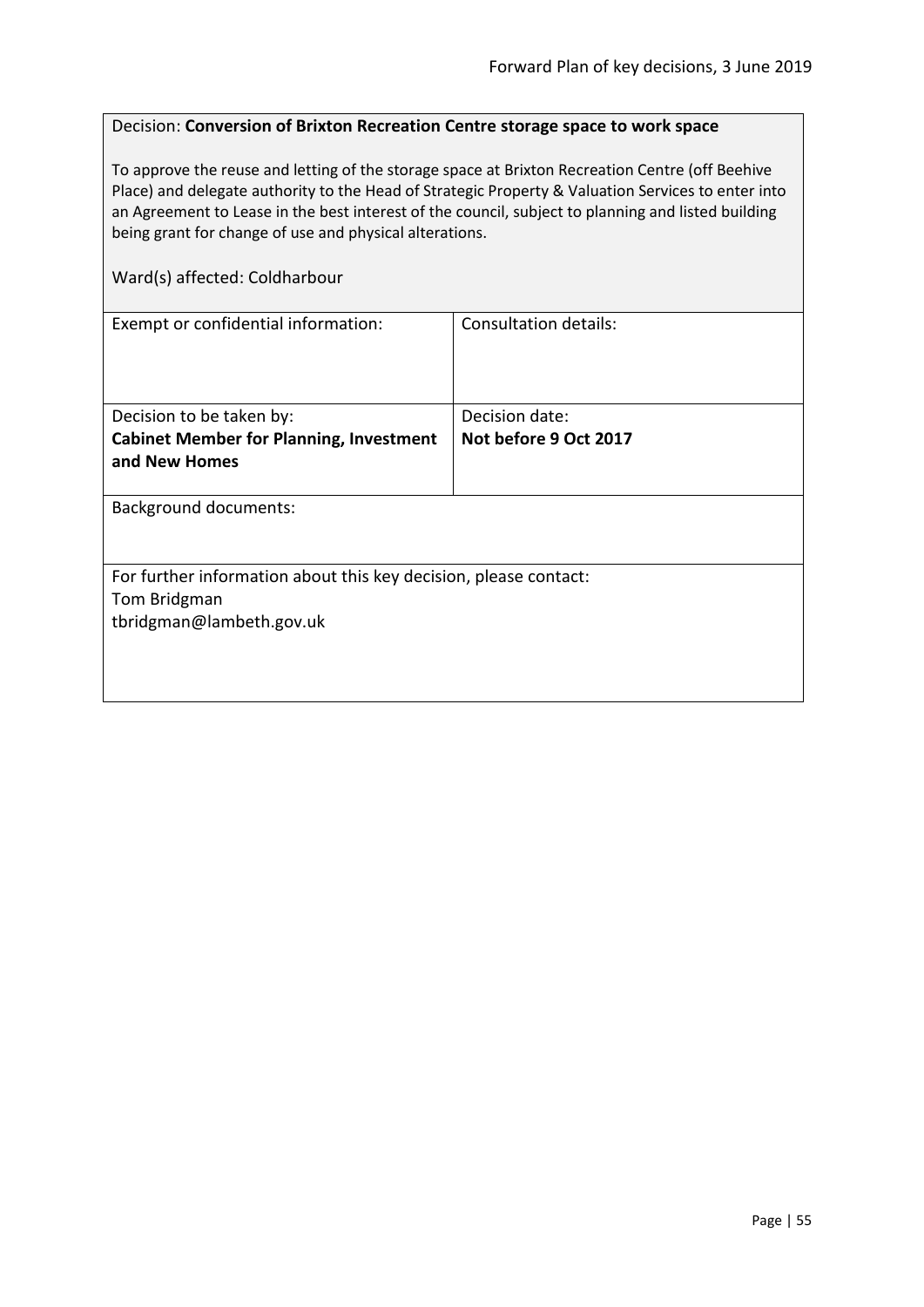Decision: **Conversion of Brixton Recreation Centre storage space to work space**

To approve the reuse and letting of the storage space at Brixton Recreation Centre (off Beehive Place) and delegate authority to the Head of Strategic Property & Valuation Services to enter into an Agreement to Lease in the best interest of the council, subject to planning and listed building being grant for change of use and physical alterations.

Ward(s) affected: Coldharbour

| Exempt or confidential information: | Consultation details: |
|---|---|
| Decision to be taken by:<br>**Cabinet Member for Planning, Investment and New Homes** | Decision date:<br>**Not before 9 Oct 2017** |

Background documents:

For further information about this key decision, please contact:
Tom Bridgman
tbridgman@lambeth.gov.uk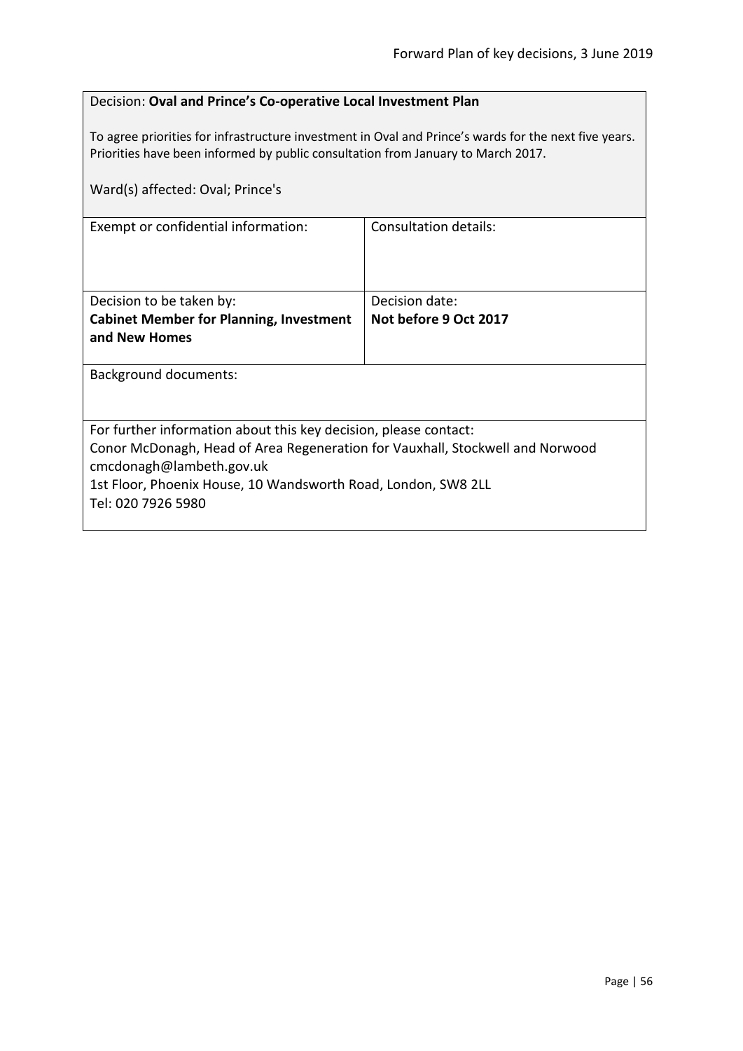Decision: **Oval and Prince's Co-operative Local Investment Plan**

To agree priorities for infrastructure investment in Oval and Prince's wards for the next five years. Priorities have been informed by public consultation from January to March 2017.

Ward(s) affected: Oval; Prince's

| Exempt or confidential information: | Consultation details: |
| --- | --- |
| Decision to be taken by: **Cabinet Member for Planning, Investment and New Homes** | Decision date: **Not before 9 Oct 2017** |

Background documents:

For further information about this key decision, please contact:
Conor McDonagh, Head of Area Regeneration for Vauxhall, Stockwell and Norwood
cmcdonagh@lambeth.gov.uk
1st Floor, Phoenix House, 10 Wandsworth Road, London, SW8 2LL
Tel: 020 7926 5980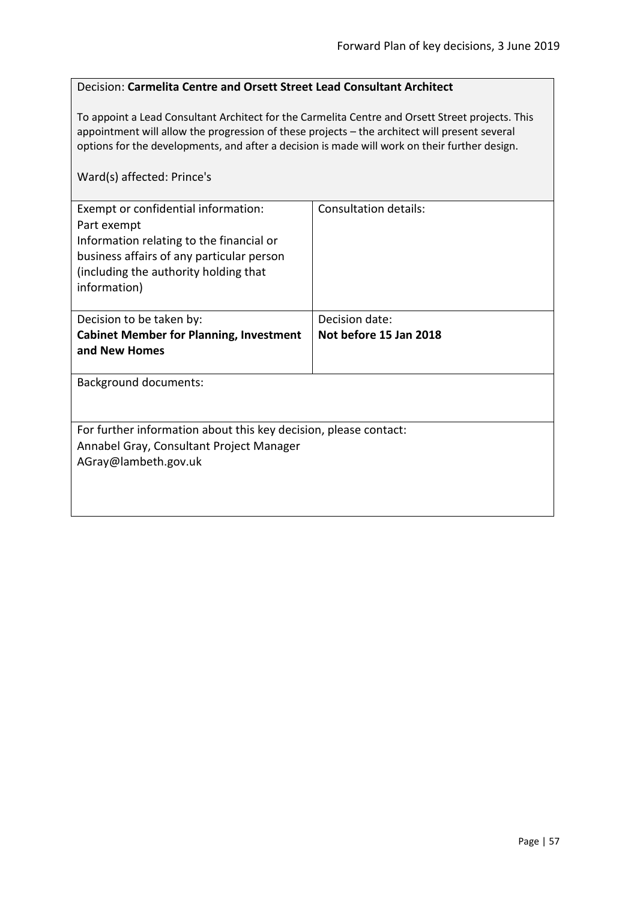Decision: **Carmelita Centre and Orsett Street Lead Consultant Architect**

To appoint a Lead Consultant Architect for the Carmelita Centre and Orsett Street projects. This appointment will allow the progression of these projects – the architect will present several options for the developments, and after a decision is made will work on their further design.

Ward(s) affected: Prince's

| Exempt or confidential information:<br>Part exempt<br>Information relating to the financial or business affairs of any particular person (including the authority holding that information) | Consultation details: |
| --- | --- |
| Decision to be taken by:<br>**Cabinet Member for Planning, Investment and New Homes** | Decision date:<br>**Not before 15 Jan 2018** |

Background documents:

For further information about this key decision, please contact:
Annabel Gray, Consultant Project Manager
AGray@lambeth.gov.uk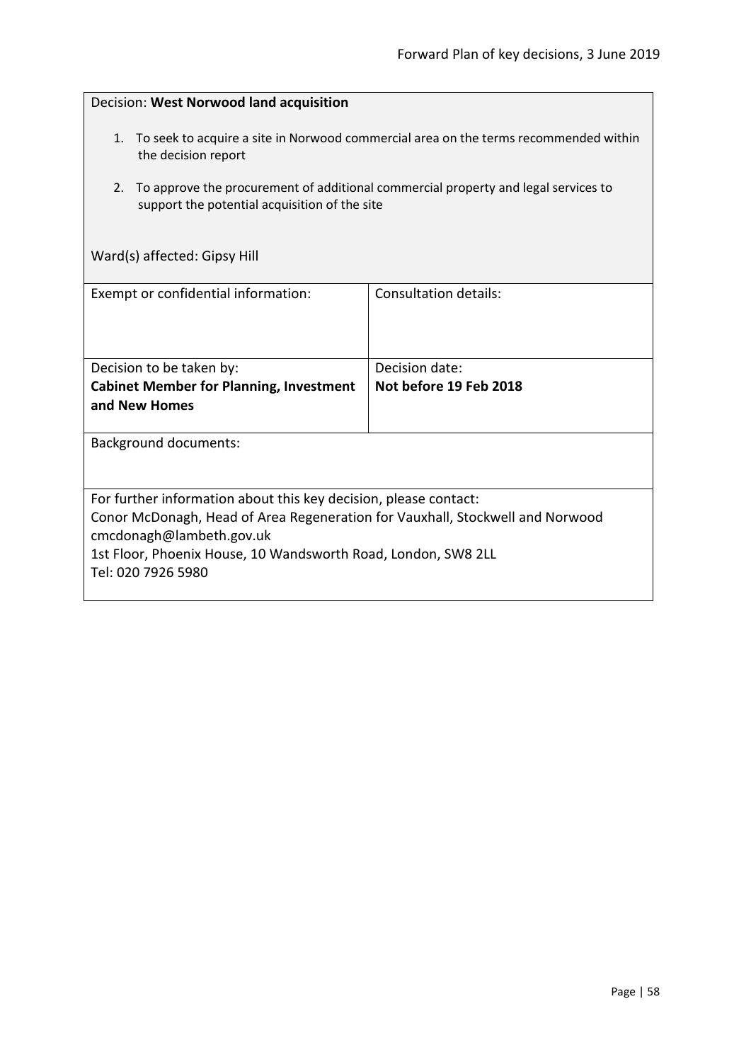Decision: **West Norwood land acquisition**

1. To seek to acquire a site in Norwood commercial area on the terms recommended within the decision report
2. To approve the procurement of additional commercial property and legal services to support the potential acquisition of the site

Ward(s) affected: Gipsy Hill

| Exempt or confidential information: | Consultation details: |
| --- | --- |
| Decision to be taken by:<br>**Cabinet Member for Planning, Investment and New Homes** | Decision date:<br>**Not before 19 Feb 2018** |

Background documents:

For further information about this key decision, please contact:
Conor McDonagh, Head of Area Regeneration for Vauxhall, Stockwell and Norwood
cmcdonagh@lambeth.gov.uk
1st Floor, Phoenix House, 10 Wandsworth Road, London, SW8 2LL
Tel: 020 7926 5980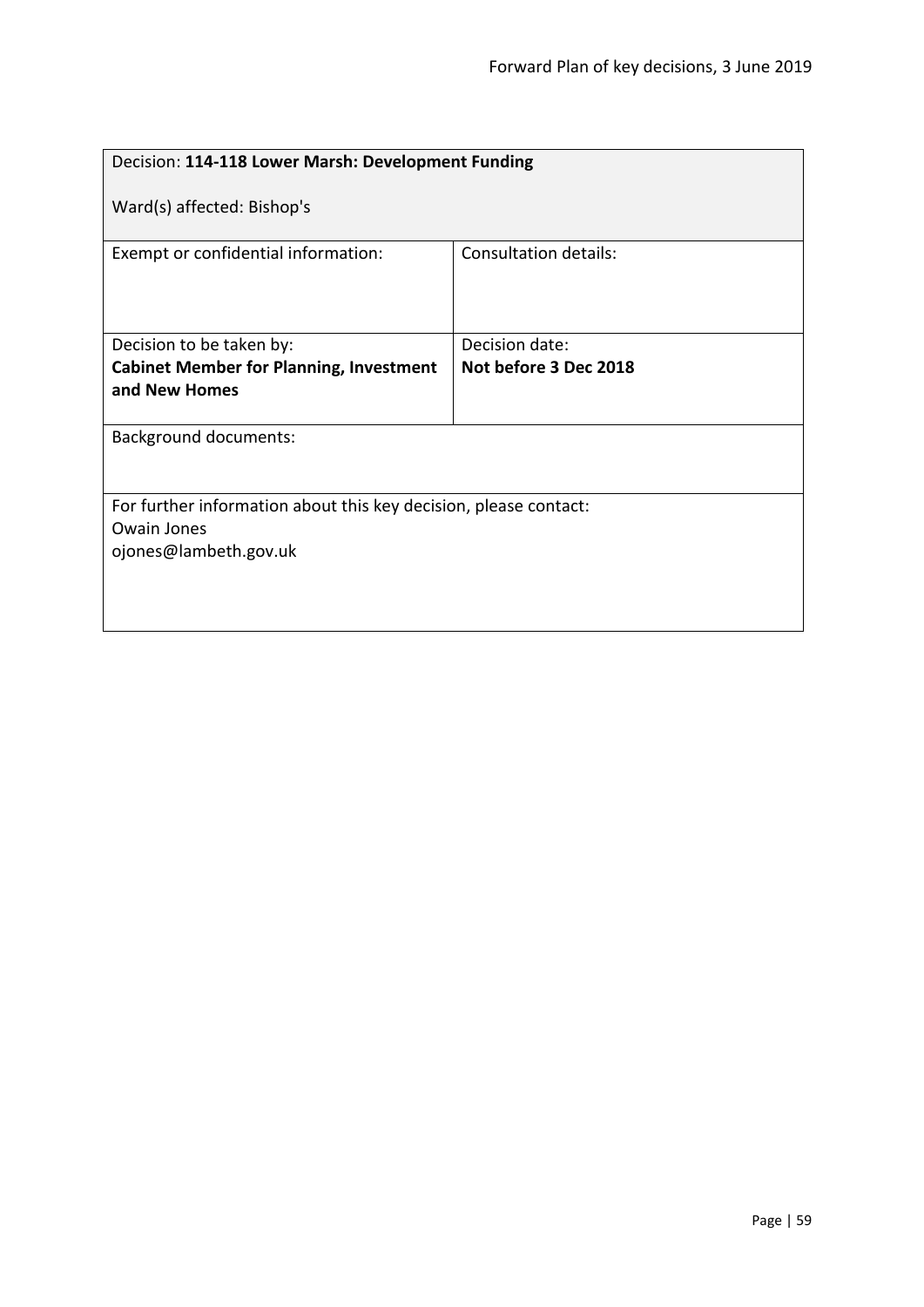| Decision: **114-118 Lower Marsh: Development Funding**<br><br>Ward(s) affected: Bishop's | |
|---|---|
| Exempt or confidential information: | Consultation details: |
| Decision to be taken by:<br>**Cabinet Member for Planning, Investment and New Homes** | Decision date:<br>**Not before 3 Dec 2018** |
| Background documents: | |
| For further information about this key decision, please contact:<br>Owain Jones<br>ojones@lambeth.gov.uk | |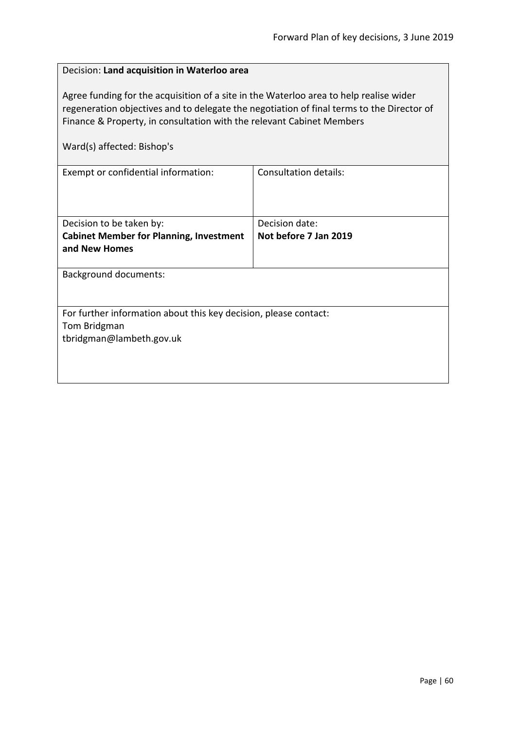Decision: **Land acquisition in Waterloo area**

Agree funding for the acquisition of a site in the Waterloo area to help realise wider regeneration objectives and to delegate the negotiation of final terms to the Director of Finance & Property, in consultation with the relevant Cabinet Members

Ward(s) affected: Bishop's

| Exempt or confidential information: | Consultation details: |
| --- | --- |
| Decision to be taken by:<br>**Cabinet Member for Planning, Investment and New Homes** | Decision date:<br>**Not before 7 Jan 2019** |

Background documents:

For further information about this key decision, please contact:
Tom Bridgman
tbridgman@lambeth.gov.uk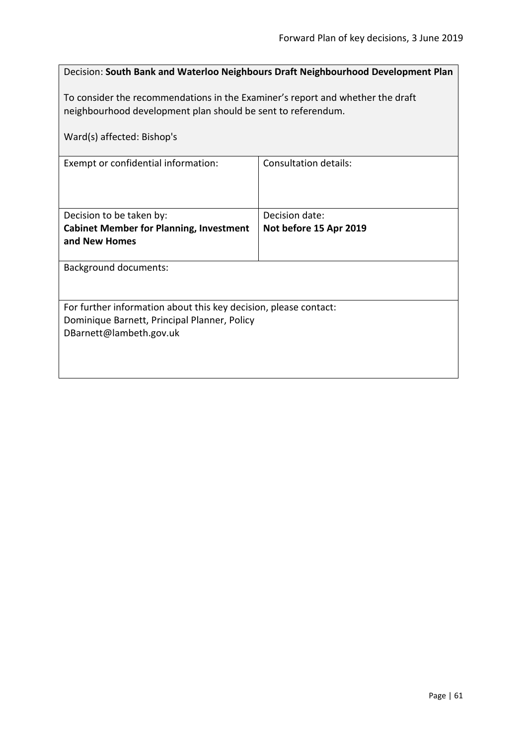Decision: **South Bank and Waterloo Neighbours Draft Neighbourhood Development Plan**

To consider the recommendations in the Examiner's report and whether the draft neighbourhood development plan should be sent to referendum.

Ward(s) affected: Bishop's

| Exempt or confidential information: | Consultation details: |
|---|---|
| Decision to be taken by: **Cabinet Member for Planning, Investment and New Homes** | Decision date: **Not before 15 Apr 2019** |

Background documents:

For further information about this key decision, please contact:
Dominique Barnett, Principal Planner, Policy
DBarnett@lambeth.gov.uk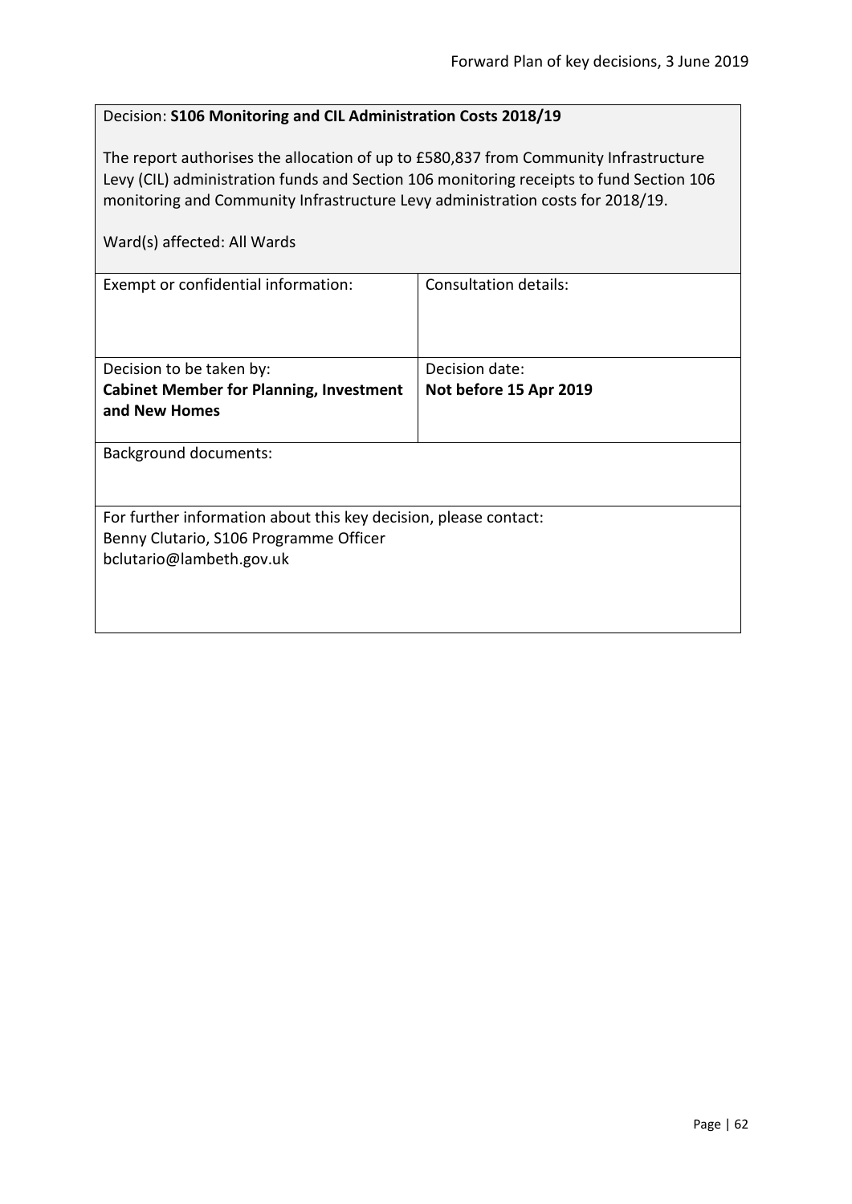Decision: **S106 Monitoring and CIL Administration Costs 2018/19**

The report authorises the allocation of up to £580,837 from Community Infrastructure Levy (CIL) administration funds and Section 106 monitoring receipts to fund Section 106 monitoring and Community Infrastructure Levy administration costs for 2018/19.

Ward(s) affected: All Wards

| Exempt or confidential information: | Consultation details: |
|---|---|
| Decision to be taken by:<br>**Cabinet Member for Planning, Investment and New Homes** | Decision date:<br>**Not before 15 Apr 2019** |

Background documents:

For further information about this key decision, please contact:
Benny Clutario, S106 Programme Officer
bclutario@lambeth.gov.uk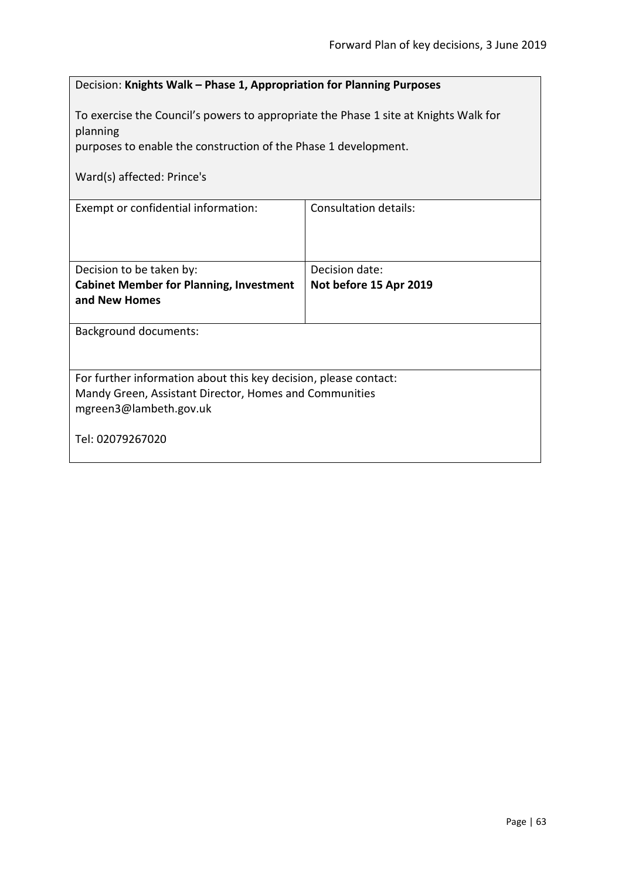| Decision: **Knights Walk – Phase 1, Appropriation for Planning Purposes**<br><br>To exercise the Council's powers to appropriate the Phase 1 site at Knights Walk for planning<br>purposes to enable the construction of the Phase 1 development.<br><br>Ward(s) affected: Prince's | |
|---|---|
| Exempt or confidential information: | Consultation details: |
| Decision to be taken by:<br>**Cabinet Member for Planning, Investment and New Homes** | Decision date:<br>**Not before 15 Apr 2019** |
| Background documents: | |
| For further information about this key decision, please contact:<br>Mandy Green, Assistant Director, Homes and Communities<br>mgreen3@lambeth.gov.uk<br><br>Tel: 02079267020 | |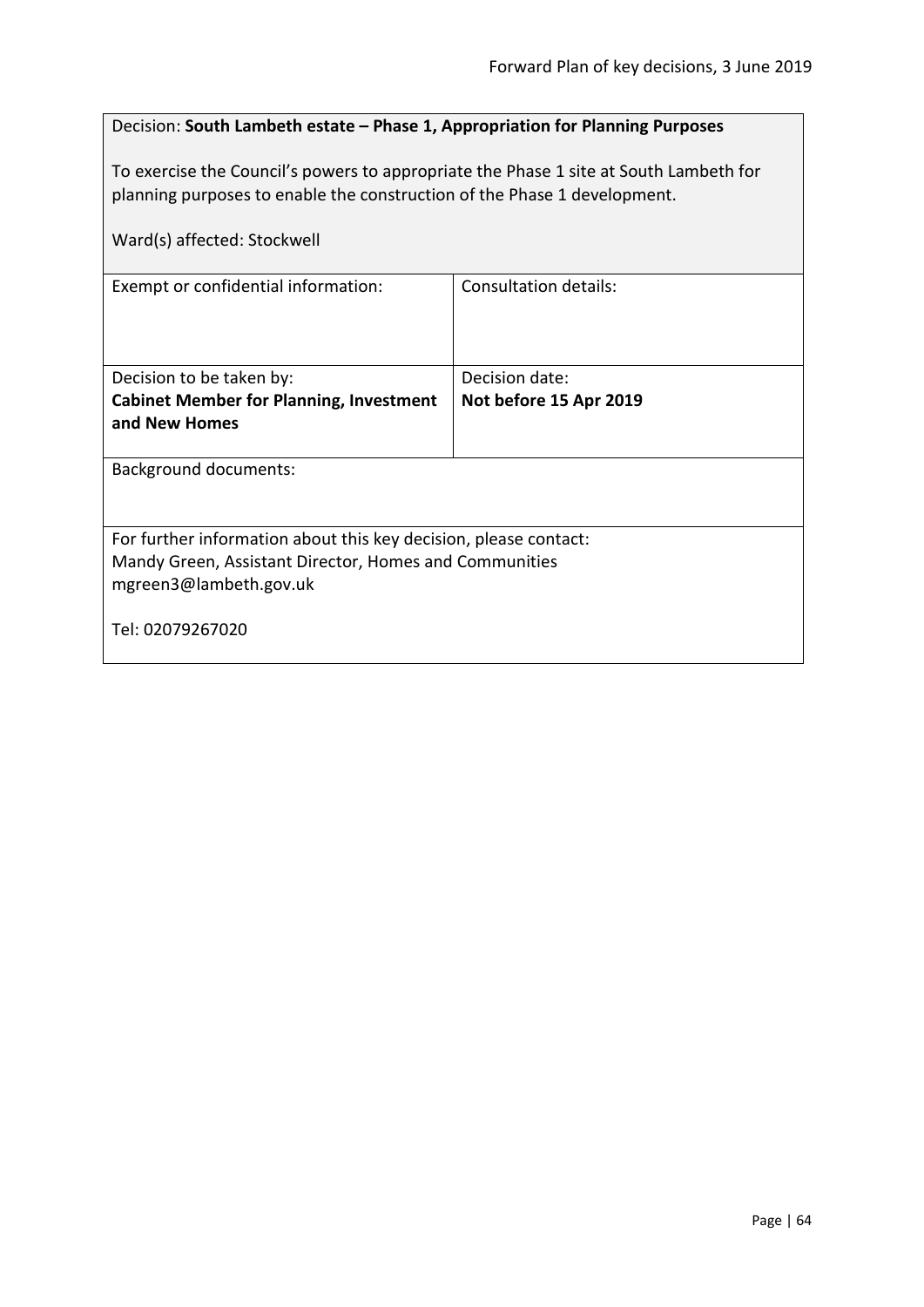Decision: **South Lambeth estate – Phase 1, Appropriation for Planning Purposes**

To exercise the Council's powers to appropriate the Phase 1 site at South Lambeth for planning purposes to enable the construction of the Phase 1 development.

Ward(s) affected: Stockwell

| Exempt or confidential information: | Consultation details: |
|---|---|
| Decision to be taken by:<br>**Cabinet Member for Planning, Investment and New Homes** | Decision date:<br>**Not before 15 Apr 2019** |

Background documents:

For further information about this key decision, please contact:
Mandy Green, Assistant Director, Homes and Communities
mgreen3@lambeth.gov.uk

Tel: 02079267020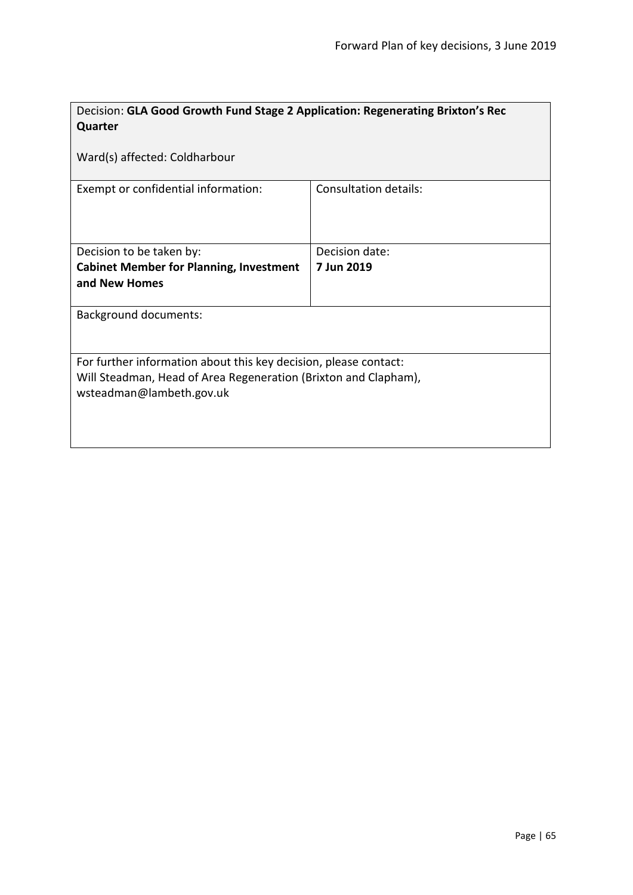Decision: **GLA Good Growth Fund Stage 2 Application: Regenerating Brixton's Rec Quarter**

Ward(s) affected: Coldharbour

| Exempt or confidential information: | Consultation details: |
| --- | --- |
| Decision to be taken by: **Cabinet Member for Planning, Investment and New Homes** | Decision date: **7 Jun 2019** |

Background documents:

For further information about this key decision, please contact:
Will Steadman, Head of Area Regeneration (Brixton and Clapham), wsteadman@lambeth.gov.uk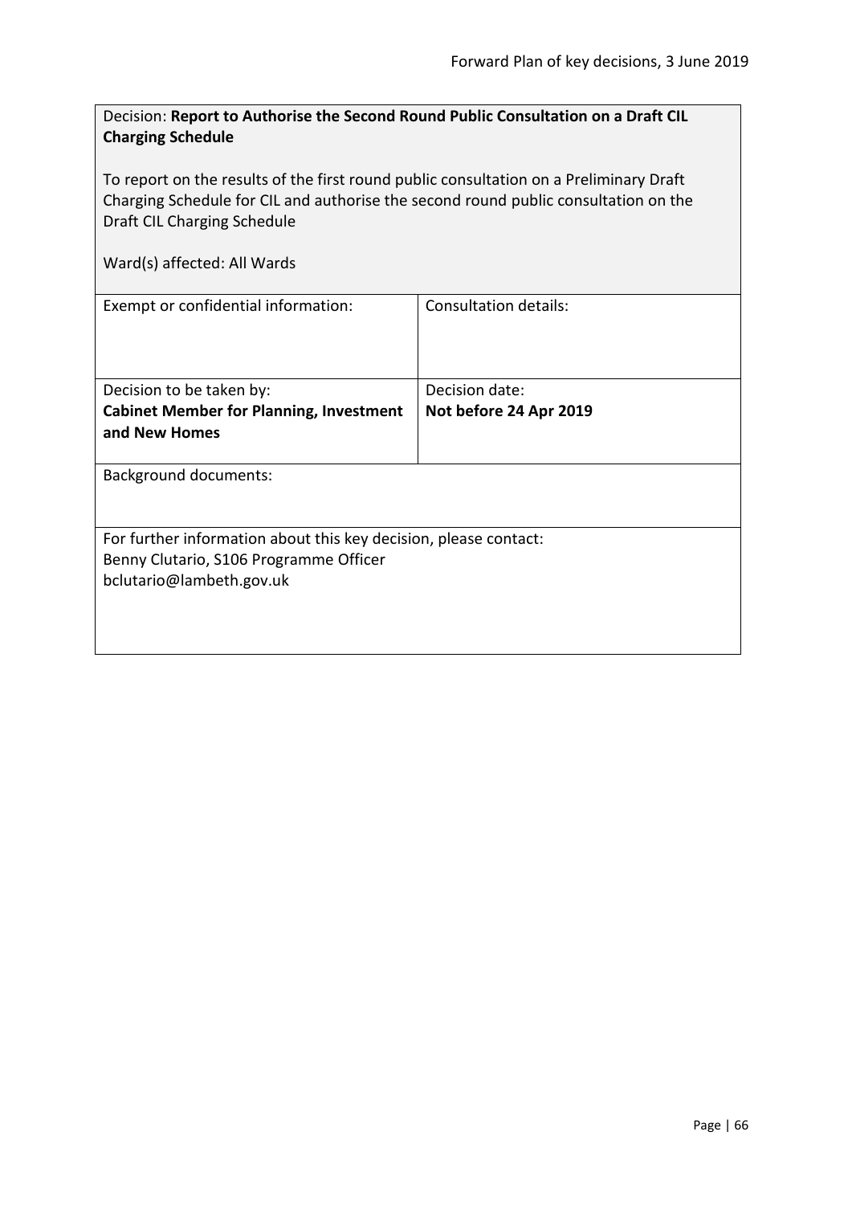Decision: **Report to Authorise the Second Round Public Consultation on a Draft CIL Charging Schedule**

To report on the results of the first round public consultation on a Preliminary Draft Charging Schedule for CIL and authorise the second round public consultation on the Draft CIL Charging Schedule

Ward(s) affected: All Wards

| Exempt or confidential information: | Consultation details: |
|---|---|
| Decision to be taken by:<br>**Cabinet Member for Planning, Investment and New Homes** | Decision date:<br>**Not before 24 Apr 2019** |

Background documents:

For further information about this key decision, please contact:
Benny Clutario, S106 Programme Officer
bclutario@lambeth.gov.uk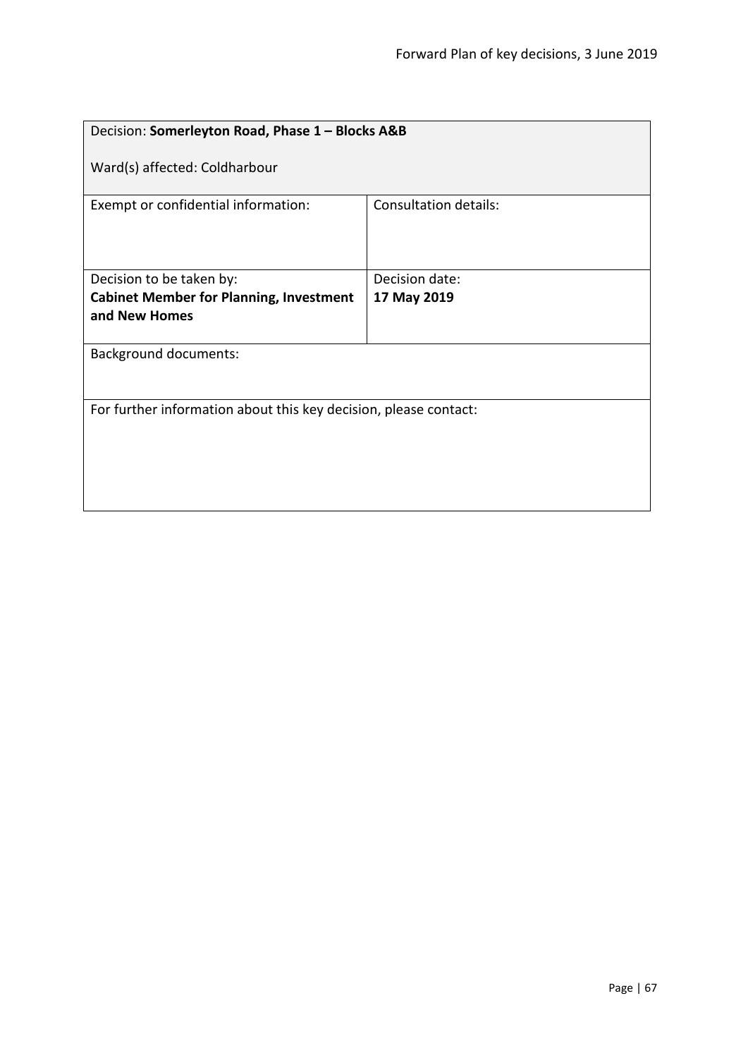| Decision: **Somerleyton Road, Phase 1 – Blocks A&B**<br><br>Ward(s) affected: Coldharbour | |
|---|---|
| Exempt or confidential information: | Consultation details: |
| Decision to be taken by:<br>**Cabinet Member for Planning, Investment and New Homes** | Decision date:<br>**17 May 2019** |
| Background documents: | |
| For further information about this key decision, please contact: | |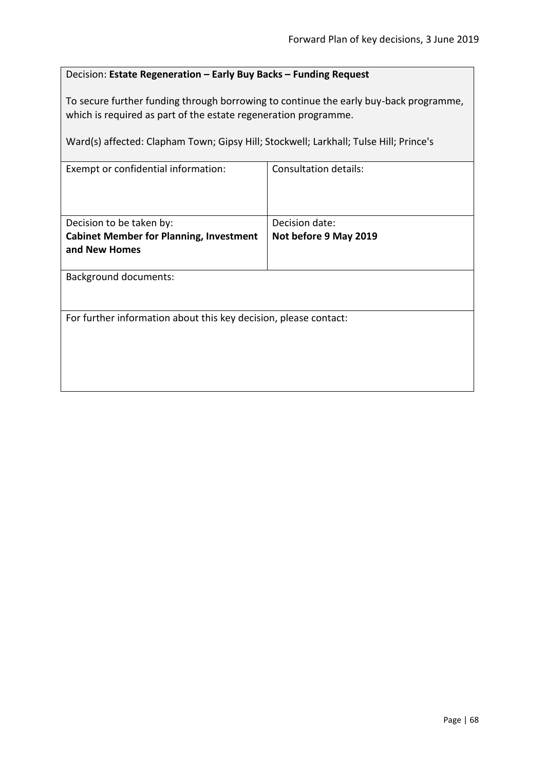Decision: **Estate Regeneration – Early Buy Backs – Funding Request**

To secure further funding through borrowing to continue the early buy-back programme, which is required as part of the estate regeneration programme.

Ward(s) affected: Clapham Town; Gipsy Hill; Stockwell; Larkhall; Tulse Hill; Prince's

| Exempt or confidential information: | Consultation details: |
|---|---|
| Decision to be taken by:<br>**Cabinet Member for Planning, Investment and New Homes** | Decision date:<br>**Not before 9 May 2019** |

Background documents:

For further information about this key decision, please contact: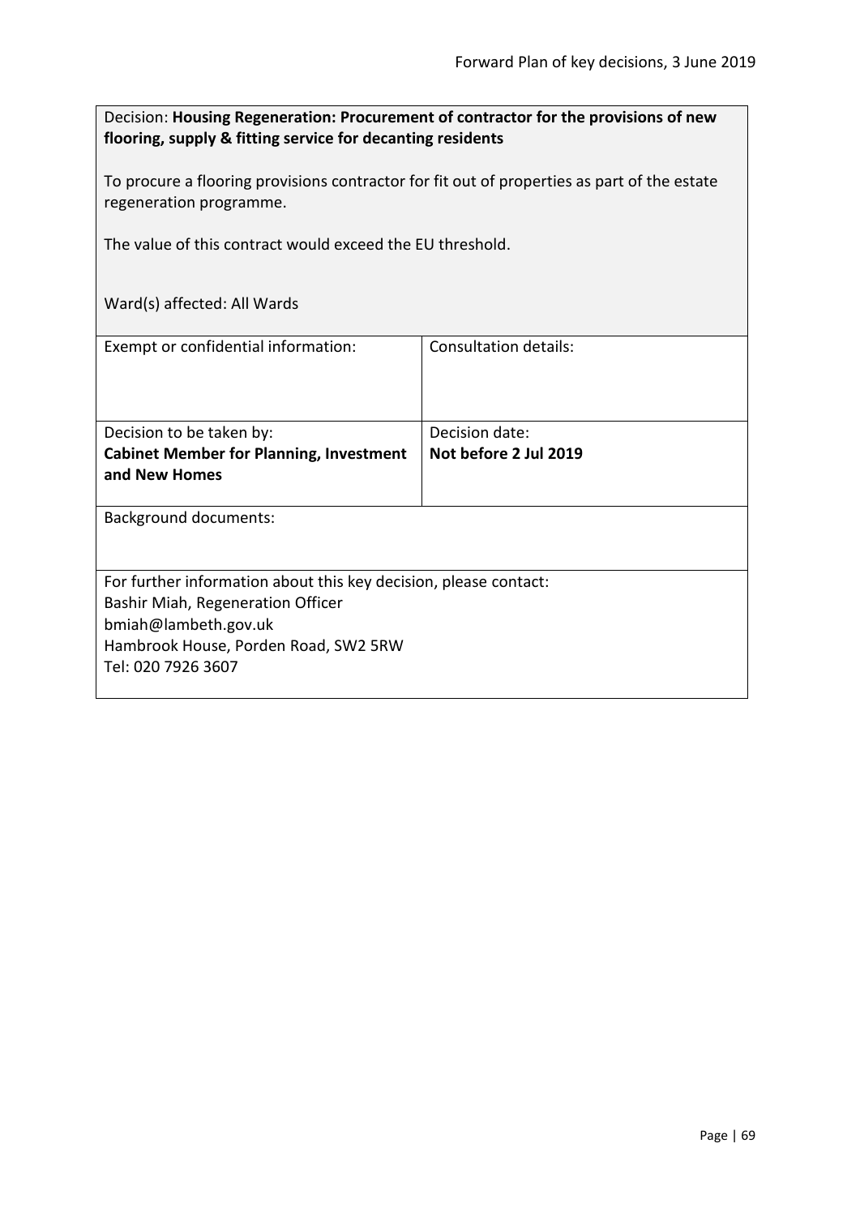Decision: **Housing Regeneration: Procurement of contractor for the provisions of new flooring, supply & fitting service for decanting residents**

To procure a flooring provisions contractor for fit out of properties as part of the estate regeneration programme.

The value of this contract would exceed the EU threshold.

Ward(s) affected: All Wards

| Exempt or confidential information: | Consultation details: |
|---|---|
| Decision to be taken by: **Cabinet Member for Planning, Investment and New Homes** | Decision date: **Not before 2 Jul 2019** |

Background documents:

For further information about this key decision, please contact:
Bashir Miah, Regeneration Officer
bmiah@lambeth.gov.uk
Hambrook House, Porden Road, SW2 5RW
Tel: 020 7926 3607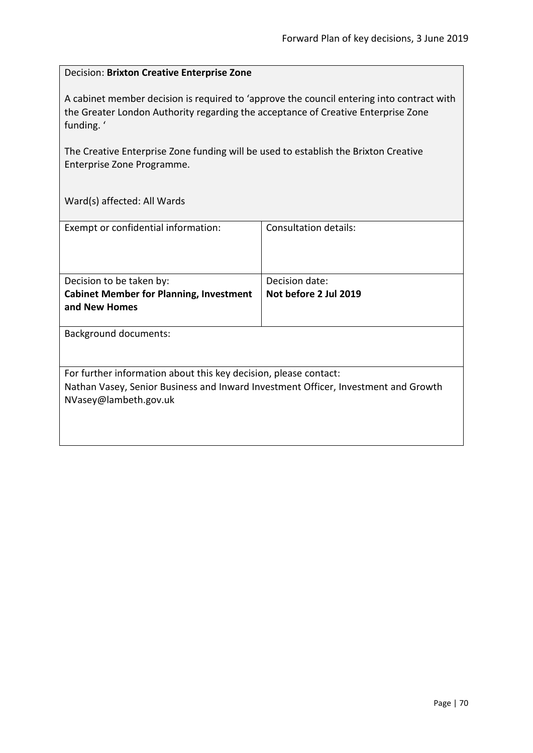Decision: **Brixton Creative Enterprise Zone**

A cabinet member decision is required to 'approve the council entering into contract with the Greater London Authority regarding the acceptance of Creative Enterprise Zone funding. '

The Creative Enterprise Zone funding will be used to establish the Brixton Creative Enterprise Zone Programme.

Ward(s) affected: All Wards

| Exempt or confidential information: | Consultation details: |
| --- | --- |
| Decision to be taken by:<br>**Cabinet Member for Planning, Investment and New Homes** | Decision date:<br>**Not before 2 Jul 2019** |

Background documents:

For further information about this key decision, please contact:
Nathan Vasey, Senior Business and Inward Investment Officer, Investment and Growth
NVasey@lambeth.gov.uk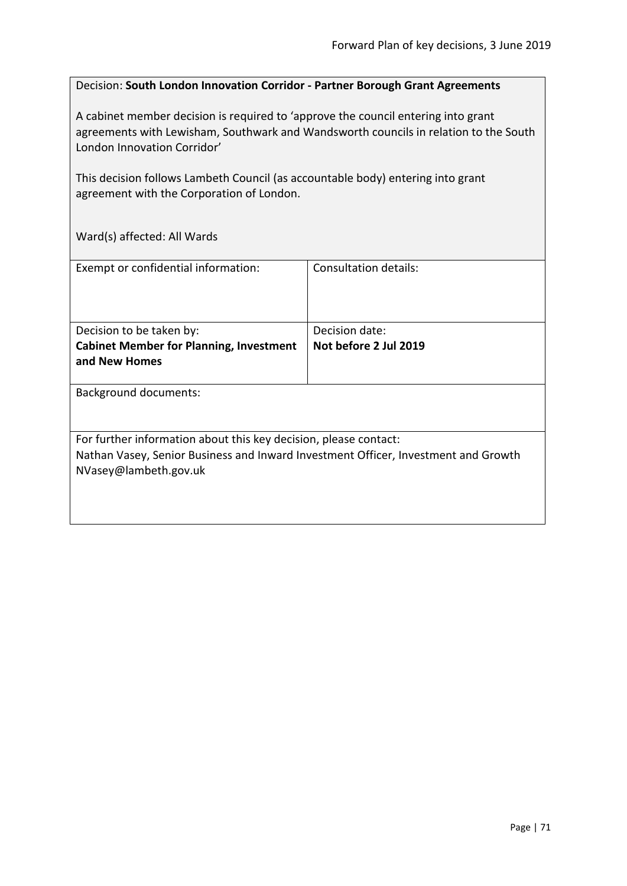Decision: **South London Innovation Corridor - Partner Borough Grant Agreements**

A cabinet member decision is required to 'approve the council entering into grant agreements with Lewisham, Southwark and Wandsworth councils in relation to the South London Innovation Corridor'

This decision follows Lambeth Council (as accountable body) entering into grant agreement with the Corporation of London.

Ward(s) affected: All Wards

| Exempt or confidential information: | Consultation details: |
|---|---|
| Decision to be taken by:<br>**Cabinet Member for Planning, Investment and New Homes** | Decision date:<br>**Not before 2 Jul 2019** |

Background documents:

For further information about this key decision, please contact:
Nathan Vasey, Senior Business and Inward Investment Officer, Investment and Growth
NVasey@lambeth.gov.uk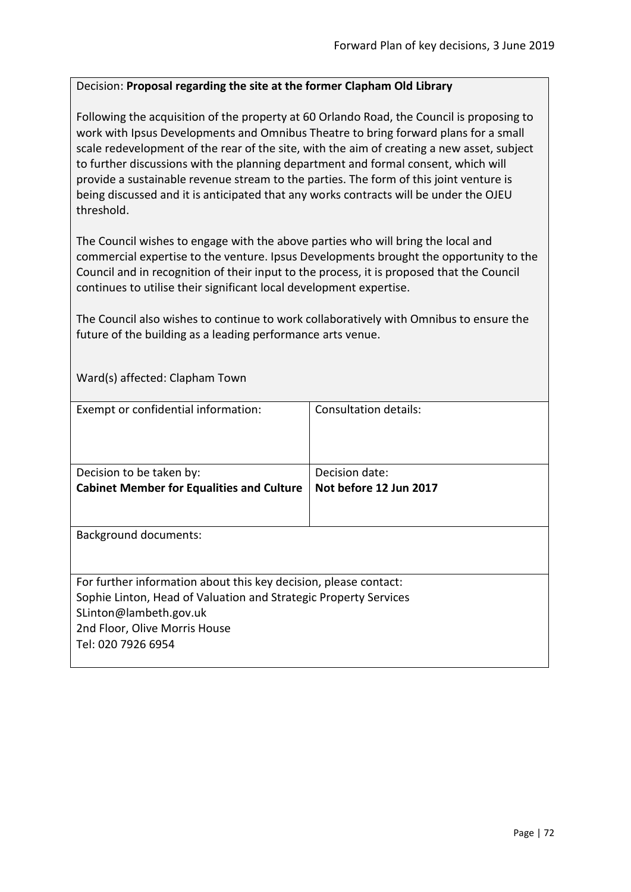Decision: **Proposal regarding the site at the former Clapham Old Library**

Following the acquisition of the property at 60 Orlando Road, the Council is proposing to work with Ipsus Developments and Omnibus Theatre to bring forward plans for a small scale redevelopment of the rear of the site, with the aim of creating a new asset, subject to further discussions with the planning department and formal consent, which will provide a sustainable revenue stream to the parties. The form of this joint venture is being discussed and it is anticipated that any works contracts will be under the OJEU threshold.

The Council wishes to engage with the above parties who will bring the local and commercial expertise to the venture. Ipsus Developments brought the opportunity to the Council and in recognition of their input to the process, it is proposed that the Council continues to utilise their significant local development expertise.

The Council also wishes to continue to work collaboratively with Omnibus to ensure the future of the building as a leading performance arts venue.

Ward(s) affected: Clapham Town

| Exempt or confidential information: | Consultation details: |
|---|---|
| Decision to be taken by:<br>**Cabinet Member for Equalities and Culture** | Decision date:<br>**Not before 12 Jun 2017** |

Background documents:

For further information about this key decision, please contact:
Sophie Linton, Head of Valuation and Strategic Property Services
SLinton@lambeth.gov.uk
2nd Floor, Olive Morris House
Tel: 020 7926 6954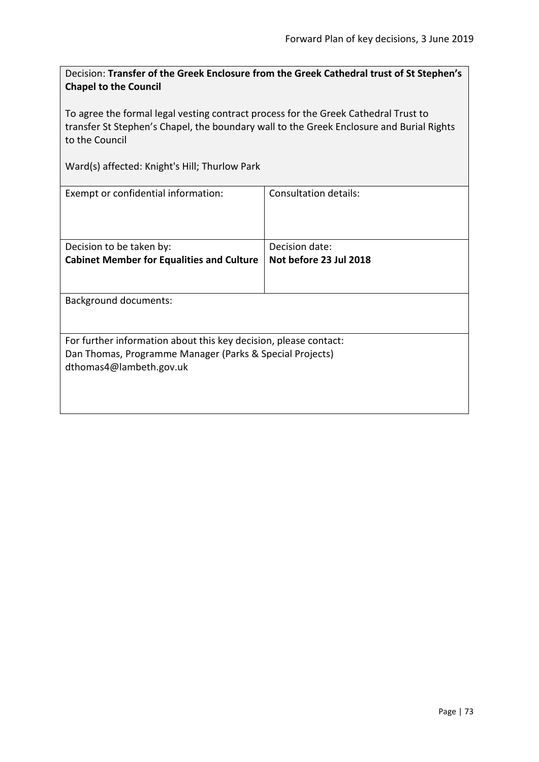Decision: **Transfer of the Greek Enclosure from the Greek Cathedral trust of St Stephen's Chapel to the Council**

To agree the formal legal vesting contract process for the Greek Cathedral Trust to transfer St Stephen's Chapel, the boundary wall to the Greek Enclosure and Burial Rights to the Council

Ward(s) affected: Knight's Hill; Thurlow Park

| Exempt or confidential information: | Consultation details: |
|---|---|
| Decision to be taken by:<br>**Cabinet Member for Equalities and Culture** | Decision date:<br>**Not before 23 Jul 2018** |

Background documents:

For further information about this key decision, please contact:
Dan Thomas, Programme Manager (Parks & Special Projects)
dthomas4@lambeth.gov.uk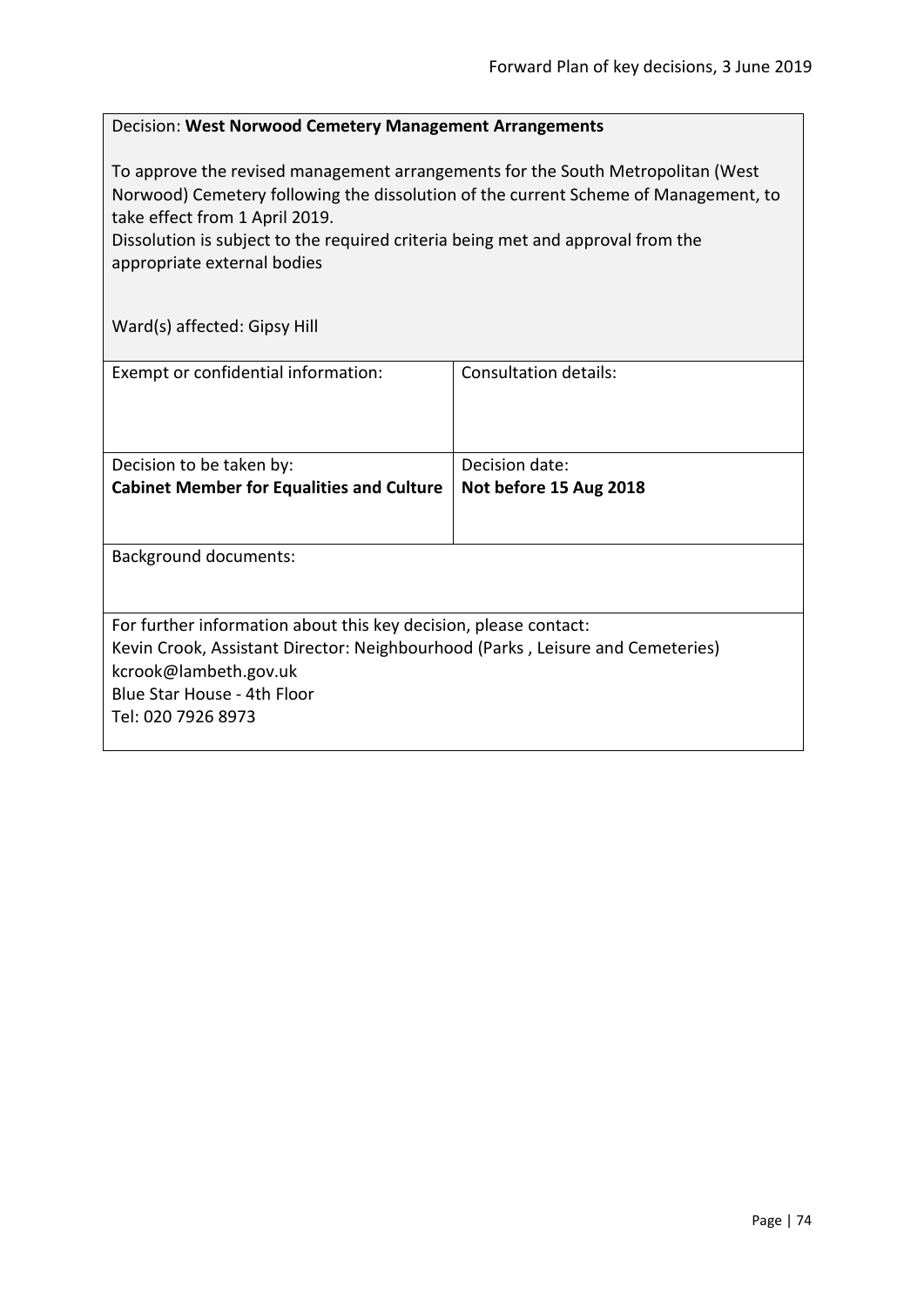Decision: **West Norwood Cemetery Management Arrangements**

To approve the revised management arrangements for the South Metropolitan (West Norwood) Cemetery following the dissolution of the current Scheme of Management, to take effect from 1 April 2019.
Dissolution is subject to the required criteria being met and approval from the appropriate external bodies

Ward(s) affected: Gipsy Hill

| Exempt or confidential information: | Consultation details: |
|---|---|
| Decision to be taken by:<br>**Cabinet Member for Equalities and Culture** | Decision date:<br>**Not before 15 Aug 2018** |

Background documents:

For further information about this key decision, please contact:
Kevin Crook, Assistant Director: Neighbourhood (Parks , Leisure and Cemeteries)
kcrook@lambeth.gov.uk
Blue Star House - 4th Floor
Tel: 020 7926 8973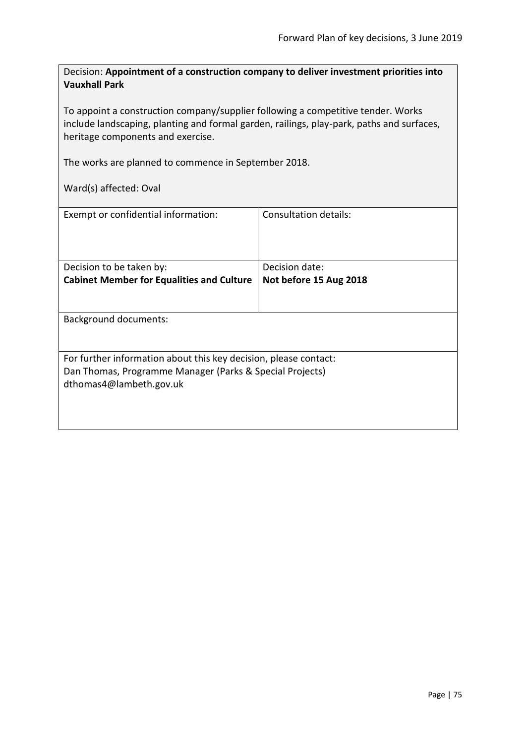Decision: **Appointment of a construction company to deliver investment priorities into Vauxhall Park**

To appoint a construction company/supplier following a competitive tender. Works include landscaping, planting and formal garden, railings, play-park, paths and surfaces, heritage components and exercise.

The works are planned to commence in September 2018.

Ward(s) affected: Oval

| Exempt or confidential information: | Consultation details: |
| --- | --- |
| Decision to be taken by:<br>**Cabinet Member for Equalities and Culture** | Decision date:<br>**Not before 15 Aug 2018** |

Background documents:

For further information about this key decision, please contact:
Dan Thomas, Programme Manager (Parks & Special Projects)
dthomas4@lambeth.gov.uk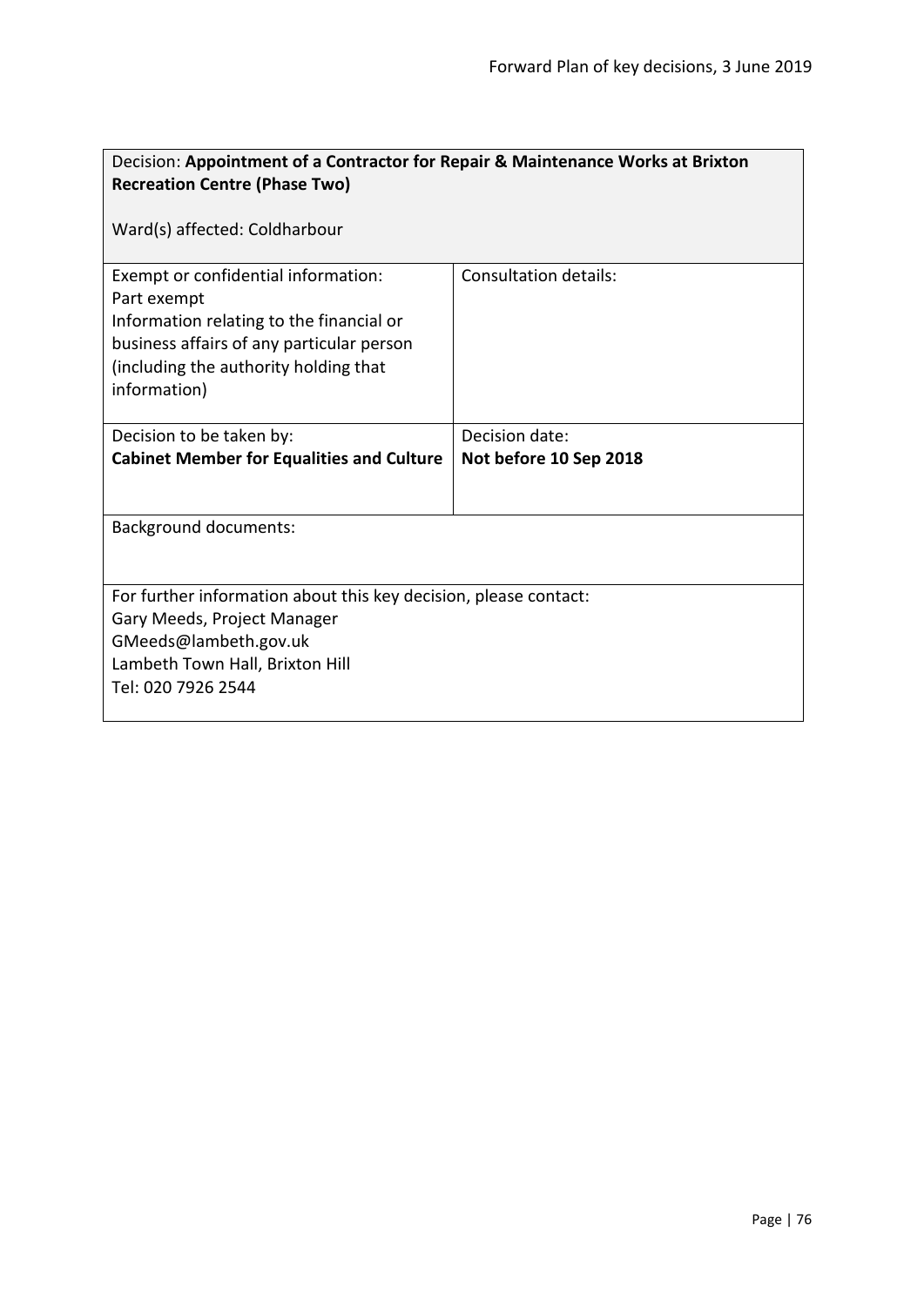| Decision: **Appointment of a Contractor for Repair & Maintenance Works at Brixton Recreation Centre (Phase Two)**<br><br>Ward(s) affected: Coldharbour | |
|---|---|
| Exempt or confidential information:<br>Part exempt<br>Information relating to the financial or business affairs of any particular person (including the authority holding that information) | Consultation details: |
| Decision to be taken by:<br>**Cabinet Member for Equalities and Culture** | Decision date:<br>**Not before 10 Sep 2018** |
| Background documents: | |
| For further information about this key decision, please contact:<br>Gary Meeds, Project Manager<br>GMeeds@lambeth.gov.uk<br>Lambeth Town Hall, Brixton Hill<br>Tel: 020 7926 2544 | |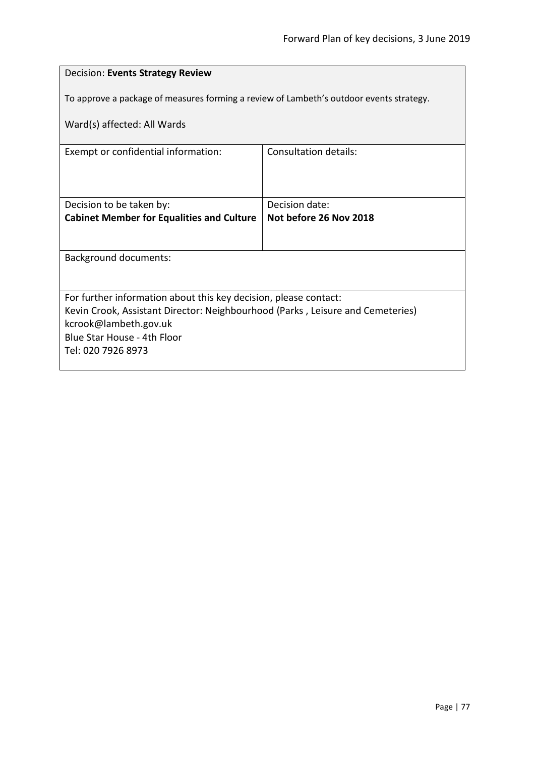| Decision: **Events Strategy Review**<br><br>To approve a package of measures forming a review of Lambeth's outdoor events strategy.<br><br>Ward(s) affected: All Wards | |
|---|---|
| Exempt or confidential information: | Consultation details: |
| Decision to be taken by:<br>**Cabinet Member for Equalities and Culture** | Decision date:<br>**Not before 26 Nov 2018** |
| Background documents: | |
| For further information about this key decision, please contact:<br>Kevin Crook, Assistant Director: Neighbourhood (Parks , Leisure and Cemeteries)<br>kcrook@lambeth.gov.uk<br>Blue Star House - 4th Floor<br>Tel: 020 7926 8973 | |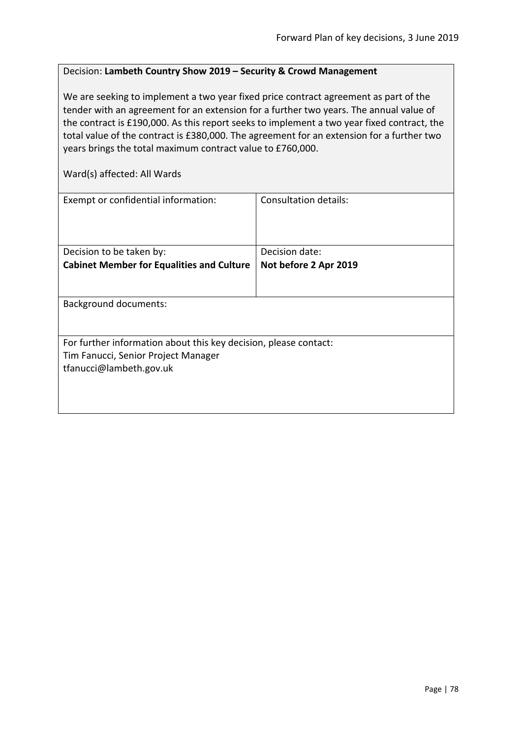Decision: **Lambeth Country Show 2019 – Security & Crowd Management**

We are seeking to implement a two year fixed price contract agreement as part of the tender with an agreement for an extension for a further two years. The annual value of the contract is £190,000. As this report seeks to implement a two year fixed contract, the total value of the contract is £380,000. The agreement for an extension for a further two years brings the total maximum contract value to £760,000.

Ward(s) affected: All Wards

| Exempt or confidential information: | Consultation details: |
|---|---|
| Decision to be taken by:<br>**Cabinet Member for Equalities and Culture** | Decision date:<br>**Not before 2 Apr 2019** |

Background documents:

For further information about this key decision, please contact:
Tim Fanucci, Senior Project Manager
tfanucci@lambeth.gov.uk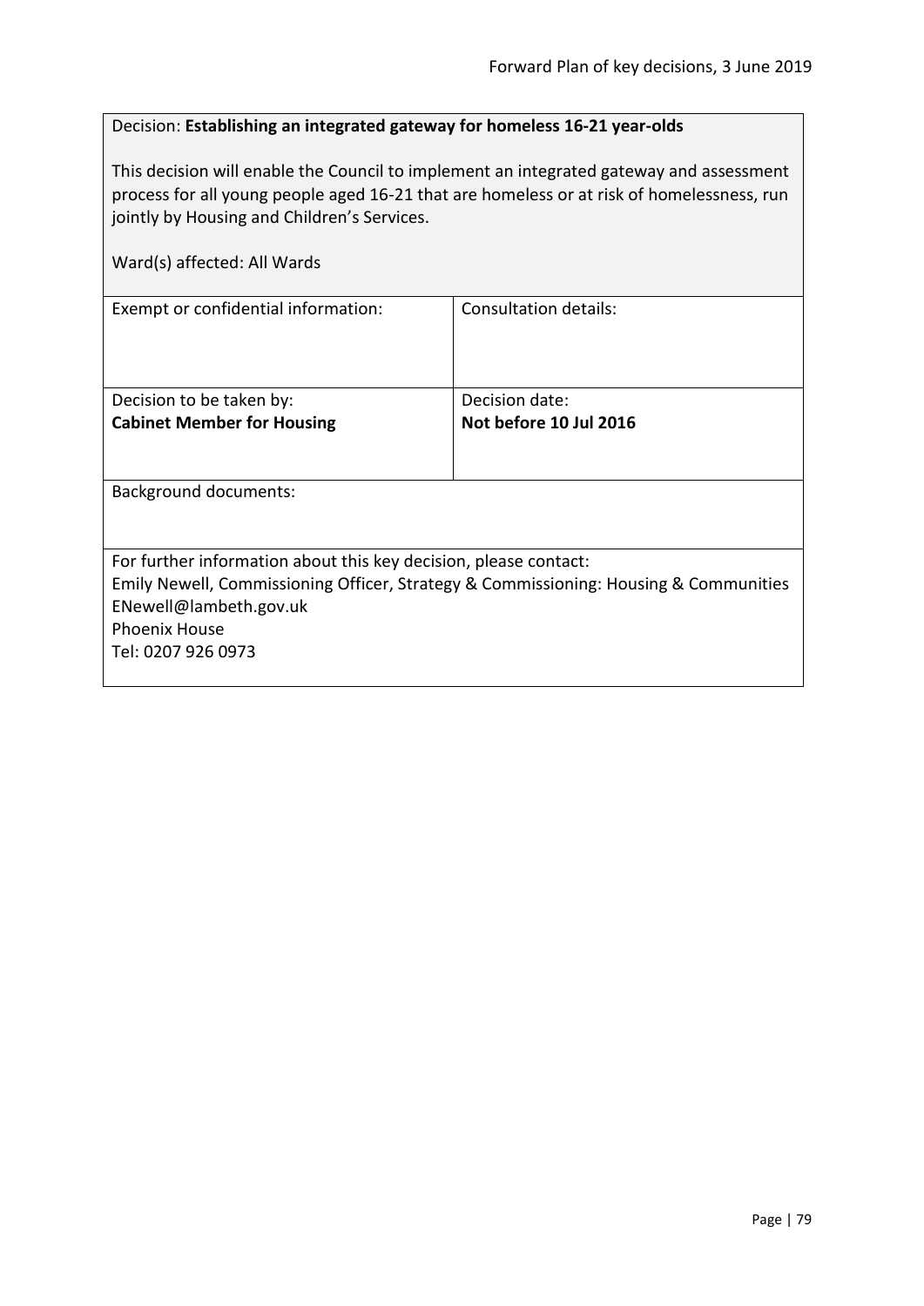Decision: **Establishing an integrated gateway for homeless 16-21 year-olds**

This decision will enable the Council to implement an integrated gateway and assessment process for all young people aged 16-21 that are homeless or at risk of homelessness, run jointly by Housing and Children's Services.

Ward(s) affected: All Wards

| Exempt or confidential information: | Consultation details: |
| --- | --- |
| Decision to be taken by:<br>**Cabinet Member for Housing** | Decision date:<br>**Not before 10 Jul 2016** |

Background documents:

For further information about this key decision, please contact:
Emily Newell, Commissioning Officer, Strategy & Commissioning: Housing & Communities
ENewell@lambeth.gov.uk
Phoenix House
Tel: 0207 926 0973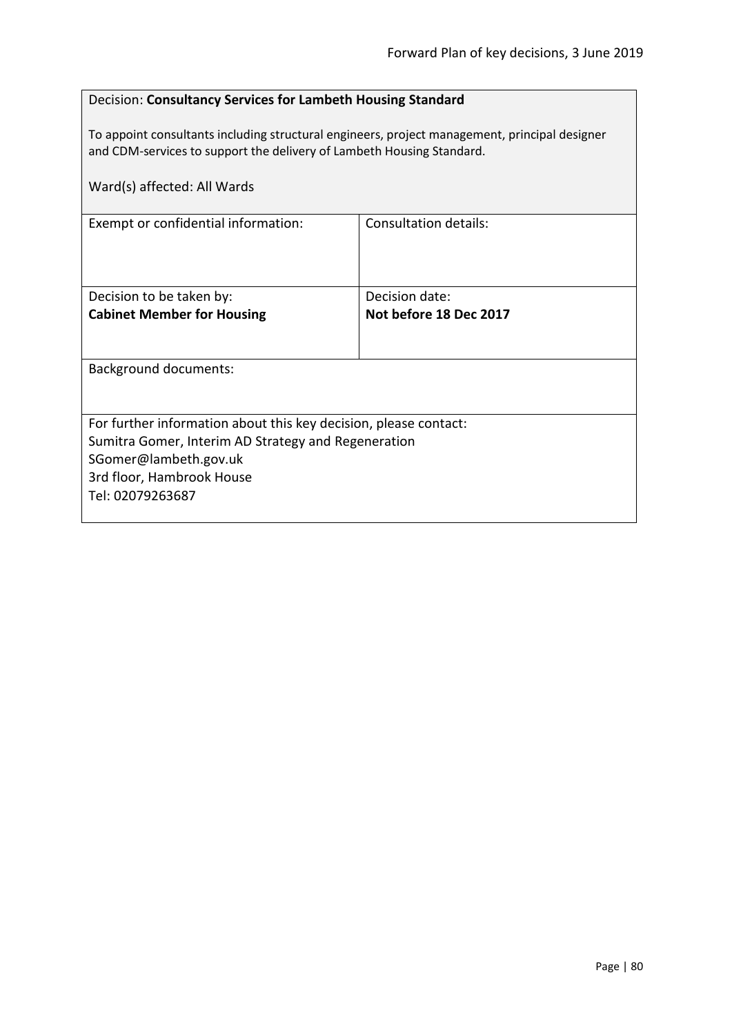Decision: **Consultancy Services for Lambeth Housing Standard**

To appoint consultants including structural engineers, project management, principal designer and CDM-services to support the delivery of Lambeth Housing Standard.

Ward(s) affected: All Wards

| Exempt or confidential information: | Consultation details: |
|---|---|
| Decision to be taken by:<br>**Cabinet Member for Housing** | Decision date:<br>**Not before 18 Dec 2017** |

Background documents:

For further information about this key decision, please contact:
Sumitra Gomer, Interim AD Strategy and Regeneration
SGomer@lambeth.gov.uk
3rd floor, Hambrook House
Tel: 02079263687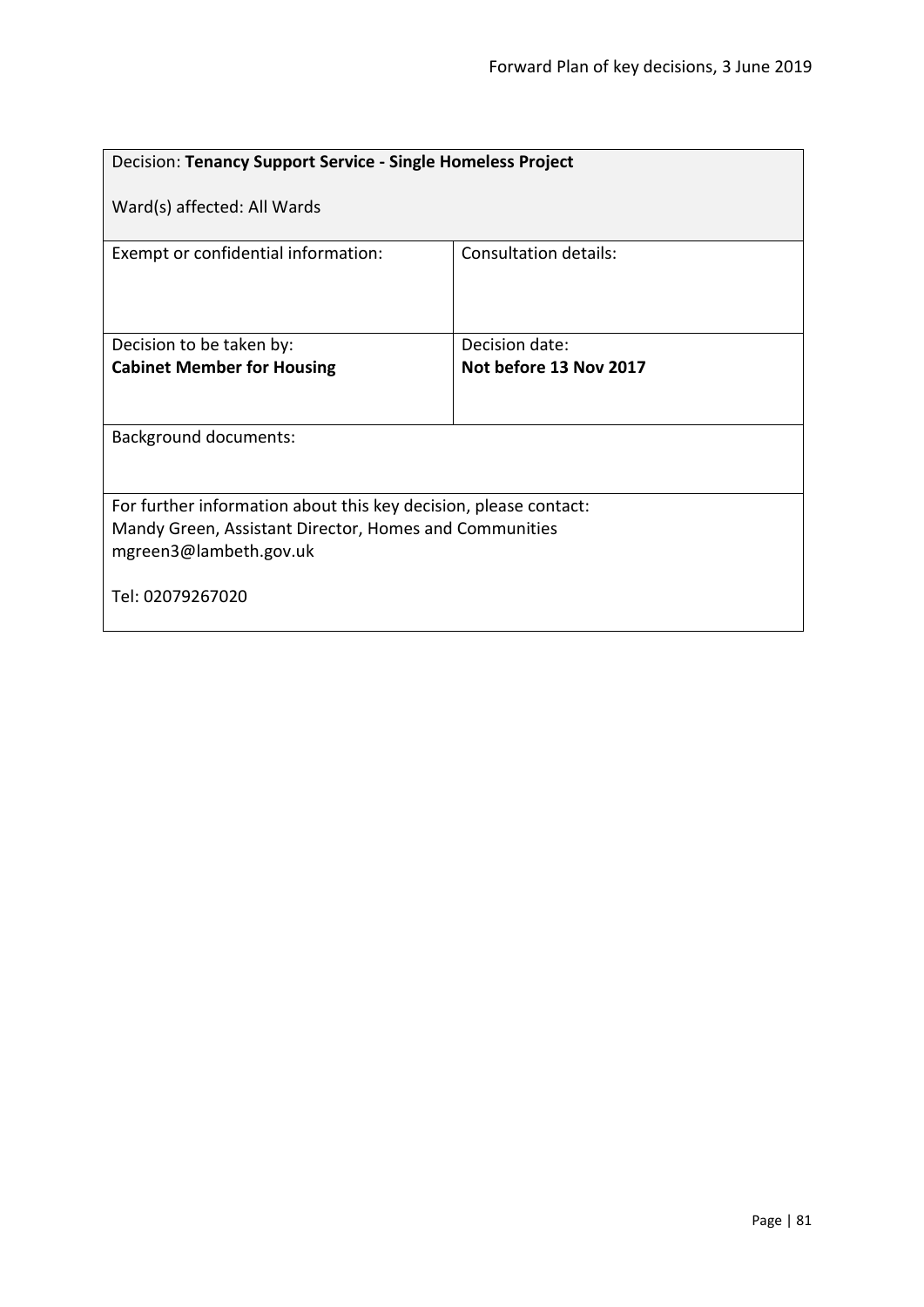| Decision: **Tenancy Support Service - Single Homeless Project**<br><br>Ward(s) affected: All Wards | |
|---|---|
| Exempt or confidential information: | Consultation details: |
| Decision to be taken by:<br>**Cabinet Member for Housing** | Decision date:<br>**Not before 13 Nov 2017** |
| Background documents: | |
| For further information about this key decision, please contact:<br>Mandy Green, Assistant Director, Homes and Communities<br>mgreen3@lambeth.gov.uk<br><br>Tel: 02079267020 | |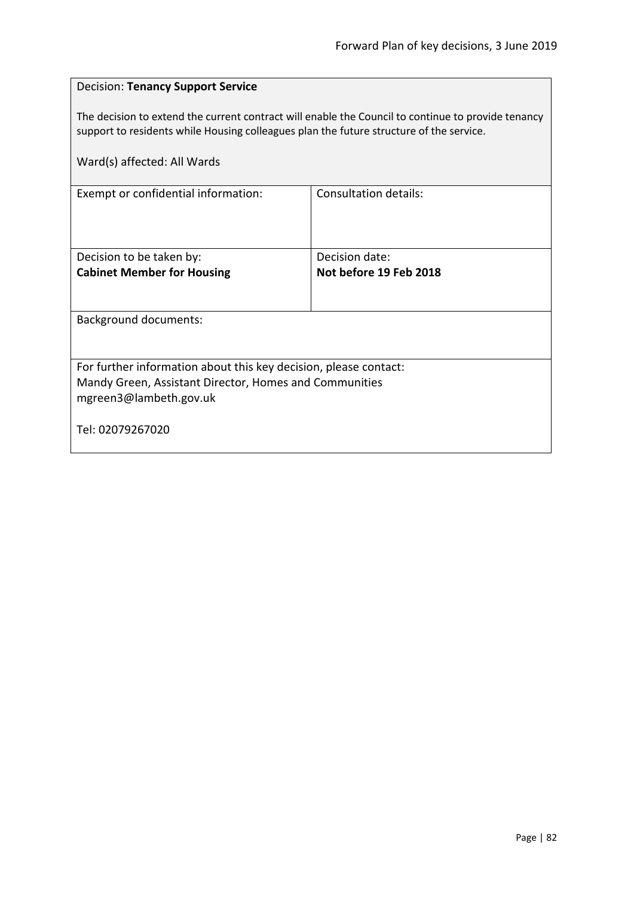Decision: **Tenancy Support Service**

The decision to extend the current contract will enable the Council to continue to provide tenancy support to residents while Housing colleagues plan the future structure of the service.

Ward(s) affected: All Wards

| Exempt or confidential information: | Consultation details: |
| --- | --- |
| Decision to be taken by:<br>**Cabinet Member for Housing** | Decision date:<br>**Not before 19 Feb 2018** |

Background documents:

For further information about this key decision, please contact:
Mandy Green, Assistant Director, Homes and Communities
mgreen3@lambeth.gov.uk

Tel: 02079267020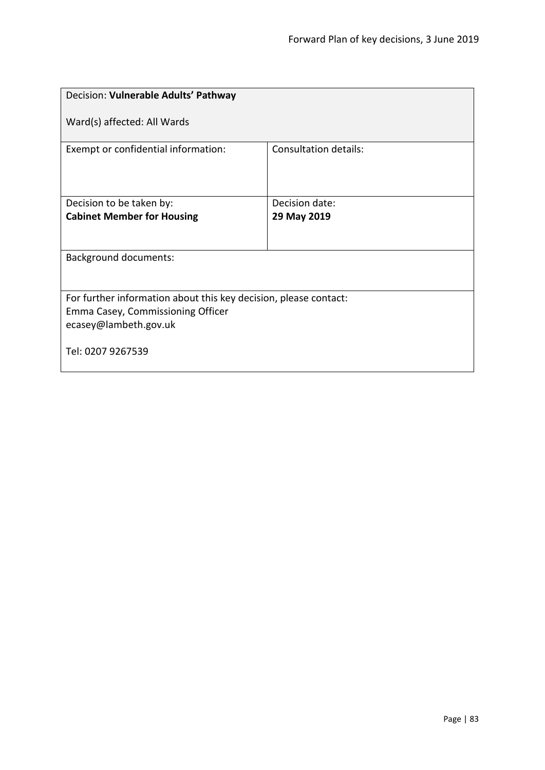| Decision: **Vulnerable Adults' Pathway**<br><br>Ward(s) affected: All Wards | |
|---|---|
| Exempt or confidential information: | Consultation details: |
| Decision to be taken by:<br>**Cabinet Member for Housing** | Decision date:<br>**29 May 2019** |
| Background documents: | |
| For further information about this key decision, please contact:<br>Emma Casey, Commissioning Officer<br>ecasey@lambeth.gov.uk<br><br>Tel: 0207 9267539 | |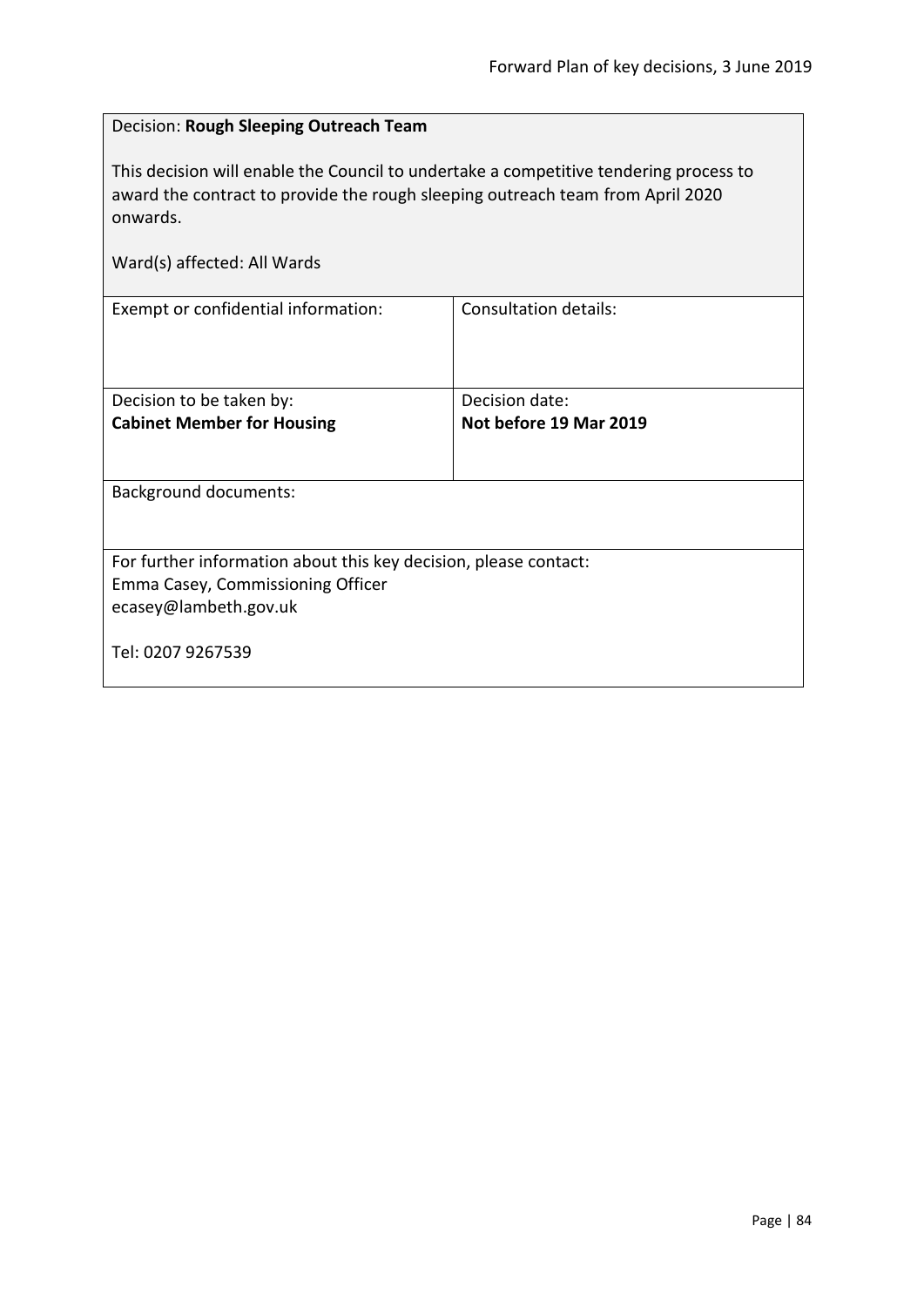Decision: **Rough Sleeping Outreach Team**

This decision will enable the Council to undertake a competitive tendering process to award the contract to provide the rough sleeping outreach team from April 2020 onwards.

Ward(s) affected: All Wards

| Exempt or confidential information: | Consultation details: |
| --- | --- |
| Decision to be taken by:<br>**Cabinet Member for Housing** | Decision date:<br>**Not before 19 Mar 2019** |

Background documents:

For further information about this key decision, please contact:
Emma Casey, Commissioning Officer
ecasey@lambeth.gov.uk

Tel: 0207 9267539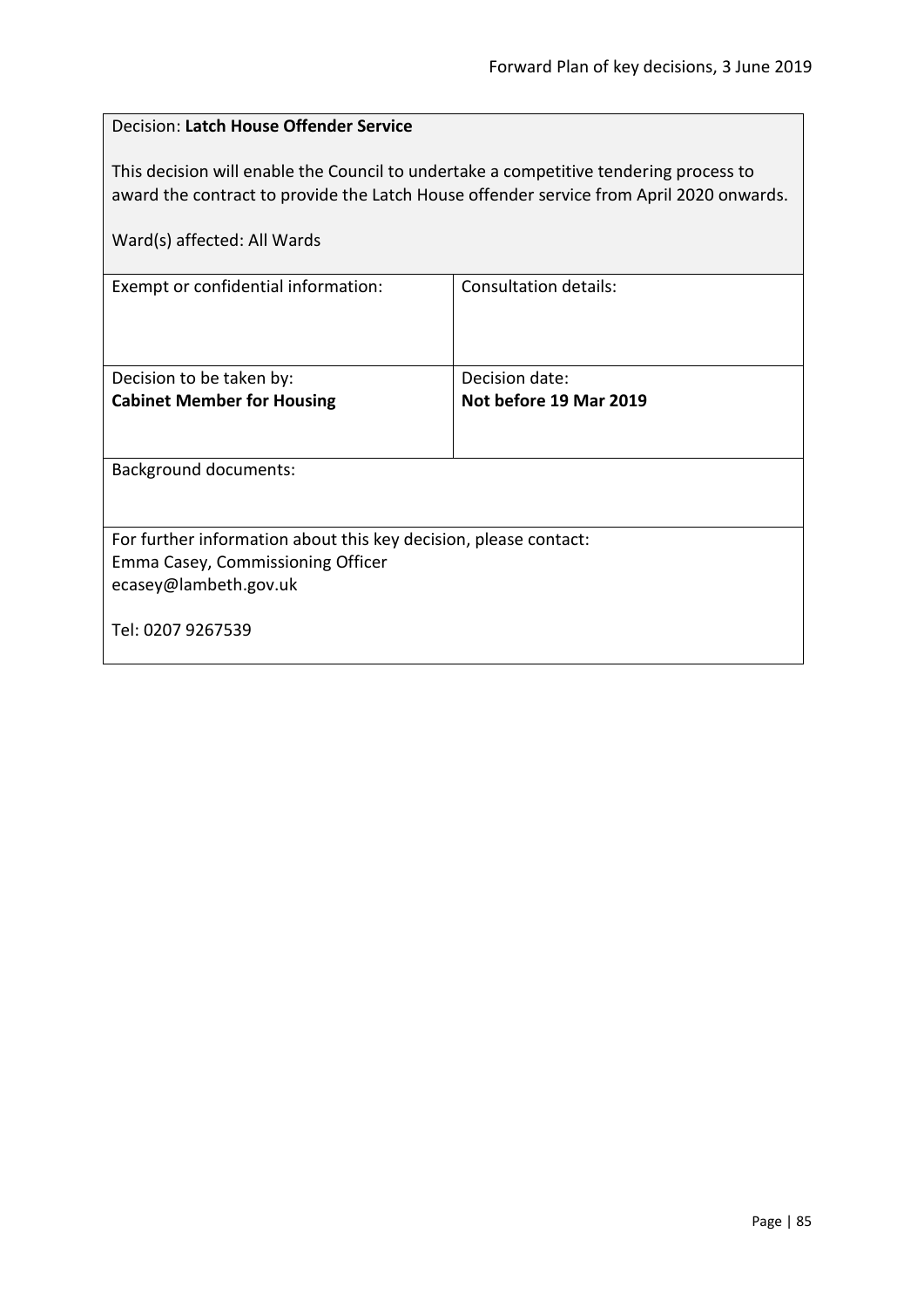Decision: **Latch House Offender Service**

This decision will enable the Council to undertake a competitive tendering process to award the contract to provide the Latch House offender service from April 2020 onwards.

Ward(s) affected: All Wards

| | |
|---|---|
| Exempt or confidential information: | Consultation details: |
| Decision to be taken by:<br>**Cabinet Member for Housing** | Decision date:<br>**Not before 19 Mar 2019** |

Background documents:

For further information about this key decision, please contact:
Emma Casey, Commissioning Officer
ecasey@lambeth.gov.uk

Tel: 0207 9267539